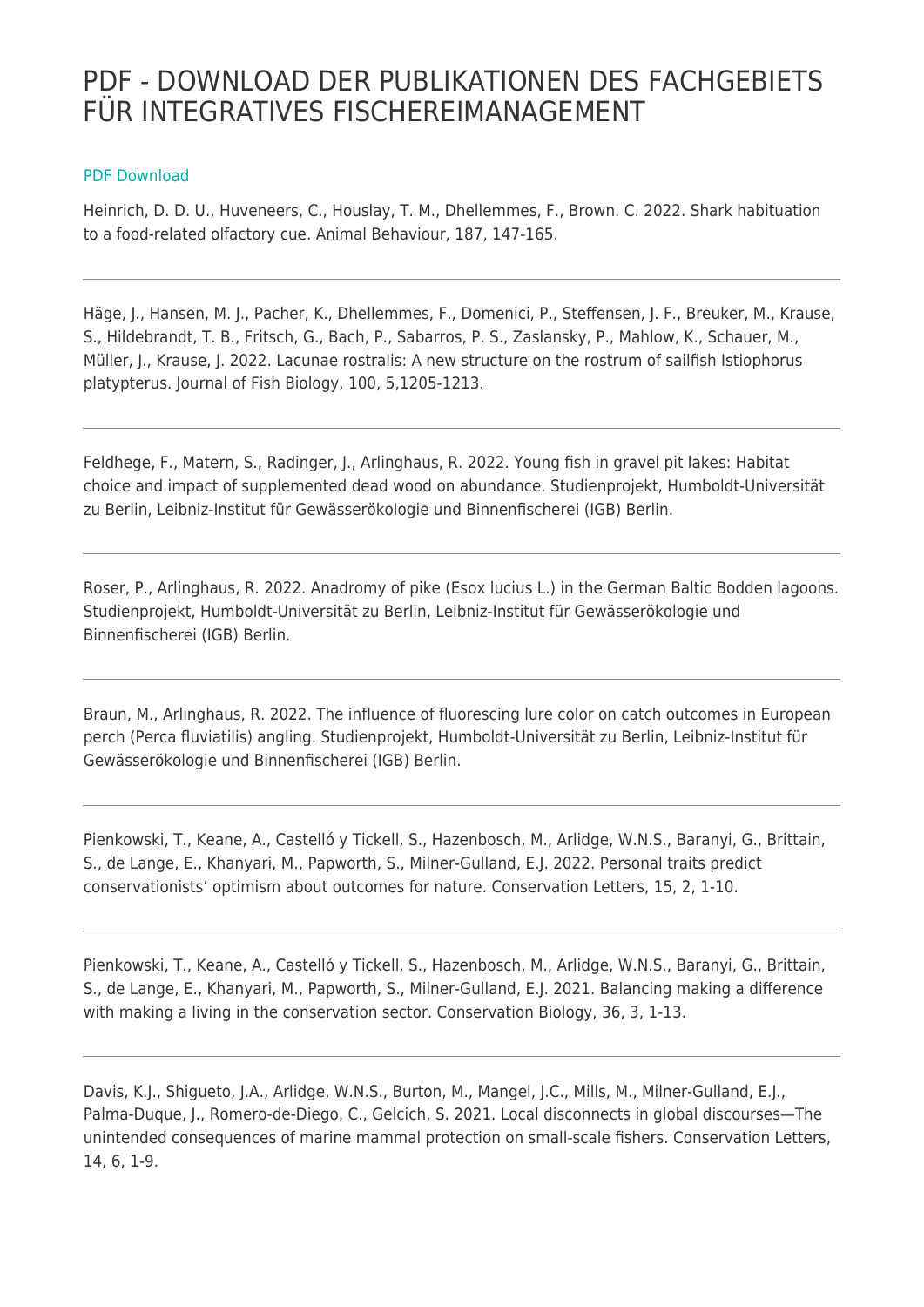# PDF - DOWNLOAD DER PUBLIKATIONEN DES FACHGEBIETS FÜR INTEGRATIVES FISCHEREIMANAGEMENT

PDF Download

Heinrich, D. D. U., Huveneers, C., Houslay, T. M., Dhellemmes, F., Brown. C. 2022. Shark habituation to a food-related olfactory cue. Animal Behaviour, 187, 147-165.

---

Häge, J., Hansen, M. J., Pacher, K., Dhellemmes, F., Domenici, P., Steffensen, J. F., Breuker, M., Krause, S., Hildebrandt, T. B., Fritsch, G., Bach, P., Sabarros, P. S., Zaslansky, P., Mahlow, K., Schauer, M., Müller, J., Krause, J. 2022. Lacunae rostralis: A new structure on the rostrum of sailfish Istiophorus platypterus. Journal of Fish Biology, 100, 5,1205-1213.

---

Feldhege, F., Matern, S., Radinger, J., Arlinghaus, R. 2022. Young fish in gravel pit lakes: Habitat choice and impact of supplemented dead wood on abundance. Studienprojekt, Humboldt-Universität zu Berlin, Leibniz-Institut für Gewässerökologie und Binnenfischerei (IGB) Berlin.

---

Roser, P., Arlinghaus, R. 2022. Anadromy of pike (Esox lucius L.) in the German Baltic Bodden lagoons. Studienprojekt, Humboldt-Universität zu Berlin, Leibniz-Institut für Gewässerökologie und Binnenfischerei (IGB) Berlin.

---

Braun, M., Arlinghaus, R. 2022. The influence of fluorescing lure color on catch outcomes in European perch (Perca fluviatilis) angling. Studienprojekt, Humboldt-Universität zu Berlin, Leibniz-Institut für Gewässerökologie und Binnenfischerei (IGB) Berlin.

---

Pienkowski, T., Keane, A., Castelló y Tickell, S., Hazenbosch, M., Arlidge, W.N.S., Baranyi, G., Brittain, S., de Lange, E., Khanyari, M., Papworth, S., Milner-Gulland, E.J. 2022. Personal traits predict conservationists' optimism about outcomes for nature. Conservation Letters, 15, 2, 1-10.

---

Pienkowski, T., Keane, A., Castelló y Tickell, S., Hazenbosch, M., Arlidge, W.N.S., Baranyi, G., Brittain, S., de Lange, E., Khanyari, M., Papworth, S., Milner-Gulland, E.J. 2021. Balancing making a difference with making a living in the conservation sector. Conservation Biology, 36, 3, 1-13.

---

Davis, K.J., Shigueto, J.A., Arlidge, W.N.S., Burton, M., Mangel, J.C., Mills, M., Milner-Gulland, E.J., Palma-Duque, J., Romero-de-Diego, C., Gelcich, S. 2021. Local disconnects in global discourses—The unintended consequences of marine mammal protection on small-scale fishers. Conservation Letters, 14, 6, 1-9.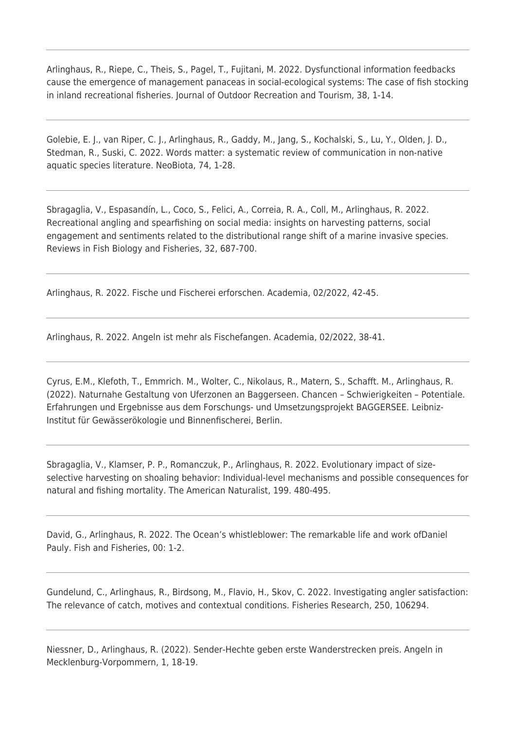Arlinghaus, R., Riepe, C., Theis, S., Pagel, T., Fujitani, M. 2022. Dysfunctional information feedbacks cause the emergence of management panaceas in social-ecological systems: The case of fish stocking in inland recreational fisheries. Journal of Outdoor Recreation and Tourism, 38, 1-14.

---

Golebie, E. J., van Riper, C. J., Arlinghaus, R., Gaddy, M., Jang, S., Kochalski, S., Lu, Y., Olden, J. D., Stedman, R., Suski, C. 2022. Words matter: a systematic review of communication in non-native aquatic species literature. NeoBiota, 74, 1-28.

---

Sbragaglia, V., Espasandín, L., Coco, S., Felici, A., Correia, R. A., Coll, M., Arlinghaus, R. 2022. Recreational angling and spearfishing on social media: insights on harvesting patterns, social engagement and sentiments related to the distributional range shift of a marine invasive species. Reviews in Fish Biology and Fisheries, 32, 687-700.

---

Arlinghaus, R. 2022. Fische und Fischerei erforschen. Academia, 02/2022, 42-45.

---

Arlinghaus, R. 2022. Angeln ist mehr als Fischefangen. Academia, 02/2022, 38-41.

---

Cyrus, E.M., Klefoth, T., Emmrich. M., Wolter, C., Nikolaus, R., Matern, S., Schafft. M., Arlinghaus, R. (2022). Naturnahe Gestaltung von Uferzonen an Baggerseen. Chancen – Schwierigkeiten – Potentiale. Erfahrungen und Ergebnisse aus dem Forschungs- und Umsetzungsprojekt BAGGERSEE. Leibniz-Institut für Gewässerökologie und Binnenfischerei, Berlin.

---

Sbragaglia, V., Klamser, P. P., Romanczuk, P., Arlinghaus, R. 2022. Evolutionary impact of size-selective harvesting on shoaling behavior: Individual-level mechanisms and possible consequences for natural and fishing mortality. The American Naturalist, 199. 480-495.

---

David, G., Arlinghaus, R. 2022. The Ocean's whistleblower: The remarkable life and work ofDaniel Pauly. Fish and Fisheries, 00: 1-2.

---

Gundelund, C., Arlinghaus, R., Birdsong, M., Flavio, H., Skov, C. 2022. Investigating angler satisfaction: The relevance of catch, motives and contextual conditions. Fisheries Research, 250, 106294.

---

Niessner, D., Arlinghaus, R. (2022). Sender-Hechte geben erste Wanderstrecken preis. Angeln in Mecklenburg-Vorpommern, 1, 18-19.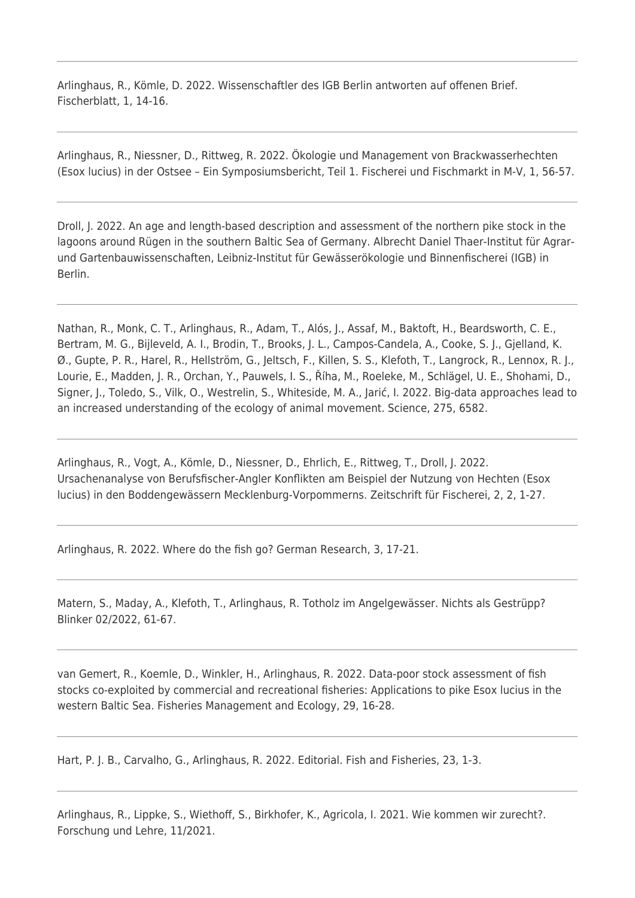---

Arlinghaus, R., Kömle, D. 2022. Wissenschaftler des IGB Berlin antworten auf offenen Brief. Fischerblatt, 1, 14-16.

---

Arlinghaus, R., Niessner, D., Rittweg, R. 2022. Ökologie und Management von Brackwasserhechten (Esox lucius) in der Ostsee – Ein Symposiumsbericht, Teil 1. Fischerei und Fischmarkt in M-V, 1, 56-57.

---

Droll, J. 2022. An age and length-based description and assessment of the northern pike stock in the lagoons around Rügen in the southern Baltic Sea of Germany. Albrecht Daniel Thaer-Institut für Agrar- und Gartenbauwissenschaften, Leibniz-Institut für Gewässerökologie und Binnenfischerei (IGB) in Berlin.

---

Nathan, R., Monk, C. T., Arlinghaus, R., Adam, T., Alós, J., Assaf, M., Baktoft, H., Beardsworth, C. E., Bertram, M. G., Bijleveld, A. I., Brodin, T., Brooks, J. L., Campos-Candela, A., Cooke, S. J., Gjelland, K. Ø., Gupte, P. R., Harel, R., Hellström, G., Jeltsch, F., Killen, S. S., Klefoth, T., Langrock, R., Lennox, R. J., Lourie, E., Madden, J. R., Orchan, Y., Pauwels, I. S., Říha, M., Roeleke, M., Schlägel, U. E., Shohami, D., Signer, J., Toledo, S., Vilk, O., Westrelin, S., Whiteside, M. A., Jarić, I. 2022. Big-data approaches lead to an increased understanding of the ecology of animal movement. Science, 275, 6582.

---

Arlinghaus, R., Vogt, A., Kömle, D., Niessner, D., Ehrlich, E., Rittweg, T., Droll, J. 2022. Ursachenanalyse von Berufsfischer-Angler Konflikten am Beispiel der Nutzung von Hechten (Esox lucius) in den Boddengewässern Mecklenburg-Vorpommerns. Zeitschrift für Fischerei, 2, 2, 1-27.

---

Arlinghaus, R. 2022. Where do the fish go? German Research, 3, 17-21.

---

Matern, S., Maday, A., Klefoth, T., Arlinghaus, R. Totholz im Angelgewässer. Nichts als Gestrüpp? Blinker 02/2022, 61-67.

---

van Gemert, R., Koemle, D., Winkler, H., Arlinghaus, R. 2022. Data-poor stock assessment of fish stocks co-exploited by commercial and recreational fisheries: Applications to pike Esox lucius in the western Baltic Sea. Fisheries Management and Ecology, 29, 16-28.

---

Hart, P. J. B., Carvalho, G., Arlinghaus, R. 2022. Editorial. Fish and Fisheries, 23, 1-3.

---

Arlinghaus, R., Lippke, S., Wiethoff, S., Birkhofer, K., Agricola, I. 2021. Wie kommen wir zurecht?. Forschung und Lehre, 11/2021.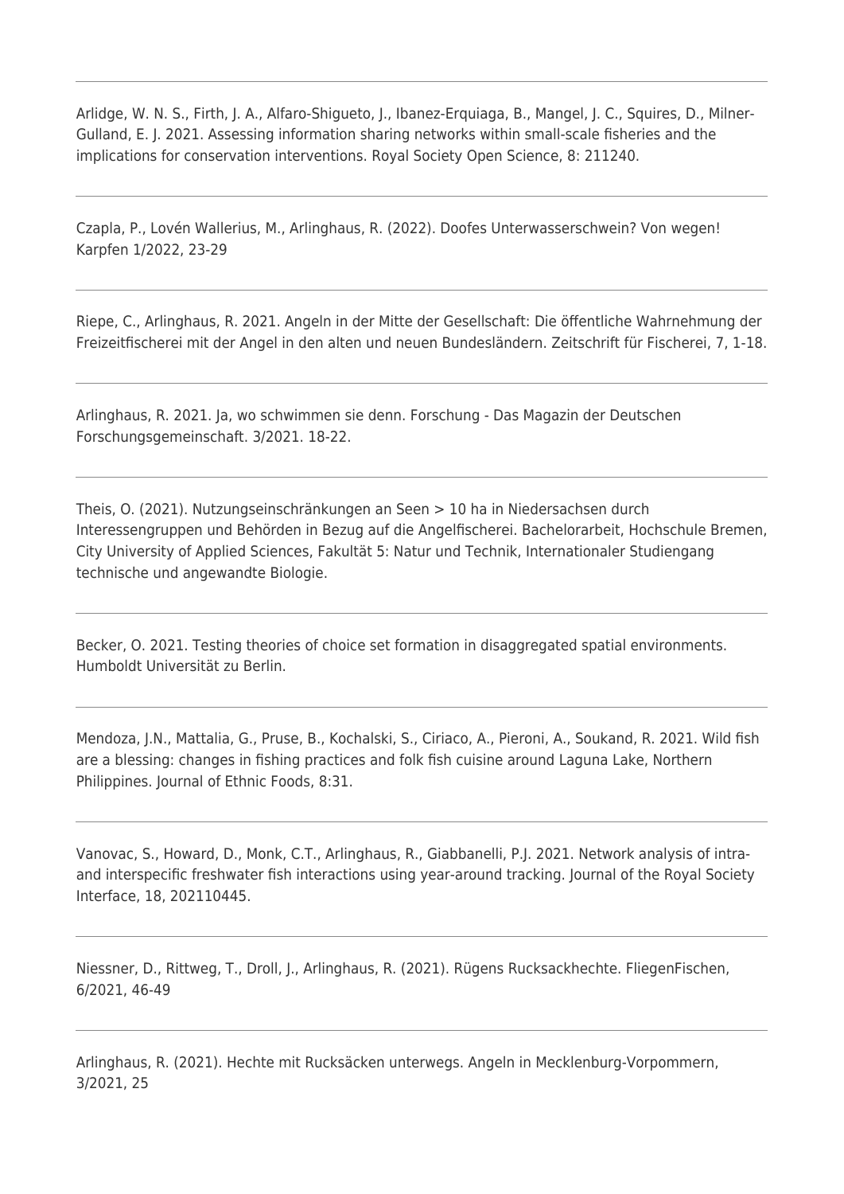---

Arlidge, W. N. S., Firth, J. A., Alfaro-Shigueto, J., Ibanez-Erquiaga, B., Mangel, J. C., Squires, D., Milner-Gulland, E. J. 2021. Assessing information sharing networks within small-scale fisheries and the implications for conservation interventions. Royal Society Open Science, 8: 211240.

---

Czapla, P., Lovén Wallerius, M., Arlinghaus, R. (2022). Doofes Unterwasserschwein? Von wegen! Karpfen 1/2022, 23-29

---

Riepe, C., Arlinghaus, R. 2021. Angeln in der Mitte der Gesellschaft: Die öffentliche Wahrnehmung der Freizeitfischerei mit der Angel in den alten und neuen Bundesländern. Zeitschrift für Fischerei, 7, 1-18.

---

Arlinghaus, R. 2021. Ja, wo schwimmen sie denn. Forschung - Das Magazin der Deutschen Forschungsgemeinschaft. 3/2021. 18-22.

---

Theis, O. (2021). Nutzungseinschränkungen an Seen > 10 ha in Niedersachsen durch Interessengruppen und Behörden in Bezug auf die Angelfischerei. Bachelorarbeit, Hochschule Bremen, City University of Applied Sciences, Fakultät 5: Natur und Technik, Internationaler Studiengang technische und angewandte Biologie.

---

Becker, O. 2021. Testing theories of choice set formation in disaggregated spatial environments. Humboldt Universität zu Berlin.

---

Mendoza, J.N., Mattalia, G., Pruse, B., Kochalski, S., Ciriaco, A., Pieroni, A., Soukand, R. 2021. Wild fish are a blessing: changes in fishing practices and folk fish cuisine around Laguna Lake, Northern Philippines. Journal of Ethnic Foods, 8:31.

---

Vanovac, S., Howard, D., Monk, C.T., Arlinghaus, R., Giabbanelli, P.J. 2021. Network analysis of intra- and interspecific freshwater fish interactions using year-around tracking. Journal of the Royal Society Interface, 18, 202110445.

---

Niessner, D., Rittweg, T., Droll, J., Arlinghaus, R. (2021). Rügens Rucksackhechte. FliegenFischen, 6/2021, 46-49

---

Arlinghaus, R. (2021). Hechte mit Rucksäcken unterwegs. Angeln in Mecklenburg-Vorpommern, 3/2021, 25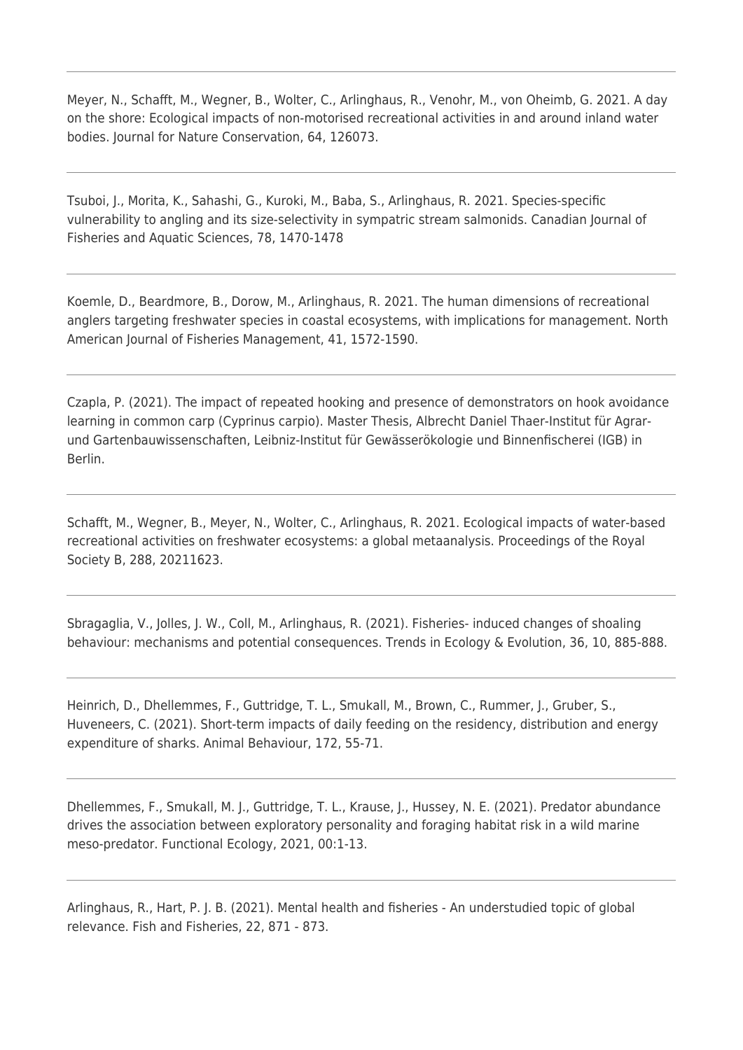---

Meyer, N., Schafft, M., Wegner, B., Wolter, C., Arlinghaus, R., Venohr, M., von Oheimb, G. 2021. A day on the shore: Ecological impacts of non-motorised recreational activities in and around inland water bodies. Journal for Nature Conservation, 64, 126073.

---

Tsuboi, J., Morita, K., Sahashi, G., Kuroki, M., Baba, S., Arlinghaus, R. 2021. Species-specific vulnerability to angling and its size-selectivity in sympatric stream salmonids. Canadian Journal of Fisheries and Aquatic Sciences, 78, 1470-1478

---

Koemle, D., Beardmore, B., Dorow, M., Arlinghaus, R. 2021. The human dimensions of recreational anglers targeting freshwater species in coastal ecosystems, with implications for management. North American Journal of Fisheries Management, 41, 1572-1590.

---

Czapla, P. (2021). The impact of repeated hooking and presence of demonstrators on hook avoidance learning in common carp (Cyprinus carpio). Master Thesis, Albrecht Daniel Thaer-Institut für Agrar- und Gartenbauwissenschaften, Leibniz-Institut für Gewässerökologie und Binnenfischerei (IGB) in Berlin.

---

Schafft, M., Wegner, B., Meyer, N., Wolter, C., Arlinghaus, R. 2021. Ecological impacts of water-based recreational activities on freshwater ecosystems: a global metaanalysis. Proceedings of the Royal Society B, 288, 20211623.

---

Sbragaglia, V., Jolles, J. W., Coll, M., Arlinghaus, R. (2021). Fisheries- induced changes of shoaling behaviour: mechanisms and potential consequences. Trends in Ecology & Evolution, 36, 10, 885-888.

---

Heinrich, D., Dhellemmes, F., Guttridge, T. L., Smukall, M., Brown, C., Rummer, J., Gruber, S., Huveneers, C. (2021). Short-term impacts of daily feeding on the residency, distribution and energy expenditure of sharks. Animal Behaviour, 172, 55-71.

---

Dhellemmes, F., Smukall, M. J., Guttridge, T. L., Krause, J., Hussey, N. E. (2021). Predator abundance drives the association between exploratory personality and foraging habitat risk in a wild marine meso-predator. Functional Ecology, 2021, 00:1-13.

---

Arlinghaus, R., Hart, P. J. B. (2021). Mental health and fisheries - An understudied topic of global relevance. Fish and Fisheries, 22, 871 - 873.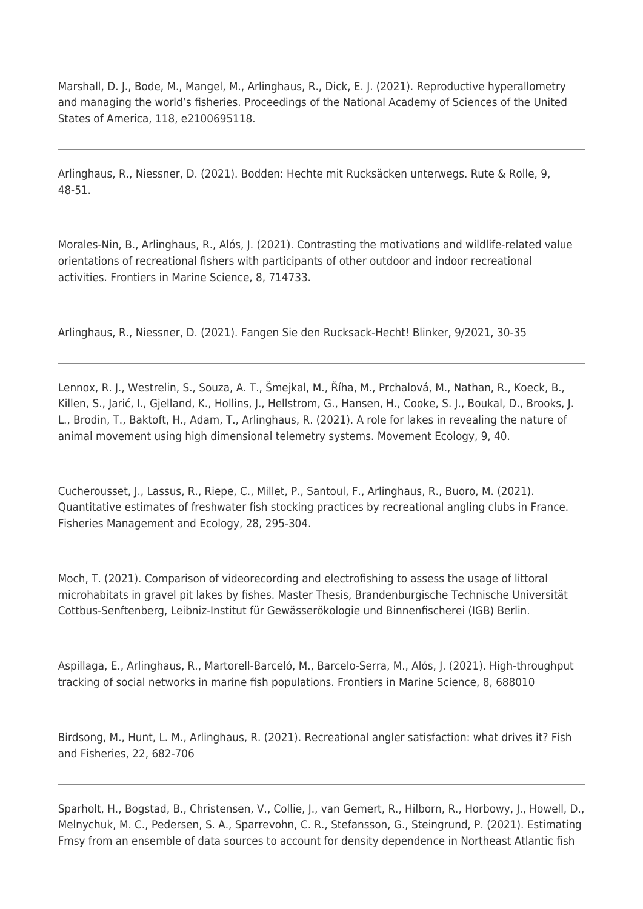---

Marshall, D. J., Bode, M., Mangel, M., Arlinghaus, R., Dick, E. J. (2021). Reproductive hyperallometry and managing the world's fisheries. Proceedings of the National Academy of Sciences of the United States of America, 118, e2100695118.

---

Arlinghaus, R., Niessner, D. (2021). Bodden: Hechte mit Rucksäcken unterwegs. Rute & Rolle, 9, 48-51.

---

Morales-Nin, B., Arlinghaus, R., Alós, J. (2021). Contrasting the motivations and wildlife-related value orientations of recreational fishers with participants of other outdoor and indoor recreational activities. Frontiers in Marine Science, 8, 714733.

---

Arlinghaus, R., Niessner, D. (2021). Fangen Sie den Rucksack-Hecht! Blinker, 9/2021, 30-35

---

Lennox, R. J., Westrelin, S., Souza, A. T., Šmejkal, M., Říha, M., Prchalová, M., Nathan, R., Koeck, B., Killen, S., Jarić, I., Gjelland, K., Hollins, J., Hellstrom, G., Hansen, H., Cooke, S. J., Boukal, D., Brooks, J. L., Brodin, T., Baktoft, H., Adam, T., Arlinghaus, R. (2021). A role for lakes in revealing the nature of animal movement using high dimensional telemetry systems. Movement Ecology, 9, 40.

---

Cucherousset, J., Lassus, R., Riepe, C., Millet, P., Santoul, F., Arlinghaus, R., Buoro, M. (2021). Quantitative estimates of freshwater fish stocking practices by recreational angling clubs in France. Fisheries Management and Ecology, 28, 295-304.

---

Moch, T. (2021). Comparison of videorecording and electrofishing to assess the usage of littoral microhabitats in gravel pit lakes by fishes. Master Thesis, Brandenburgische Technische Universität Cottbus-Senftenberg, Leibniz-Institut für Gewässerökologie und Binnenfischerei (IGB) Berlin.

---

Aspillaga, E., Arlinghaus, R., Martorell-Barceló, M., Barcelo-Serra, M., Alós, J. (2021). High-throughput tracking of social networks in marine fish populations. Frontiers in Marine Science, 8, 688010

---

Birdsong, M., Hunt, L. M., Arlinghaus, R. (2021). Recreational angler satisfaction: what drives it? Fish and Fisheries, 22, 682-706

---

Sparholt, H., Bogstad, B., Christensen, V., Collie, J., van Gemert, R., Hilborn, R., Horbowy, J., Howell, D., Melnychuk, M. C., Pedersen, S. A., Sparrevohn, C. R., Stefansson, G., Steingrund, P. (2021). Estimating Fmsy from an ensemble of data sources to account for density dependence in Northeast Atlantic fish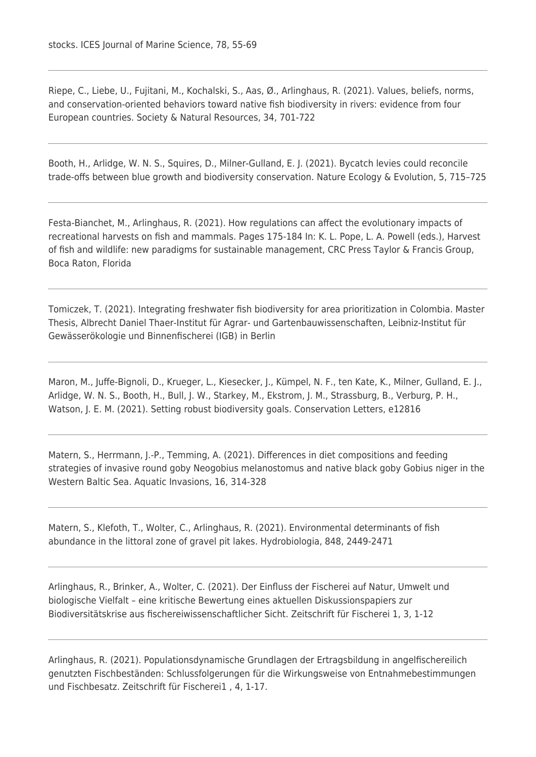stocks. ICES Journal of Marine Science, 78, 55-69

---

Riepe, C., Liebe, U., Fujitani, M., Kochalski, S., Aas, Ø., Arlinghaus, R. (2021). Values, beliefs, norms, and conservation-oriented behaviors toward native fish biodiversity in rivers: evidence from four European countries. Society & Natural Resources, 34, 701-722

---

Booth, H., Arlidge, W. N. S., Squires, D., Milner-Gulland, E. J. (2021). Bycatch levies could reconcile trade-offs between blue growth and biodiversity conservation. Nature Ecology & Evolution, 5, 715–725

---

Festa-Bianchet, M., Arlinghaus, R. (2021). How regulations can affect the evolutionary impacts of recreational harvests on fish and mammals. Pages 175-184 In: K. L. Pope, L. A. Powell (eds.), Harvest of fish and wildlife: new paradigms for sustainable management, CRC Press Taylor & Francis Group, Boca Raton, Florida

---

Tomiczek, T. (2021). Integrating freshwater fish biodiversity for area prioritization in Colombia. Master Thesis, Albrecht Daniel Thaer-Institut für Agrar- und Gartenbauwissenschaften, Leibniz-Institut für Gewässerökologie und Binnenfischerei (IGB) in Berlin

---

Maron, M., Juffe-Bignoli, D., Krueger, L., Kiesecker, J., Kümpel, N. F., ten Kate, K., Milner, Gulland, E. J., Arlidge, W. N. S., Booth, H., Bull, J. W., Starkey, M., Ekstrom, J. M., Strassburg, B., Verburg, P. H., Watson, J. E. M. (2021). Setting robust biodiversity goals. Conservation Letters, e12816

---

Matern, S., Herrmann, J.-P., Temming, A. (2021). Differences in diet compositions and feeding strategies of invasive round goby Neogobius melanostomus and native black goby Gobius niger in the Western Baltic Sea. Aquatic Invasions, 16, 314-328

---

Matern, S., Klefoth, T., Wolter, C., Arlinghaus, R. (2021). Environmental determinants of fish abundance in the littoral zone of gravel pit lakes. Hydrobiologia, 848, 2449-2471

---

Arlinghaus, R., Brinker, A., Wolter, C. (2021). Der Einfluss der Fischerei auf Natur, Umwelt und biologische Vielfalt – eine kritische Bewertung eines aktuellen Diskussionspapiers zur Biodiversitätskrise aus fischereiwissenschaftlicher Sicht. Zeitschrift für Fischerei 1, 3, 1-12

---

Arlinghaus, R. (2021). Populationsdynamische Grundlagen der Ertragsbildung in angelfischereilich genutzten Fischbeständen: Schlussfolgerungen für die Wirkungsweise von Entnahmebestimmungen und Fischbesatz. Zeitschrift für Fischerei1 , 4, 1-17.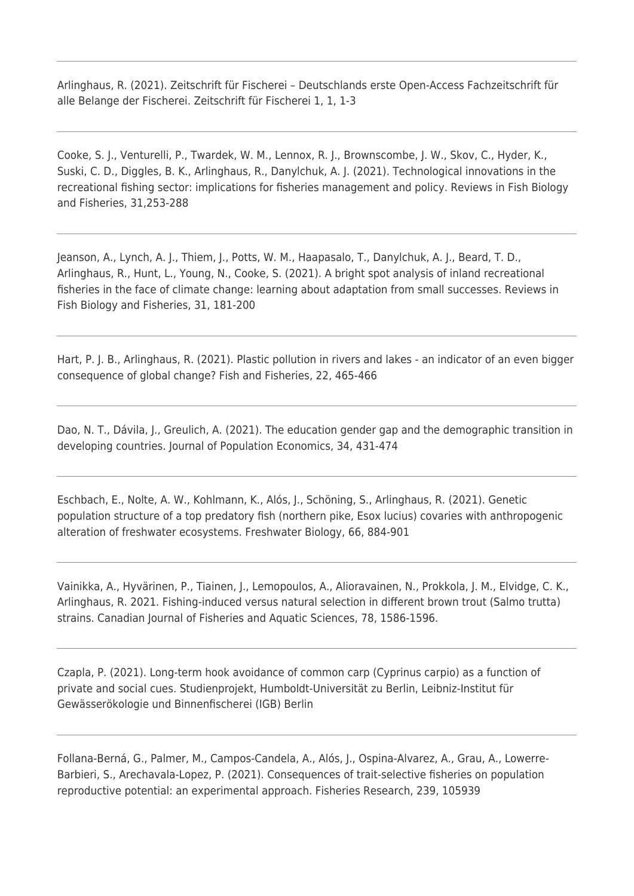---

Arlinghaus, R. (2021). Zeitschrift für Fischerei – Deutschlands erste Open-Access Fachzeitschrift für alle Belange der Fischerei. Zeitschrift für Fischerei 1, 1, 1-3

---

Cooke, S. J., Venturelli, P., Twardek, W. M., Lennox, R. J., Brownscombe, J. W., Skov, C., Hyder, K., Suski, C. D., Diggles, B. K., Arlinghaus, R., Danylchuk, A. J. (2021). Technological innovations in the recreational fishing sector: implications for fisheries management and policy. Reviews in Fish Biology and Fisheries, 31,253-288

---

Jeanson, A., Lynch, A. J., Thiem, J., Potts, W. M., Haapasalo, T., Danylchuk, A. J., Beard, T. D., Arlinghaus, R., Hunt, L., Young, N., Cooke, S. (2021). A bright spot analysis of inland recreational fisheries in the face of climate change: learning about adaptation from small successes. Reviews in Fish Biology and Fisheries, 31, 181-200

---

Hart, P. J. B., Arlinghaus, R. (2021). Plastic pollution in rivers and lakes - an indicator of an even bigger consequence of global change? Fish and Fisheries, 22, 465-466

---

Dao, N. T., Dávila, J., Greulich, A. (2021). The education gender gap and the demographic transition in developing countries. Journal of Population Economics, 34, 431-474

---

Eschbach, E., Nolte, A. W., Kohlmann, K., Alós, J., Schöning, S., Arlinghaus, R. (2021). Genetic population structure of a top predatory fish (northern pike, Esox lucius) covaries with anthropogenic alteration of freshwater ecosystems. Freshwater Biology, 66, 884-901

---

Vainikka, A., Hyvärinen, P., Tiainen, J., Lemopoulos, A., Alioravainen, N., Prokkola, J. M., Elvidge, C. K., Arlinghaus, R. 2021. Fishing-induced versus natural selection in different brown trout (Salmo trutta) strains. Canadian Journal of Fisheries and Aquatic Sciences, 78, 1586-1596.

---

Czapla, P. (2021). Long-term hook avoidance of common carp (Cyprinus carpio) as a function of private and social cues. Studienprojekt, Humboldt-Universität zu Berlin, Leibniz-Institut für Gewässerökologie und Binnenfischerei (IGB) Berlin

---

Follana-Berná, G., Palmer, M., Campos-Candela, A., Alós, J., Ospina-Alvarez, A., Grau, A., Lowerre-Barbieri, S., Arechavala-Lopez, P. (2021). Consequences of trait-selective fisheries on population reproductive potential: an experimental approach. Fisheries Research, 239, 105939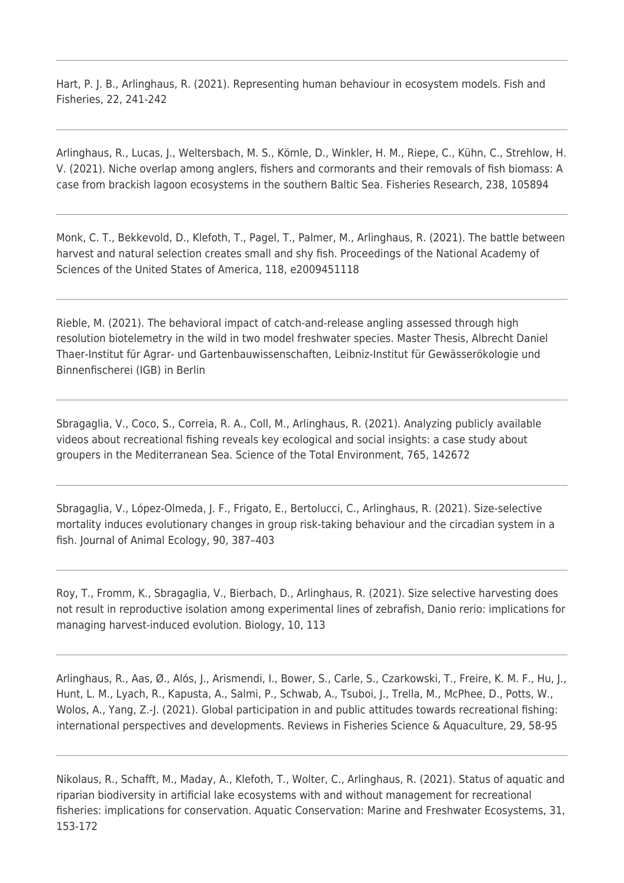---

Hart, P. J. B., Arlinghaus, R. (2021). Representing human behaviour in ecosystem models. Fish and Fisheries, 22, 241-242

---

Arlinghaus, R., Lucas, J., Weltersbach, M. S., Kömle, D., Winkler, H. M., Riepe, C., Kühn, C., Strehlow, H. V. (2021). Niche overlap among anglers, fishers and cormorants and their removals of fish biomass: A case from brackish lagoon ecosystems in the southern Baltic Sea. Fisheries Research, 238, 105894

---

Monk, C. T., Bekkevold, D., Klefoth, T., Pagel, T., Palmer, M., Arlinghaus, R. (2021). The battle between harvest and natural selection creates small and shy fish. Proceedings of the National Academy of Sciences of the United States of America, 118, e2009451118

---

Rieble, M. (2021). The behavioral impact of catch-and-release angling assessed through high resolution biotelemetry in the wild in two model freshwater species. Master Thesis, Albrecht Daniel Thaer-Institut für Agrar- und Gartenbauwissenschaften, Leibniz-Institut für Gewässerökologie und Binnenfischerei (IGB) in Berlin

---

Sbragaglia, V., Coco, S., Correia, R. A., Coll, M., Arlinghaus, R. (2021). Analyzing publicly available videos about recreational fishing reveals key ecological and social insights: a case study about groupers in the Mediterranean Sea. Science of the Total Environment, 765, 142672

---

Sbragaglia, V., López-Olmeda, J. F., Frigato, E., Bertolucci, C., Arlinghaus, R. (2021). Size-selective mortality induces evolutionary changes in group risk-taking behaviour and the circadian system in a fish. Journal of Animal Ecology, 90, 387–403

---

Roy, T., Fromm, K., Sbragaglia, V., Bierbach, D., Arlinghaus, R. (2021). Size selective harvesting does not result in reproductive isolation among experimental lines of zebrafish, Danio rerio: implications for managing harvest-induced evolution. Biology, 10, 113

---

Arlinghaus, R., Aas, Ø., Alós, J., Arismendi, I., Bower, S., Carle, S., Czarkowski, T., Freire, K. M. F., Hu, J., Hunt, L. M., Lyach, R., Kapusta, A., Salmi, P., Schwab, A., Tsuboi, J., Trella, M., McPhee, D., Potts, W., Wolos, A., Yang, Z.-J. (2021). Global participation in and public attitudes towards recreational fishing: international perspectives and developments. Reviews in Fisheries Science & Aquaculture, 29, 58-95

---

Nikolaus, R., Schafft, M., Maday, A., Klefoth, T., Wolter, C., Arlinghaus, R. (2021). Status of aquatic and riparian biodiversity in artificial lake ecosystems with and without management for recreational fisheries: implications for conservation. Aquatic Conservation: Marine and Freshwater Ecosystems, 31, 153-172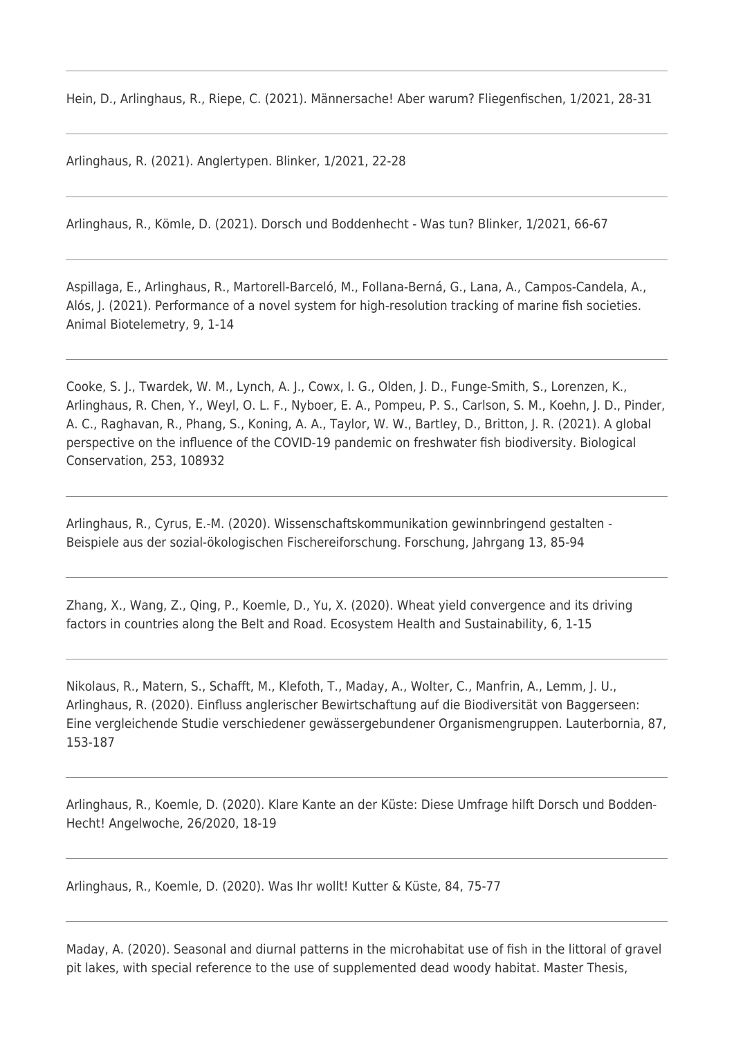Hein, D., Arlinghaus, R., Riepe, C. (2021). Männersache! Aber warum? Fliegenfischen, 1/2021, 28-31

---

Arlinghaus, R. (2021). Anglertypen. Blinker, 1/2021, 22-28

---

Arlinghaus, R., Kömle, D. (2021). Dorsch und Boddenhecht - Was tun? Blinker, 1/2021, 66-67

---

Aspillaga, E., Arlinghaus, R., Martorell-Barceló, M., Follana-Berná, G., Lana, A., Campos-Candela, A., Alós, J. (2021). Performance of a novel system for high-resolution tracking of marine fish societies. Animal Biotelemetry, 9, 1-14

---

Cooke, S. J., Twardek, W. M., Lynch, A. J., Cowx, I. G., Olden, J. D., Funge-Smith, S., Lorenzen, K., Arlinghaus, R. Chen, Y., Weyl, O. L. F., Nyboer, E. A., Pompeu, P. S., Carlson, S. M., Koehn, J. D., Pinder, A. C., Raghavan, R., Phang, S., Koning, A. A., Taylor, W. W., Bartley, D., Britton, J. R. (2021). A global perspective on the influence of the COVID-19 pandemic on freshwater fish biodiversity. Biological Conservation, 253, 108932

---

Arlinghaus, R., Cyrus, E.-M. (2020). Wissenschaftskommunikation gewinnbringend gestalten - Beispiele aus der sozial-ökologischen Fischereiforschung. Forschung, Jahrgang 13, 85-94

---

Zhang, X., Wang, Z., Qing, P., Koemle, D., Yu, X. (2020). Wheat yield convergence and its driving factors in countries along the Belt and Road. Ecosystem Health and Sustainability, 6, 1-15

---

Nikolaus, R., Matern, S., Schafft, M., Klefoth, T., Maday, A., Wolter, C., Manfrin, A., Lemm, J. U., Arlinghaus, R. (2020). Einfluss anglerischer Bewirtschaftung auf die Biodiversität von Baggerseen: Eine vergleichende Studie verschiedener gewässergebundener Organismengruppen. Lauterbornia, 87, 153-187

---

Arlinghaus, R., Koemle, D. (2020). Klare Kante an der Küste: Diese Umfrage hilft Dorsch und Bodden-Hecht! Angelwoche, 26/2020, 18-19

---

Arlinghaus, R., Koemle, D. (2020). Was Ihr wollt! Kutter & Küste, 84, 75-77

---

Maday, A. (2020). Seasonal and diurnal patterns in the microhabitat use of fish in the littoral of gravel pit lakes, with special reference to the use of supplemented dead woody habitat. Master Thesis,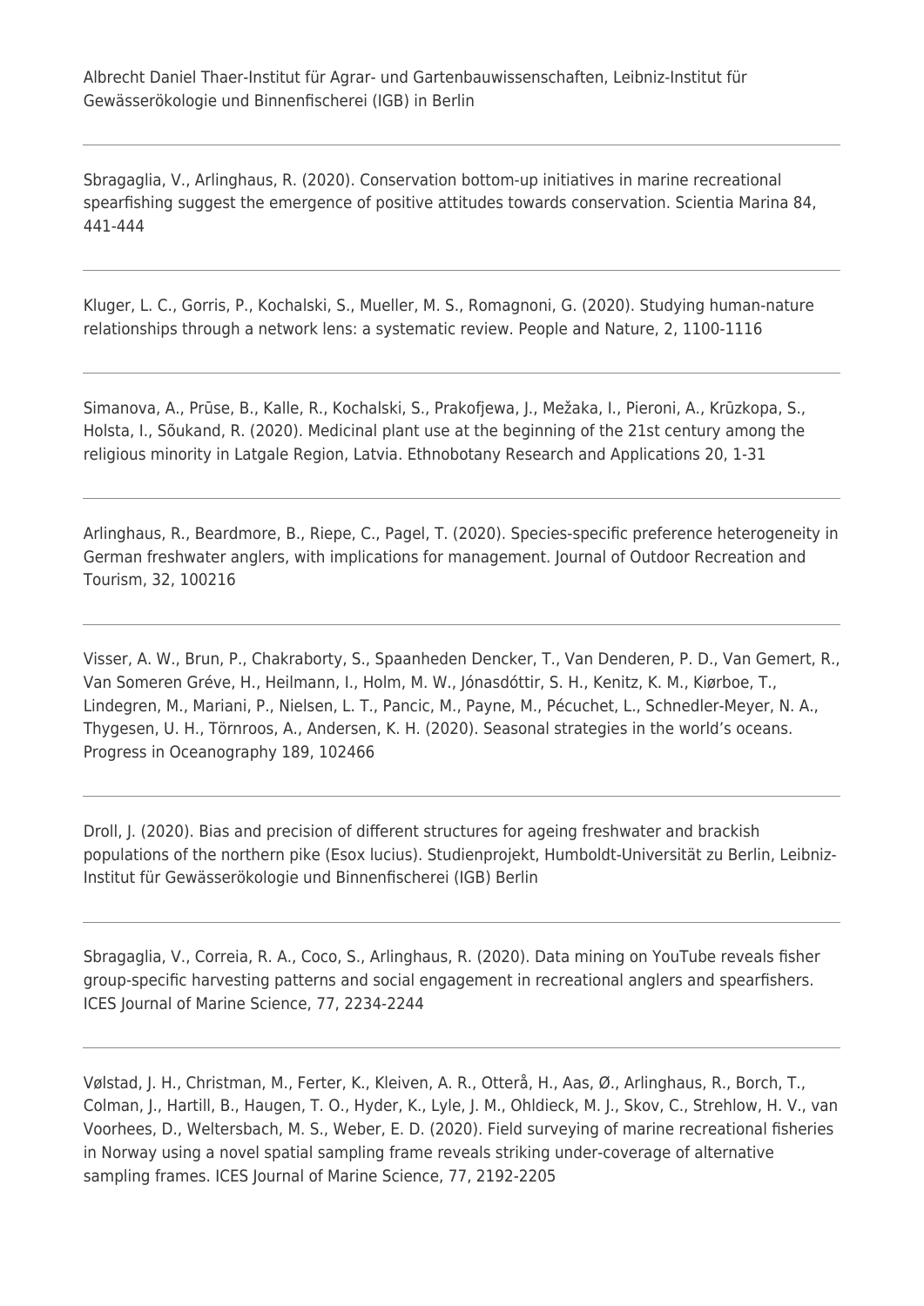Albrecht Daniel Thaer-Institut für Agrar- und Gartenbauwissenschaften, Leibniz-Institut für Gewässerökologie und Binnenfischerei (IGB) in Berlin

---

Sbragaglia, V., Arlinghaus, R. (2020). Conservation bottom-up initiatives in marine recreational spearfishing suggest the emergence of positive attitudes towards conservation. Scientia Marina 84, 441-444

---

Kluger, L. C., Gorris, P., Kochalski, S., Mueller, M. S., Romagnoni, G. (2020). Studying human-nature relationships through a network lens: a systematic review. People and Nature, 2, 1100-1116

---

Simanova, A., Prūse, B., Kalle, R., Kochalski, S., Prakofjewa, J., Mežaka, I., Pieroni, A., Krūzkopa, S., Holsta, I., Sõukand, R. (2020). Medicinal plant use at the beginning of the 21st century among the religious minority in Latgale Region, Latvia. Ethnobotany Research and Applications 20, 1-31

---

Arlinghaus, R., Beardmore, B., Riepe, C., Pagel, T. (2020). Species-specific preference heterogeneity in German freshwater anglers, with implications for management. Journal of Outdoor Recreation and Tourism, 32, 100216

---

Visser, A. W., Brun, P., Chakraborty, S., Spaanheden Dencker, T., Van Denderen, P. D., Van Gemert, R., Van Someren Gréve, H., Heilmann, I., Holm, M. W., Jónasdóttir, S. H., Kenitz, K. M., Kiørboe, T., Lindegren, M., Mariani, P., Nielsen, L. T., Pancic, M., Payne, M., Pécuchet, L., Schnedler-Meyer, N. A., Thygesen, U. H., Törnroos, A., Andersen, K. H. (2020). Seasonal strategies in the world's oceans. Progress in Oceanography 189, 102466

---

Droll, J. (2020). Bias and precision of different structures for ageing freshwater and brackish populations of the northern pike (Esox lucius). Studienprojekt, Humboldt-Universität zu Berlin, Leibniz-Institut für Gewässerökologie und Binnenfischerei (IGB) Berlin

---

Sbragaglia, V., Correia, R. A., Coco, S., Arlinghaus, R. (2020). Data mining on YouTube reveals fisher group-specific harvesting patterns and social engagement in recreational anglers and spearfishers. ICES Journal of Marine Science, 77, 2234-2244

---

Vølstad, J. H., Christman, M., Ferter, K., Kleiven, A. R., Otterå, H., Aas, Ø., Arlinghaus, R., Borch, T., Colman, J., Hartill, B., Haugen, T. O., Hyder, K., Lyle, J. M., Ohldieck, M. J., Skov, C., Strehlow, H. V., van Voorhees, D., Weltersbach, M. S., Weber, E. D. (2020). Field surveying of marine recreational fisheries in Norway using a novel spatial sampling frame reveals striking under-coverage of alternative sampling frames. ICES Journal of Marine Science, 77, 2192-2205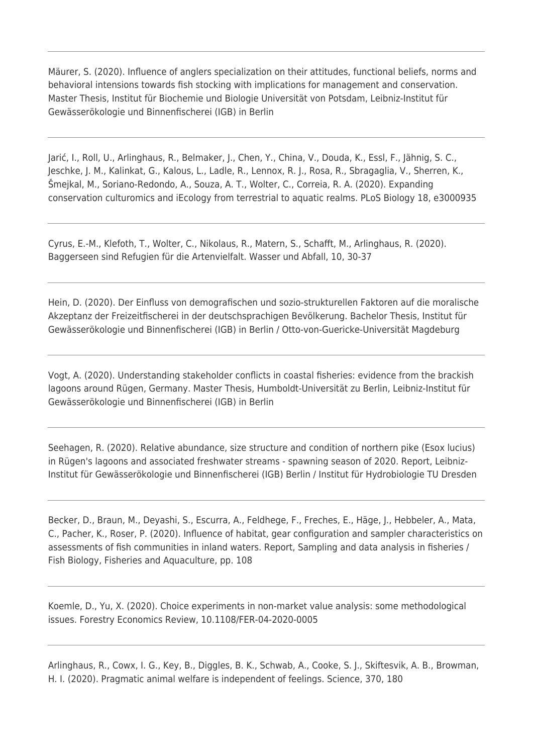Mäurer, S. (2020). Influence of anglers specialization on their attitudes, functional beliefs, norms and behavioral intensions towards fish stocking with implications for management and conservation. Master Thesis, Institut für Biochemie und Biologie Universität von Potsdam, Leibniz-Institut für Gewässerökologie und Binnenfischerei (IGB) in Berlin

---

Jarić, I., Roll, U., Arlinghaus, R., Belmaker, J., Chen, Y., China, V., Douda, K., Essl, F., Jähnig, S. C., Jeschke, J. M., Kalinkat, G., Kalous, L., Ladle, R., Lennox, R. J., Rosa, R., Sbragaglia, V., Sherren, K., Šmejkal, M., Soriano-Redondo, A., Souza, A. T., Wolter, C., Correia, R. A. (2020). Expanding conservation culturomics and iEcology from terrestrial to aquatic realms. PLoS Biology 18, e3000935

---

Cyrus, E.-M., Klefoth, T., Wolter, C., Nikolaus, R., Matern, S., Schafft, M., Arlinghaus, R. (2020). Baggerseen sind Refugien für die Artenvielfalt. Wasser und Abfall, 10, 30-37

---

Hein, D. (2020). Der Einfluss von demografischen und sozio-strukturellen Faktoren auf die moralische Akzeptanz der Freizeitfischerei in der deutschsprachigen Bevölkerung. Bachelor Thesis, Institut für Gewässerökologie und Binnenfischerei (IGB) in Berlin / Otto-von-Guericke-Universität Magdeburg

---

Vogt, A. (2020). Understanding stakeholder conflicts in coastal fisheries: evidence from the brackish lagoons around Rügen, Germany. Master Thesis, Humboldt-Universität zu Berlin, Leibniz-Institut für Gewässerökologie und Binnenfischerei (IGB) in Berlin

---

Seehagen, R. (2020). Relative abundance, size structure and condition of northern pike (Esox lucius) in Rügen's lagoons and associated freshwater streams - spawning season of 2020. Report, Leibniz-Institut für Gewässerökologie und Binnenfischerei (IGB) Berlin / Institut für Hydrobiologie TU Dresden

---

Becker, D., Braun, M., Deyashi, S., Escurra, A., Feldhege, F., Freches, E., Häge, J., Hebbeler, A., Mata, C., Pacher, K., Roser, P. (2020). Influence of habitat, gear configuration and sampler characteristics on assessments of fish communities in inland waters. Report, Sampling and data analysis in fisheries / Fish Biology, Fisheries and Aquaculture, pp. 108

---

Koemle, D., Yu, X. (2020). Choice experiments in non-market value analysis: some methodological issues. Forestry Economics Review, 10.1108/FER-04-2020-0005

---

Arlinghaus, R., Cowx, I. G., Key, B., Diggles, B. K., Schwab, A., Cooke, S. J., Skiftesvik, A. B., Browman, H. I. (2020). Pragmatic animal welfare is independent of feelings. Science, 370, 180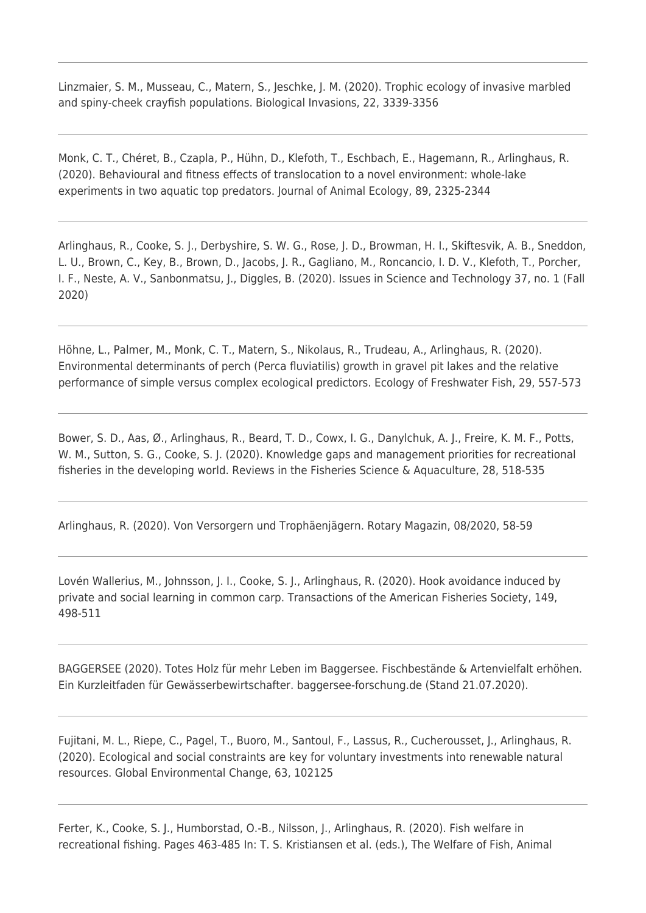---

Linzmaier, S. M., Musseau, C., Matern, S., Jeschke, J. M. (2020). Trophic ecology of invasive marbled and spiny-cheek crayfish populations. Biological Invasions, 22, 3339-3356

---

Monk, C. T., Chéret, B., Czapla, P., Hühn, D., Klefoth, T., Eschbach, E., Hagemann, R., Arlinghaus, R. (2020). Behavioural and fitness effects of translocation to a novel environment: whole-lake experiments in two aquatic top predators. Journal of Animal Ecology, 89, 2325-2344

---

Arlinghaus, R., Cooke, S. J., Derbyshire, S. W. G., Rose, J. D., Browman, H. I., Skiftesvik, A. B., Sneddon, L. U., Brown, C., Key, B., Brown, D., Jacobs, J. R., Gagliano, M., Roncancio, I. D. V., Klefoth, T., Porcher, I. F., Neste, A. V., Sanbonmatsu, J., Diggles, B. (2020). Issues in Science and Technology 37, no. 1 (Fall 2020)

---

Höhne, L., Palmer, M., Monk, C. T., Matern, S., Nikolaus, R., Trudeau, A., Arlinghaus, R. (2020). Environmental determinants of perch (Perca fluviatilis) growth in gravel pit lakes and the relative performance of simple versus complex ecological predictors. Ecology of Freshwater Fish, 29, 557-573

---

Bower, S. D., Aas, Ø., Arlinghaus, R., Beard, T. D., Cowx, I. G., Danylchuk, A. J., Freire, K. M. F., Potts, W. M., Sutton, S. G., Cooke, S. J. (2020). Knowledge gaps and management priorities for recreational fisheries in the developing world. Reviews in the Fisheries Science & Aquaculture, 28, 518-535

---

Arlinghaus, R. (2020). Von Versorgern und Trophäenjägern. Rotary Magazin, 08/2020, 58-59

---

Lovén Wallerius, M., Johnsson, J. I., Cooke, S. J., Arlinghaus, R. (2020). Hook avoidance induced by private and social learning in common carp. Transactions of the American Fisheries Society, 149, 498-511

---

BAGGERSEE (2020). Totes Holz für mehr Leben im Baggersee. Fischbestände & Artenvielfalt erhöhen. Ein Kurzleitfaden für Gewässerbewirtschafter. baggersee-forschung.de (Stand 21.07.2020).

---

Fujitani, M. L., Riepe, C., Pagel, T., Buoro, M., Santoul, F., Lassus, R., Cucherousset, J., Arlinghaus, R. (2020). Ecological and social constraints are key for voluntary investments into renewable natural resources. Global Environmental Change, 63, 102125

---

Ferter, K., Cooke, S. J., Humborstad, O.-B., Nilsson, J., Arlinghaus, R. (2020). Fish welfare in recreational fishing. Pages 463-485 In: T. S. Kristiansen et al. (eds.), The Welfare of Fish, Animal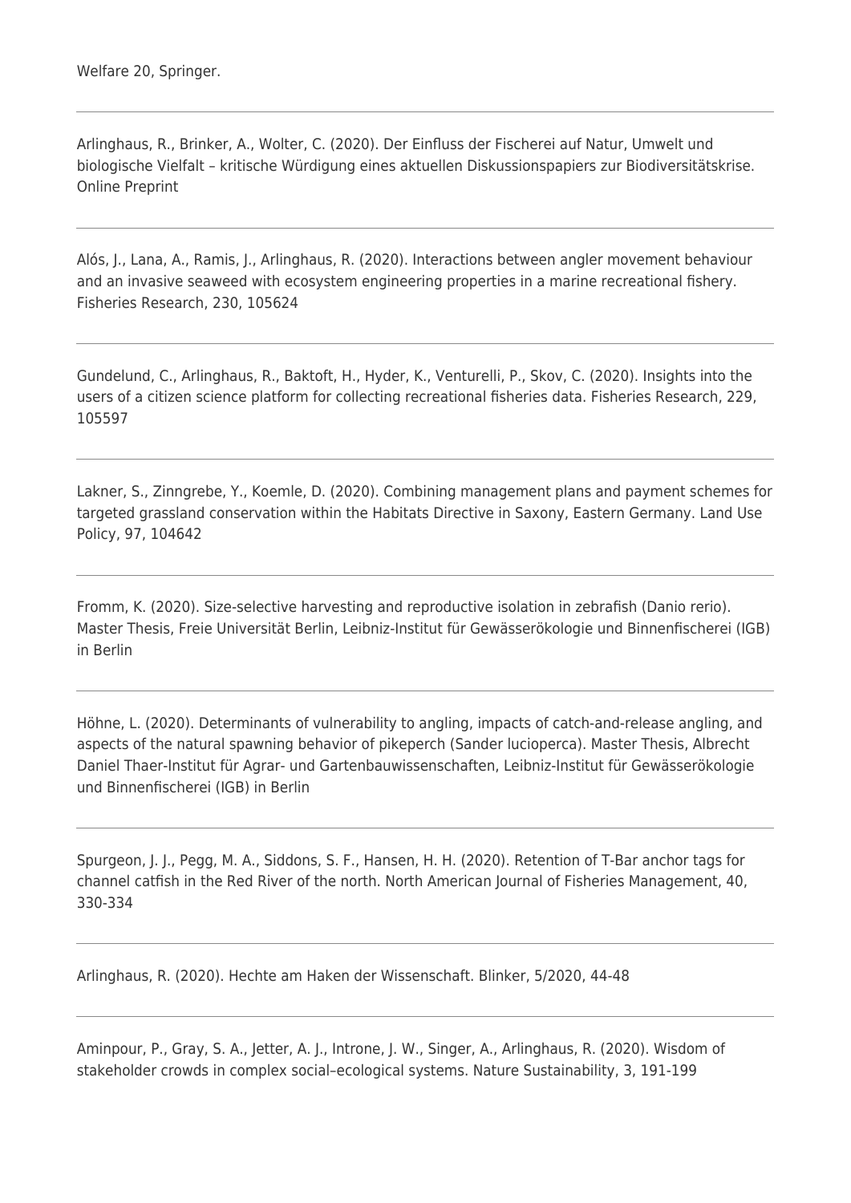Welfare 20, Springer.

---

Arlinghaus, R., Brinker, A., Wolter, C. (2020). Der Einfluss der Fischerei auf Natur, Umwelt und biologische Vielfalt – kritische Würdigung eines aktuellen Diskussionspapiers zur Biodiversitätskrise. Online Preprint

---

Alós, J., Lana, A., Ramis, J., Arlinghaus, R. (2020). Interactions between angler movement behaviour and an invasive seaweed with ecosystem engineering properties in a marine recreational fishery. Fisheries Research, 230, 105624

---

Gundelund, C., Arlinghaus, R., Baktoft, H., Hyder, K., Venturelli, P., Skov, C. (2020). Insights into the users of a citizen science platform for collecting recreational fisheries data. Fisheries Research, 229, 105597

---

Lakner, S., Zinngrebe, Y., Koemle, D. (2020). Combining management plans and payment schemes for targeted grassland conservation within the Habitats Directive in Saxony, Eastern Germany. Land Use Policy, 97, 104642

---

Fromm, K. (2020). Size-selective harvesting and reproductive isolation in zebrafish (Danio rerio). Master Thesis, Freie Universität Berlin, Leibniz-Institut für Gewässerökologie und Binnenfischerei (IGB) in Berlin

---

Höhne, L. (2020). Determinants of vulnerability to angling, impacts of catch-and-release angling, and aspects of the natural spawning behavior of pikeperch (Sander lucioperca). Master Thesis, Albrecht Daniel Thaer-Institut für Agrar- und Gartenbauwissenschaften, Leibniz-Institut für Gewässerökologie und Binnenfischerei (IGB) in Berlin

---

Spurgeon, J. J., Pegg, M. A., Siddons, S. F., Hansen, H. H. (2020). Retention of T-Bar anchor tags for channel catfish in the Red River of the north. North American Journal of Fisheries Management, 40, 330-334

---

Arlinghaus, R. (2020). Hechte am Haken der Wissenschaft. Blinker, 5/2020, 44-48

---

Aminpour, P., Gray, S. A., Jetter, A. J., Introne, J. W., Singer, A., Arlinghaus, R. (2020). Wisdom of stakeholder crowds in complex social–ecological systems. Nature Sustainability, 3, 191-199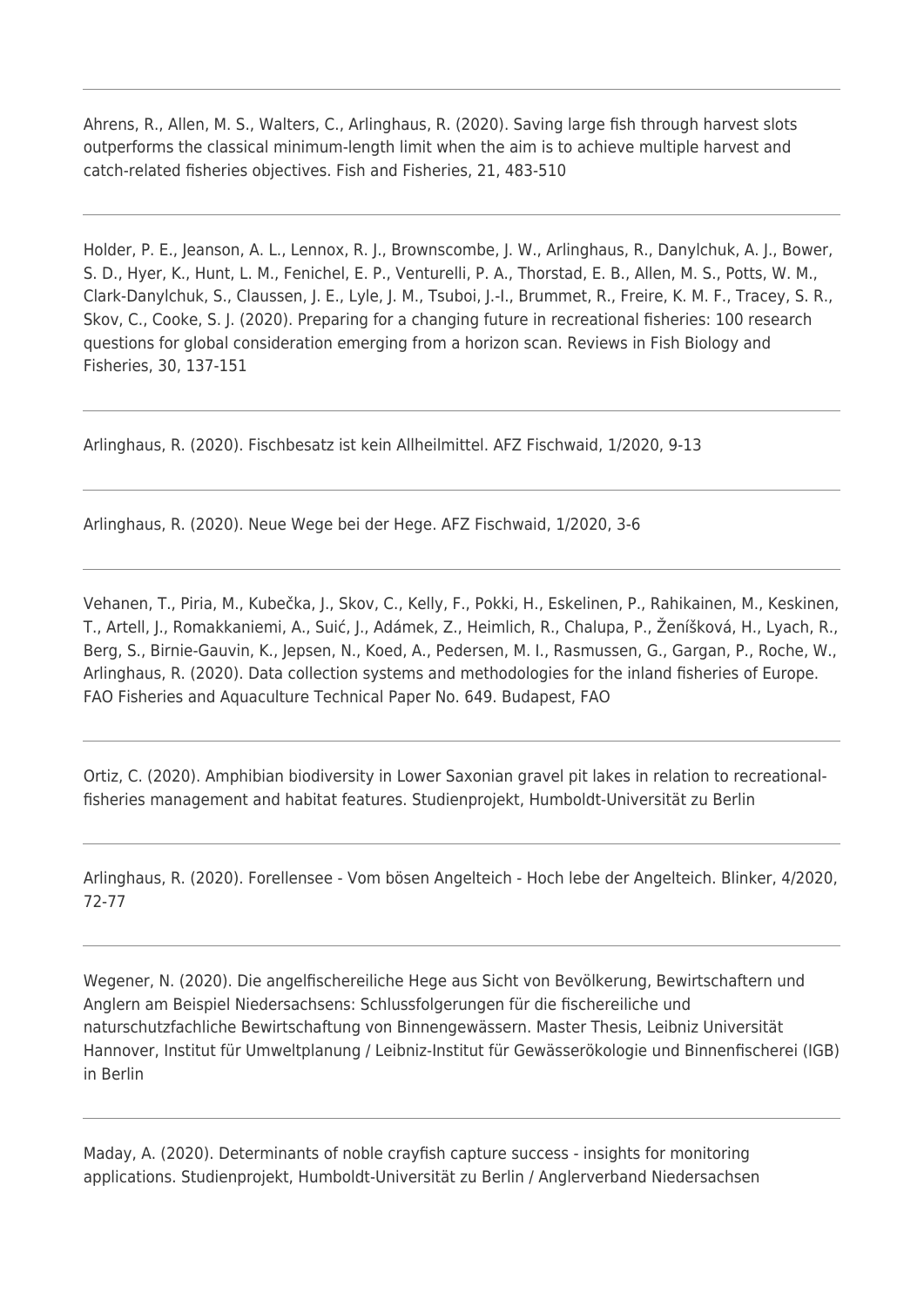---

Ahrens, R., Allen, M. S., Walters, C., Arlinghaus, R. (2020). Saving large fish through harvest slots outperforms the classical minimum-length limit when the aim is to achieve multiple harvest and catch-related fisheries objectives. Fish and Fisheries, 21, 483-510

---

Holder, P. E., Jeanson, A. L., Lennox, R. J., Brownscombe, J. W., Arlinghaus, R., Danylchuk, A. J., Bower, S. D., Hyer, K., Hunt, L. M., Fenichel, E. P., Venturelli, P. A., Thorstad, E. B., Allen, M. S., Potts, W. M., Clark-Danylchuk, S., Claussen, J. E., Lyle, J. M., Tsuboi, J.-I., Brummet, R., Freire, K. M. F., Tracey, S. R., Skov, C., Cooke, S. J. (2020). Preparing for a changing future in recreational fisheries: 100 research questions for global consideration emerging from a horizon scan. Reviews in Fish Biology and Fisheries, 30, 137-151

---

Arlinghaus, R. (2020). Fischbesatz ist kein Allheilmittel. AFZ Fischwaid, 1/2020, 9-13

---

Arlinghaus, R. (2020). Neue Wege bei der Hege. AFZ Fischwaid, 1/2020, 3-6

---

Vehanen, T., Piria, M., Kubečka, J., Skov, C., Kelly, F., Pokki, H., Eskelinen, P., Rahikainen, M., Keskinen, T., Artell, J., Romakkaniemi, A., Suić, J., Adámek, Z., Heimlich, R., Chalupa, P., Ženíšková, H., Lyach, R., Berg, S., Birnie-Gauvin, K., Jepsen, N., Koed, A., Pedersen, M. I., Rasmussen, G., Gargan, P., Roche, W., Arlinghaus, R. (2020). Data collection systems and methodologies for the inland fisheries of Europe. FAO Fisheries and Aquaculture Technical Paper No. 649. Budapest, FAO

---

Ortiz, C. (2020). Amphibian biodiversity in Lower Saxonian gravel pit lakes in relation to recreational-fisheries management and habitat features. Studienprojekt, Humboldt-Universität zu Berlin

---

Arlinghaus, R. (2020). Forellensee - Vom bösen Angelteich - Hoch lebe der Angelteich. Blinker, 4/2020, 72-77

---

Wegener, N. (2020). Die angelfischereiliche Hege aus Sicht von Bevölkerung, Bewirtschaftern und Anglern am Beispiel Niedersachsens: Schlussfolgerungen für die fischereiliche und naturschutzfachliche Bewirtschaftung von Binnengewässern. Master Thesis, Leibniz Universität Hannover, Institut für Umweltplanung / Leibniz-Institut für Gewässerökologie und Binnenfischerei (IGB) in Berlin

---

Maday, A. (2020). Determinants of noble crayfish capture success - insights for monitoring applications. Studienprojekt, Humboldt-Universität zu Berlin / Anglerverband Niedersachsen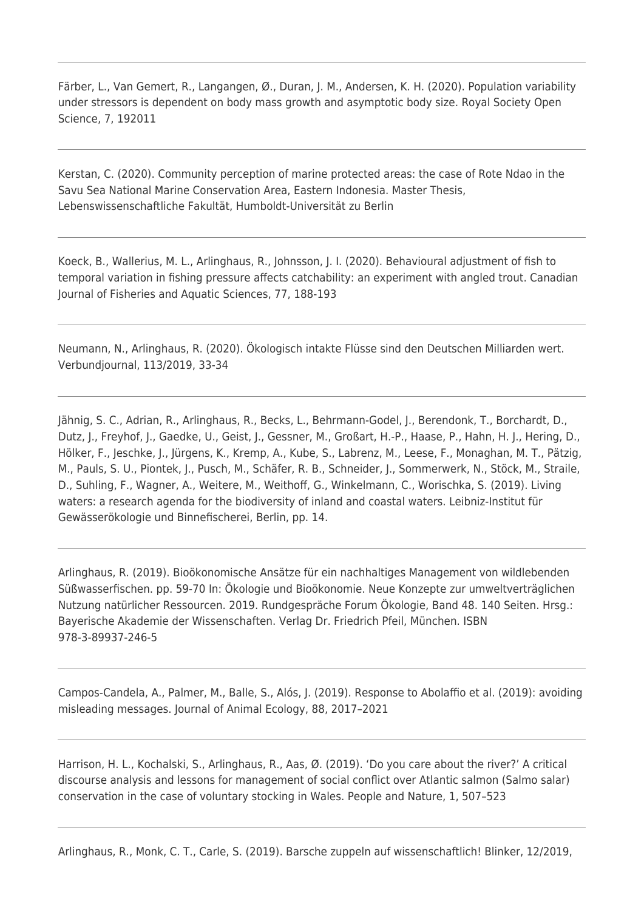Färber, L., Van Gemert, R., Langangen, Ø., Duran, J. M., Andersen, K. H. (2020). Population variability under stressors is dependent on body mass growth and asymptotic body size. Royal Society Open Science, 7, 192011

---

Kerstan, C. (2020). Community perception of marine protected areas: the case of Rote Ndao in the Savu Sea National Marine Conservation Area, Eastern Indonesia. Master Thesis, Lebenswissenschaftliche Fakultät, Humboldt-Universität zu Berlin

---

Koeck, B., Wallerius, M. L., Arlinghaus, R., Johnsson, J. I. (2020). Behavioural adjustment of fish to temporal variation in fishing pressure affects catchability: an experiment with angled trout. Canadian Journal of Fisheries and Aquatic Sciences, 77, 188-193

---

Neumann, N., Arlinghaus, R. (2020). Ökologisch intakte Flüsse sind den Deutschen Milliarden wert. Verbundjournal, 113/2019, 33-34

---

Jähnig, S. C., Adrian, R., Arlinghaus, R., Becks, L., Behrmann-Godel, J., Berendonk, T., Borchardt, D., Dutz, J., Freyhof, J., Gaedke, U., Geist, J., Gessner, M., Großart, H.-P., Haase, P., Hahn, H. J., Hering, D., Hölker, F., Jeschke, J., Jürgens, K., Kremp, A., Kube, S., Labrenz, M., Leese, F., Monaghan, M. T., Pätzig, M., Pauls, S. U., Piontek, J., Pusch, M., Schäfer, R. B., Schneider, J., Sommerwerk, N., Stöck, M., Straile, D., Suhling, F., Wagner, A., Weitere, M., Weithoff, G., Winkelmann, C., Worischka, S. (2019). Living waters: a research agenda for the biodiversity of inland and coastal waters. Leibniz-Institut für Gewässerökologie und Binnefischerei, Berlin, pp. 14.

---

Arlinghaus, R. (2019). Bioökonomische Ansätze für ein nachhaltiges Management von wildlebenden Süßwasserfischen. pp. 59-70 In: Ökologie und Bioökonomie. Neue Konzepte zur umweltverträglichen Nutzung natürlicher Ressourcen. 2019. Rundgespräche Forum Ökologie, Band 48. 140 Seiten. Hrsg.: Bayerische Akademie der Wissenschaften. Verlag Dr. Friedrich Pfeil, München. ISBN 978-3-89937-246-5

---

Campos-Candela, A., Palmer, M., Balle, S., Alós, J. (2019). Response to Abolaffio et al. (2019): avoiding misleading messages. Journal of Animal Ecology, 88, 2017–2021

---

Harrison, H. L., Kochalski, S., Arlinghaus, R., Aas, Ø. (2019). 'Do you care about the river?' A critical discourse analysis and lessons for management of social conflict over Atlantic salmon (Salmo salar) conservation in the case of voluntary stocking in Wales. People and Nature, 1, 507–523

---

Arlinghaus, R., Monk, C. T., Carle, S. (2019). Barsche zuppeln auf wissenschaftlich! Blinker, 12/2019,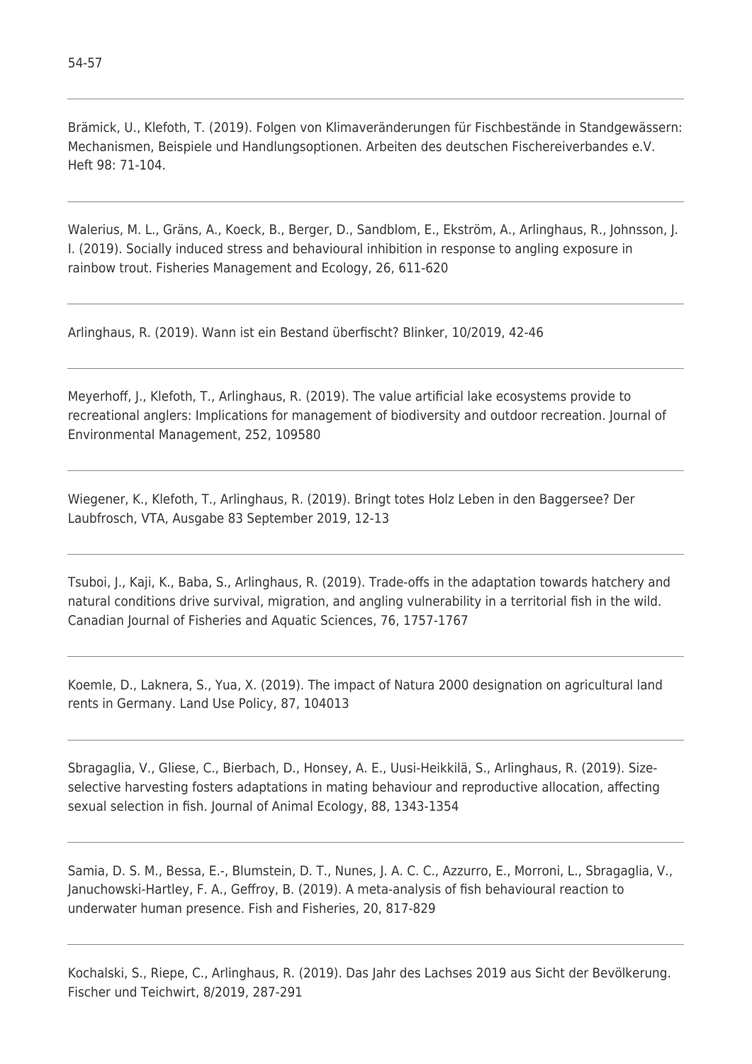54-57

---

Brämick, U., Klefoth, T. (2019). Folgen von Klimaveränderungen für Fischbestände in Standgewässern: Mechanismen, Beispiele und Handlungsoptionen. Arbeiten des deutschen Fischereiverbandes e.V. Heft 98: 71-104.

---

Walerius, M. L., Gräns, A., Koeck, B., Berger, D., Sandblom, E., Ekström, A., Arlinghaus, R., Johnsson, J. I. (2019). Socially induced stress and behavioural inhibition in response to angling exposure in rainbow trout. Fisheries Management and Ecology, 26, 611-620

---

Arlinghaus, R. (2019). Wann ist ein Bestand überfischt? Blinker, 10/2019, 42-46

---

Meyerhoff, J., Klefoth, T., Arlinghaus, R. (2019). The value artificial lake ecosystems provide to recreational anglers: Implications for management of biodiversity and outdoor recreation. Journal of Environmental Management, 252, 109580

---

Wiegener, K., Klefoth, T., Arlinghaus, R. (2019). Bringt totes Holz Leben in den Baggersee? Der Laubfrosch, VTA, Ausgabe 83 September 2019, 12-13

---

Tsuboi, J., Kaji, K., Baba, S., Arlinghaus, R. (2019). Trade-offs in the adaptation towards hatchery and natural conditions drive survival, migration, and angling vulnerability in a territorial fish in the wild. Canadian Journal of Fisheries and Aquatic Sciences, 76, 1757-1767

---

Koemle, D., Laknera, S., Yua, X. (2019). The impact of Natura 2000 designation on agricultural land rents in Germany. Land Use Policy, 87, 104013

---

Sbragaglia, V., Gliese, C., Bierbach, D., Honsey, A. E., Uusi-Heikkilä, S., Arlinghaus, R. (2019). Size-selective harvesting fosters adaptations in mating behaviour and reproductive allocation, affecting sexual selection in fish. Journal of Animal Ecology, 88, 1343-1354

---

Samia, D. S. M., Bessa, E.-, Blumstein, D. T., Nunes, J. A. C. C., Azzurro, E., Morroni, L., Sbragaglia, V., Januchowski-Hartley, F. A., Geffroy, B. (2019). A meta-analysis of fish behavioural reaction to underwater human presence. Fish and Fisheries, 20, 817-829

---

Kochalski, S., Riepe, C., Arlinghaus, R. (2019). Das Jahr des Lachses 2019 aus Sicht der Bevölkerung. Fischer und Teichwirt, 8/2019, 287-291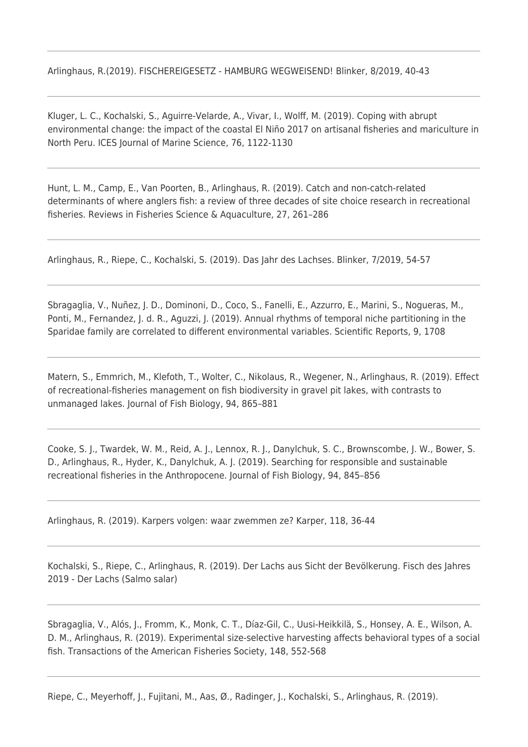Arlinghaus, R.(2019). FISCHEREIGESETZ - HAMBURG WEGWEISEND! Blinker, 8/2019, 40-43

---

Kluger, L. C., Kochalski, S., Aguirre-Velarde, A., Vivar, I., Wolff, M. (2019). Coping with abrupt environmental change: the impact of the coastal El Niño 2017 on artisanal fisheries and mariculture in North Peru. ICES Journal of Marine Science, 76, 1122-1130

---

Hunt, L. M., Camp, E., Van Poorten, B., Arlinghaus, R. (2019). Catch and non-catch-related determinants of where anglers fish: a review of three decades of site choice research in recreational fisheries. Reviews in Fisheries Science & Aquaculture, 27, 261–286

---

Arlinghaus, R., Riepe, C., Kochalski, S. (2019). Das Jahr des Lachses. Blinker, 7/2019, 54-57

---

Sbragaglia, V., Nuñez, J. D., Dominoni, D., Coco, S., Fanelli, E., Azzurro, E., Marini, S., Nogueras, M., Ponti, M., Fernandez, J. d. R., Aguzzi, J. (2019). Annual rhythms of temporal niche partitioning in the Sparidae family are correlated to different environmental variables. Scientific Reports, 9, 1708

---

Matern, S., Emmrich, M., Klefoth, T., Wolter, C., Nikolaus, R., Wegener, N., Arlinghaus, R. (2019). Effect of recreational-fisheries management on fish biodiversity in gravel pit lakes, with contrasts to unmanaged lakes. Journal of Fish Biology, 94, 865–881

---

Cooke, S. J., Twardek, W. M., Reid, A. J., Lennox, R. J., Danylchuk, S. C., Brownscombe, J. W., Bower, S. D., Arlinghaus, R., Hyder, K., Danylchuk, A. J. (2019). Searching for responsible and sustainable recreational fisheries in the Anthropocene. Journal of Fish Biology, 94, 845–856

---

Arlinghaus, R. (2019). Karpers volgen: waar zwemmen ze? Karper, 118, 36-44

---

Kochalski, S., Riepe, C., Arlinghaus, R. (2019). Der Lachs aus Sicht der Bevölkerung. Fisch des Jahres 2019 - Der Lachs (Salmo salar)

---

Sbragaglia, V., Alós, J., Fromm, K., Monk, C. T., Díaz-Gil, C., Uusi-Heikkilä, S., Honsey, A. E., Wilson, A. D. M., Arlinghaus, R. (2019). Experimental size-selective harvesting affects behavioral types of a social fish. Transactions of the American Fisheries Society, 148, 552-568

---

Riepe, C., Meyerhoff, J., Fujitani, M., Aas, Ø., Radinger, J., Kochalski, S., Arlinghaus, R. (2019).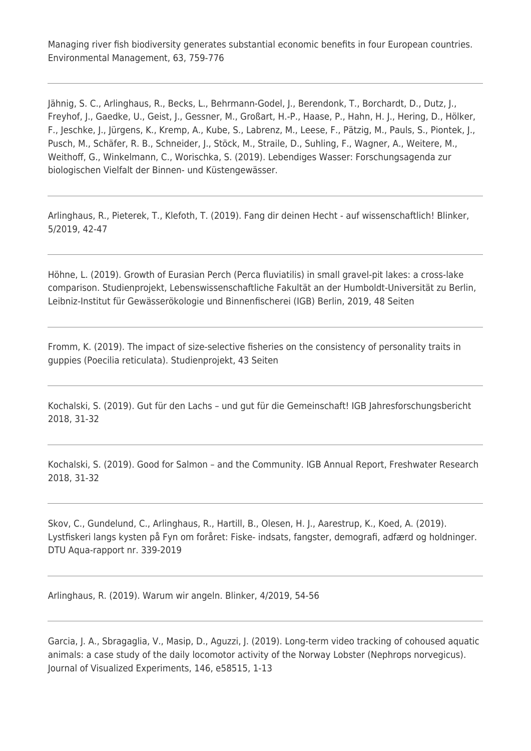Managing river fish biodiversity generates substantial economic benefits in four European countries. Environmental Management, 63, 759-776

---

Jähnig, S. C., Arlinghaus, R., Becks, L., Behrmann-Godel, J., Berendonk, T., Borchardt, D., Dutz, J., Freyhof, J., Gaedke, U., Geist, J., Gessner, M., Großart, H.-P., Haase, P., Hahn, H. J., Hering, D., Hölker, F., Jeschke, J., Jürgens, K., Kremp, A., Kube, S., Labrenz, M., Leese, F., Pätzig, M., Pauls, S., Piontek, J., Pusch, M., Schäfer, R. B., Schneider, J., Stöck, M., Straile, D., Suhling, F., Wagner, A., Weitere, M., Weithoff, G., Winkelmann, C., Worischka, S. (2019). Lebendiges Wasser: Forschungsagenda zur biologischen Vielfalt der Binnen- und Küstengewässer.

---

Arlinghaus, R., Pieterek, T., Klefoth, T. (2019). Fang dir deinen Hecht - auf wissenschaftlich! Blinker, 5/2019, 42-47

---

Höhne, L. (2019). Growth of Eurasian Perch (Perca fluviatilis) in small gravel-pit lakes: a cross-lake comparison. Studienprojekt, Lebenswissenschaftliche Fakultät an der Humboldt-Universität zu Berlin, Leibniz-Institut für Gewässerökologie und Binnenfischerei (IGB) Berlin, 2019, 48 Seiten

---

Fromm, K. (2019). The impact of size-selective fisheries on the consistency of personality traits in guppies (Poecilia reticulata). Studienprojekt, 43 Seiten

---

Kochalski, S. (2019). Gut für den Lachs – und gut für die Gemeinschaft! IGB Jahresforschungsbericht 2018, 31-32

---

Kochalski, S. (2019). Good for Salmon – and the Community. IGB Annual Report, Freshwater Research 2018, 31-32

---

Skov, C., Gundelund, C., Arlinghaus, R., Hartill, B., Olesen, H. J., Aarestrup, K., Koed, A. (2019). Lystfiskeri langs kysten på Fyn om foråret: Fiske- indsats, fangster, demografi, adfærd og holdninger. DTU Aqua-rapport nr. 339-2019

---

Arlinghaus, R. (2019). Warum wir angeln. Blinker, 4/2019, 54-56

---

Garcia, J. A., Sbragaglia, V., Masip, D., Aguzzi, J. (2019). Long-term video tracking of cohoused aquatic animals: a case study of the daily locomotor activity of the Norway Lobster (Nephrops norvegicus). Journal of Visualized Experiments, 146, e58515, 1-13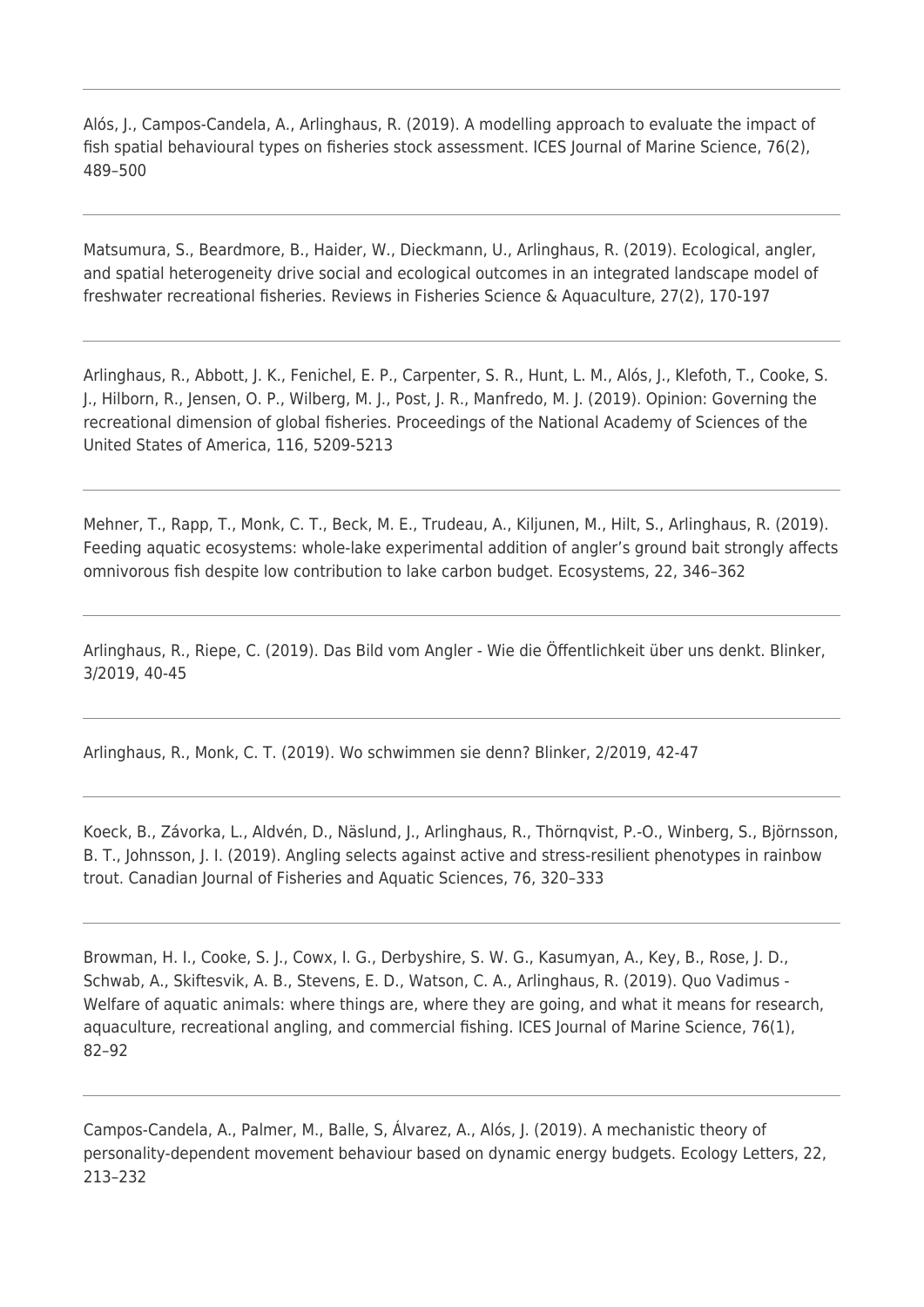---

Alós, J., Campos-Candela, A., Arlinghaus, R. (2019). A modelling approach to evaluate the impact of fish spatial behavioural types on fisheries stock assessment. ICES Journal of Marine Science, 76(2), 489–500

---

Matsumura, S., Beardmore, B., Haider, W., Dieckmann, U., Arlinghaus, R. (2019). Ecological, angler, and spatial heterogeneity drive social and ecological outcomes in an integrated landscape model of freshwater recreational fisheries. Reviews in Fisheries Science & Aquaculture, 27(2), 170-197

---

Arlinghaus, R., Abbott, J. K., Fenichel, E. P., Carpenter, S. R., Hunt, L. M., Alós, J., Klefoth, T., Cooke, S. J., Hilborn, R., Jensen, O. P., Wilberg, M. J., Post, J. R., Manfredo, M. J. (2019). Opinion: Governing the recreational dimension of global fisheries. Proceedings of the National Academy of Sciences of the United States of America, 116, 5209-5213

---

Mehner, T., Rapp, T., Monk, C. T., Beck, M. E., Trudeau, A., Kiljunen, M., Hilt, S., Arlinghaus, R. (2019). Feeding aquatic ecosystems: whole-lake experimental addition of angler's ground bait strongly affects omnivorous fish despite low contribution to lake carbon budget. Ecosystems, 22, 346–362

---

Arlinghaus, R., Riepe, C. (2019). Das Bild vom Angler - Wie die Öffentlichkeit über uns denkt. Blinker, 3/2019, 40-45

---

Arlinghaus, R., Monk, C. T. (2019). Wo schwimmen sie denn? Blinker, 2/2019, 42-47

---

Koeck, B., Závorka, L., Aldvén, D., Näslund, J., Arlinghaus, R., Thörnqvist, P.-O., Winberg, S., Björnsson, B. T., Johnsson, J. I. (2019). Angling selects against active and stress-resilient phenotypes in rainbow trout. Canadian Journal of Fisheries and Aquatic Sciences, 76, 320–333

---

Browman, H. I., Cooke, S. J., Cowx, I. G., Derbyshire, S. W. G., Kasumyan, A., Key, B., Rose, J. D., Schwab, A., Skiftesvik, A. B., Stevens, E. D., Watson, C. A., Arlinghaus, R. (2019). Quo Vadimus - Welfare of aquatic animals: where things are, where they are going, and what it means for research, aquaculture, recreational angling, and commercial fishing. ICES Journal of Marine Science, 76(1), 82–92

---

Campos-Candela, A., Palmer, M., Balle, S, Álvarez, A., Alós, J. (2019). A mechanistic theory of personality-dependent movement behaviour based on dynamic energy budgets. Ecology Letters, 22, 213–232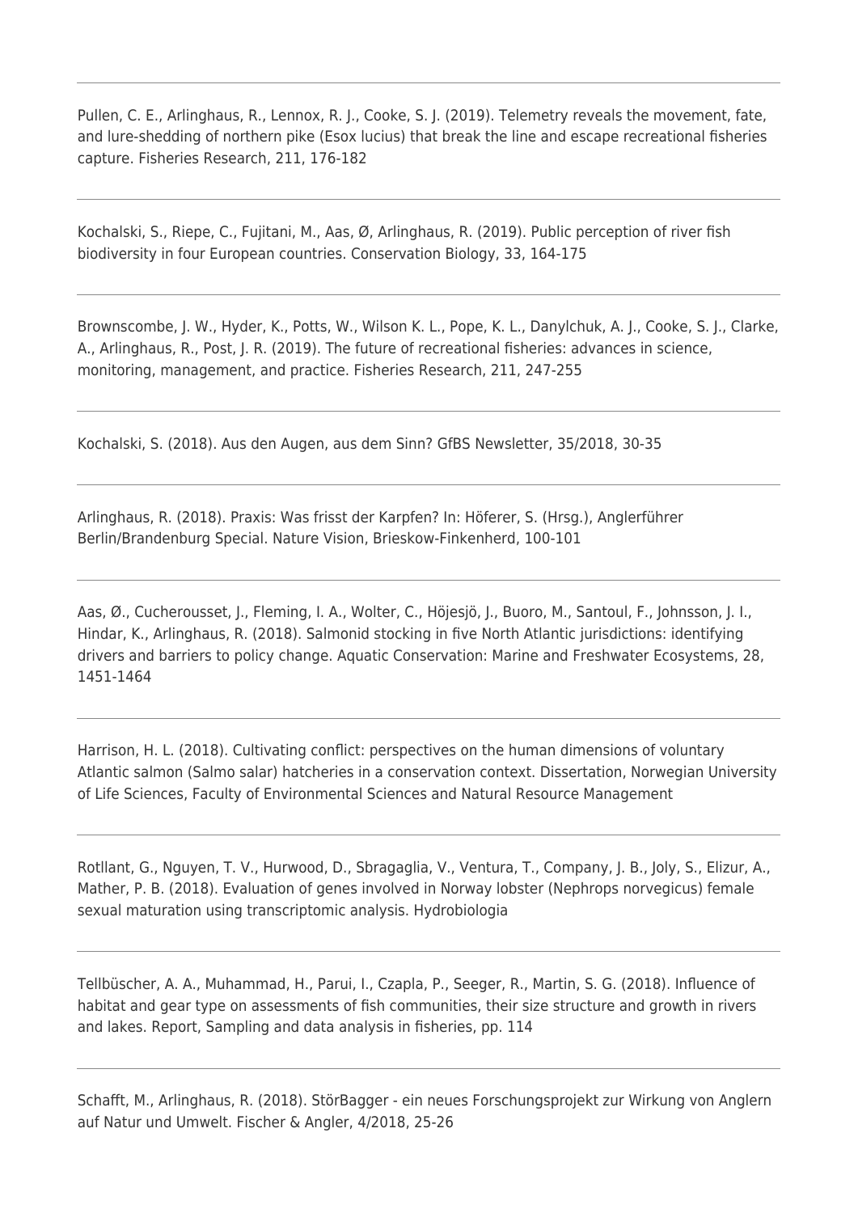---

Pullen, C. E., Arlinghaus, R., Lennox, R. J., Cooke, S. J. (2019). Telemetry reveals the movement, fate, and lure-shedding of northern pike (Esox lucius) that break the line and escape recreational fisheries capture. Fisheries Research, 211, 176-182

---

Kochalski, S., Riepe, C., Fujitani, M., Aas, Ø, Arlinghaus, R. (2019). Public perception of river fish biodiversity in four European countries. Conservation Biology, 33, 164-175

---

Brownscombe, J. W., Hyder, K., Potts, W., Wilson K. L., Pope, K. L., Danylchuk, A. J., Cooke, S. J., Clarke, A., Arlinghaus, R., Post, J. R. (2019). The future of recreational fisheries: advances in science, monitoring, management, and practice. Fisheries Research, 211, 247-255

---

Kochalski, S. (2018). Aus den Augen, aus dem Sinn? GfBS Newsletter, 35/2018, 30-35

---

Arlinghaus, R. (2018). Praxis: Was frisst der Karpfen? In: Höferer, S. (Hrsg.), Anglerführer Berlin/Brandenburg Special. Nature Vision, Brieskow-Finkenherd, 100-101

---

Aas, Ø., Cucherousset, J., Fleming, I. A., Wolter, C., Höjesjö, J., Buoro, M., Santoul, F., Johnsson, J. I., Hindar, K., Arlinghaus, R. (2018). Salmonid stocking in five North Atlantic jurisdictions: identifying drivers and barriers to policy change. Aquatic Conservation: Marine and Freshwater Ecosystems, 28, 1451-1464

---

Harrison, H. L. (2018). Cultivating conflict: perspectives on the human dimensions of voluntary Atlantic salmon (Salmo salar) hatcheries in a conservation context. Dissertation, Norwegian University of Life Sciences, Faculty of Environmental Sciences and Natural Resource Management

---

Rotllant, G., Nguyen, T. V., Hurwood, D., Sbragaglia, V., Ventura, T., Company, J. B., Joly, S., Elizur, A., Mather, P. B. (2018). Evaluation of genes involved in Norway lobster (Nephrops norvegicus) female sexual maturation using transcriptomic analysis. Hydrobiologia

---

Tellbüscher, A. A., Muhammad, H., Parui, I., Czapla, P., Seeger, R., Martin, S. G. (2018). Influence of habitat and gear type on assessments of fish communities, their size structure and growth in rivers and lakes. Report, Sampling and data analysis in fisheries, pp. 114

---

Schafft, M., Arlinghaus, R. (2018). StörBagger - ein neues Forschungsprojekt zur Wirkung von Anglern auf Natur und Umwelt. Fischer & Angler, 4/2018, 25-26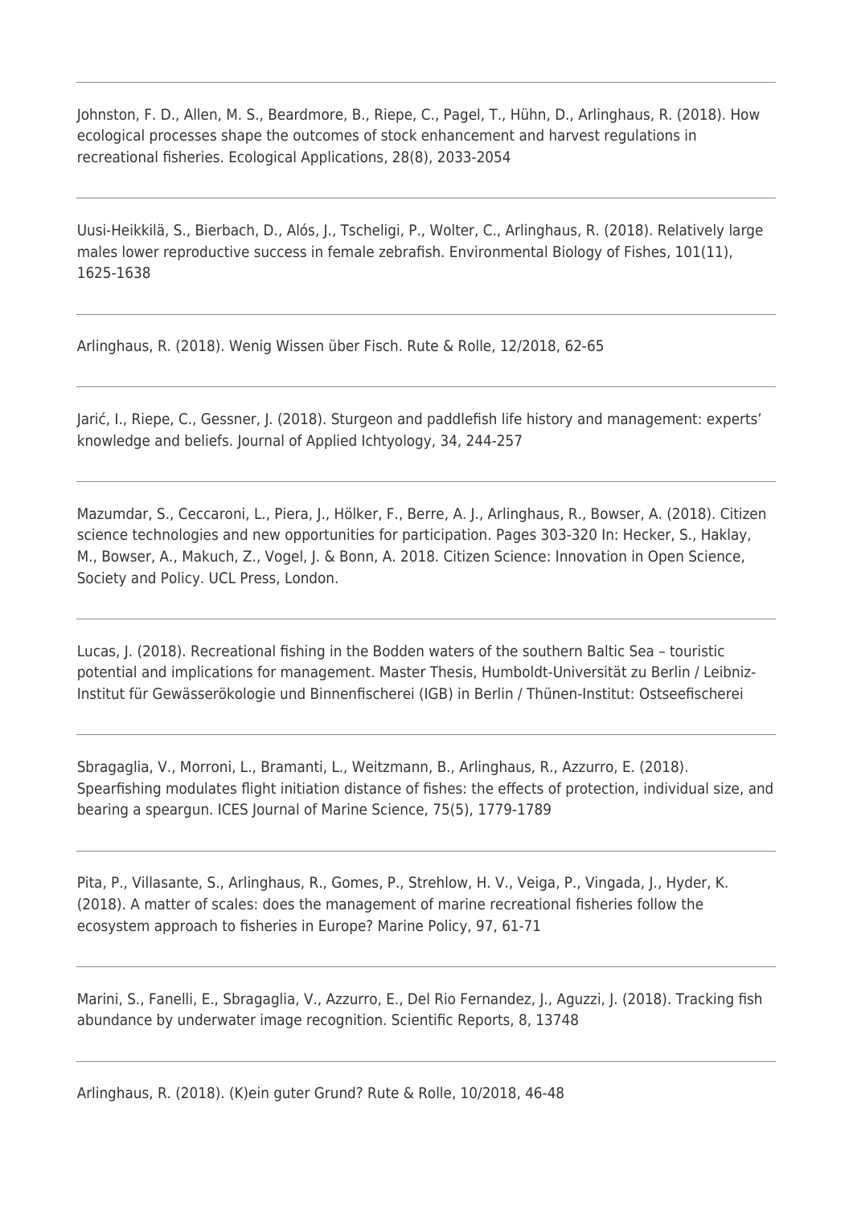---

Johnston, F. D., Allen, M. S., Beardmore, B., Riepe, C., Pagel, T., Hühn, D., Arlinghaus, R. (2018). How ecological processes shape the outcomes of stock enhancement and harvest regulations in recreational fisheries. Ecological Applications, 28(8), 2033-2054

---

Uusi-Heikkilä, S., Bierbach, D., Alós, J., Tscheligi, P., Wolter, C., Arlinghaus, R. (2018). Relatively large males lower reproductive success in female zebrafish. Environmental Biology of Fishes, 101(11), 1625-1638

---

Arlinghaus, R. (2018). Wenig Wissen über Fisch. Rute & Rolle, 12/2018, 62-65

---

Jarić, I., Riepe, C., Gessner, J. (2018). Sturgeon and paddlefish life history and management: experts' knowledge and beliefs. Journal of Applied Ichtyology, 34, 244-257

---

Mazumdar, S., Ceccaroni, L., Piera, J., Hölker, F., Berre, A. J., Arlinghaus, R., Bowser, A. (2018). Citizen science technologies and new opportunities for participation. Pages 303-320 In: Hecker, S., Haklay, M., Bowser, A., Makuch, Z., Vogel, J. & Bonn, A. 2018. Citizen Science: Innovation in Open Science, Society and Policy. UCL Press, London.

---

Lucas, J. (2018). Recreational fishing in the Bodden waters of the southern Baltic Sea – touristic potential and implications for management. Master Thesis, Humboldt-Universität zu Berlin / Leibniz-Institut für Gewässerökologie und Binnenfischerei (IGB) in Berlin / Thünen-Institut: Ostseefischerei

---

Sbragaglia, V., Morroni, L., Bramanti, L., Weitzmann, B., Arlinghaus, R., Azzurro, E. (2018). Spearfishing modulates flight initiation distance of fishes: the effects of protection, individual size, and bearing a speargun. ICES Journal of Marine Science, 75(5), 1779-1789

---

Pita, P., Villasante, S., Arlinghaus, R., Gomes, P., Strehlow, H. V., Veiga, P., Vingada, J., Hyder, K. (2018). A matter of scales: does the management of marine recreational fisheries follow the ecosystem approach to fisheries in Europe? Marine Policy, 97, 61-71

---

Marini, S., Fanelli, E., Sbragaglia, V., Azzurro, E., Del Rio Fernandez, J., Aguzzi, J. (2018). Tracking fish abundance by underwater image recognition. Scientific Reports, 8, 13748

---

Arlinghaus, R. (2018). (K)ein guter Grund? Rute & Rolle, 10/2018, 46-48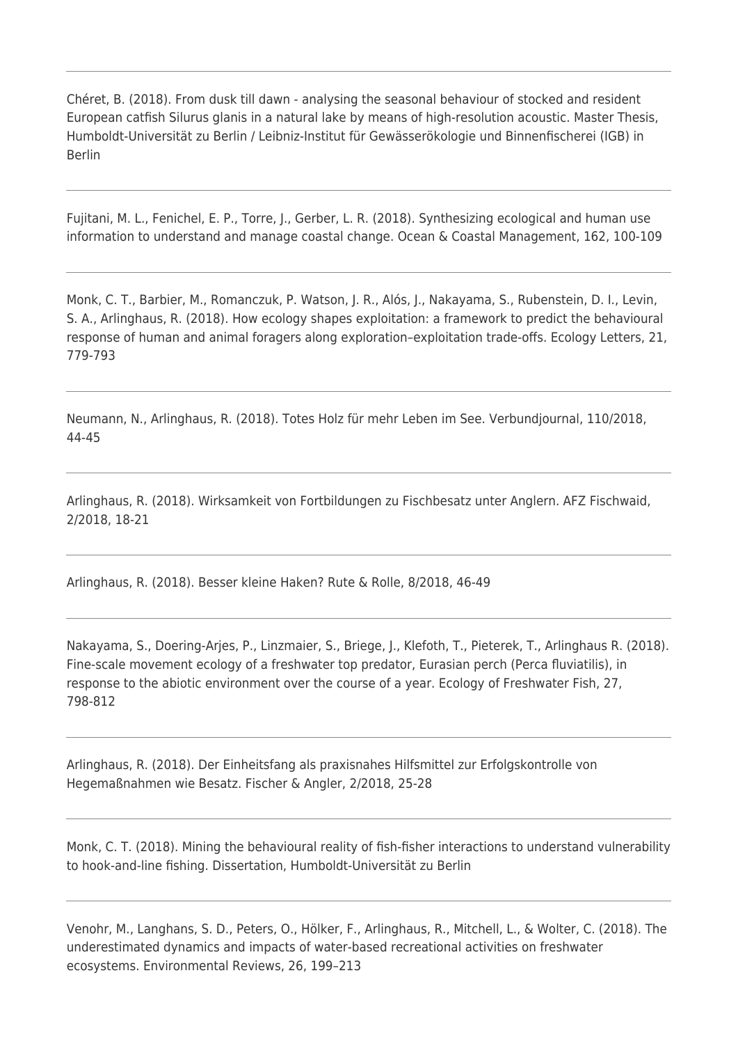Chéret, B. (2018). From dusk till dawn - analysing the seasonal behaviour of stocked and resident European catfish Silurus glanis in a natural lake by means of high-resolution acoustic. Master Thesis, Humboldt-Universität zu Berlin / Leibniz-Institut für Gewässerökologie und Binnenfischerei (IGB) in Berlin

---

Fujitani, M. L., Fenichel, E. P., Torre, J., Gerber, L. R. (2018). Synthesizing ecological and human use information to understand and manage coastal change. Ocean & Coastal Management, 162, 100-109

---

Monk, C. T., Barbier, M., Romanczuk, P. Watson, J. R., Alós, J., Nakayama, S., Rubenstein, D. I., Levin, S. A., Arlinghaus, R. (2018). How ecology shapes exploitation: a framework to predict the behavioural response of human and animal foragers along exploration–exploitation trade-offs. Ecology Letters, 21, 779-793

---

Neumann, N., Arlinghaus, R. (2018). Totes Holz für mehr Leben im See. Verbundjournal, 110/2018, 44-45

---

Arlinghaus, R. (2018). Wirksamkeit von Fortbildungen zu Fischbesatz unter Anglern. AFZ Fischwaid, 2/2018, 18-21

---

Arlinghaus, R. (2018). Besser kleine Haken? Rute & Rolle, 8/2018, 46-49

---

Nakayama, S., Doering-Arjes, P., Linzmaier, S., Briege, J., Klefoth, T., Pieterek, T., Arlinghaus R. (2018). Fine-scale movement ecology of a freshwater top predator, Eurasian perch (Perca fluviatilis), in response to the abiotic environment over the course of a year. Ecology of Freshwater Fish, 27, 798-812

---

Arlinghaus, R. (2018). Der Einheitsfang als praxisnahes Hilfsmittel zur Erfolgskontrolle von Hegemaßnahmen wie Besatz. Fischer & Angler, 2/2018, 25-28

---

Monk, C. T. (2018). Mining the behavioural reality of fish-fisher interactions to understand vulnerability to hook-and-line fishing. Dissertation, Humboldt-Universität zu Berlin

---

Venohr, M., Langhans, S. D., Peters, O., Hölker, F., Arlinghaus, R., Mitchell, L., & Wolter, C. (2018). The underestimated dynamics and impacts of water-based recreational activities on freshwater ecosystems. Environmental Reviews, 26, 199–213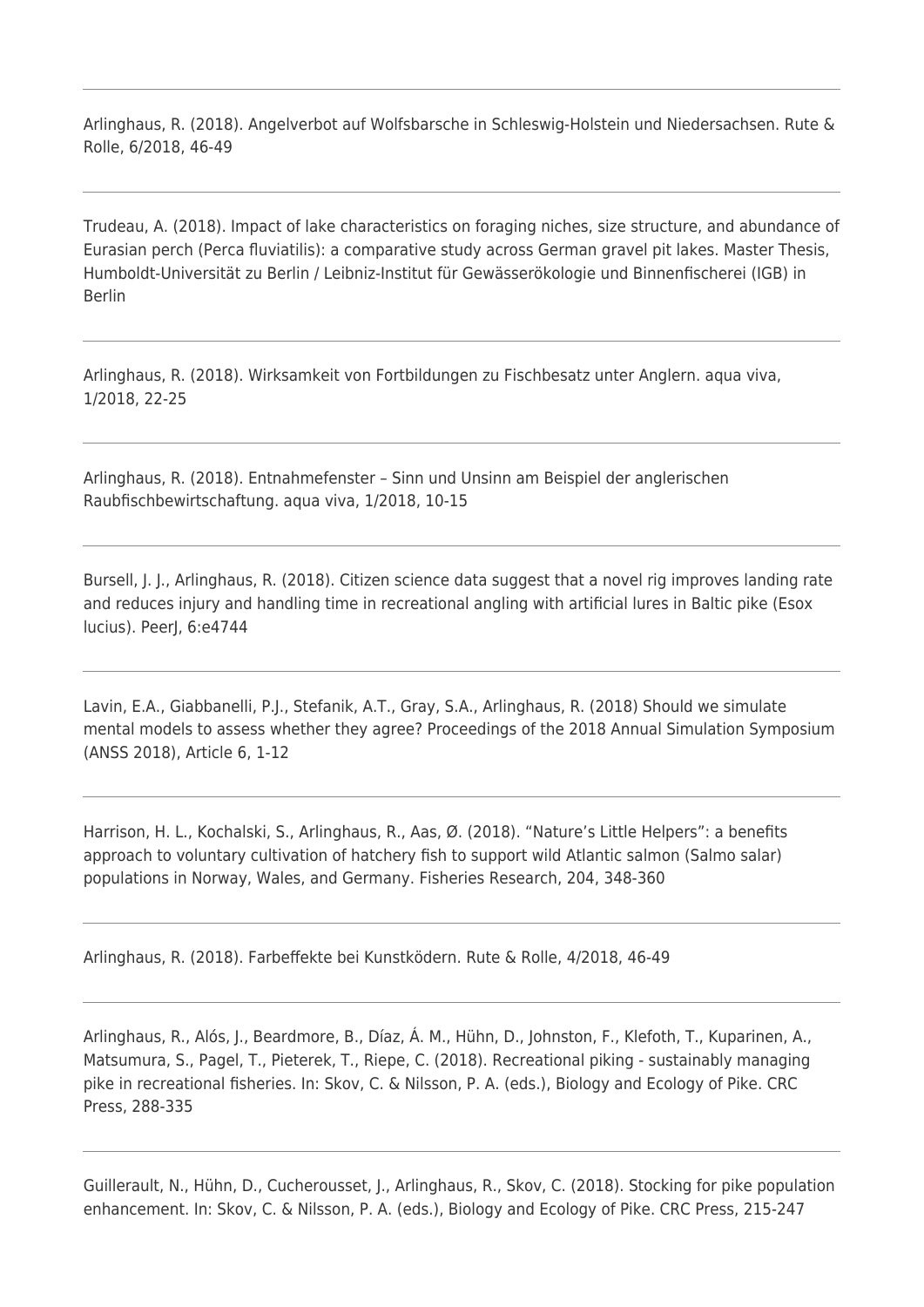---

Arlinghaus, R. (2018). Angelverbot auf Wolfsbarsche in Schleswig-Holstein und Niedersachsen. Rute & Rolle, 6/2018, 46-49

---

Trudeau, A. (2018). Impact of lake characteristics on foraging niches, size structure, and abundance of Eurasian perch (Perca fluviatilis): a comparative study across German gravel pit lakes. Master Thesis, Humboldt-Universität zu Berlin / Leibniz-Institut für Gewässerökologie und Binnenfischerei (IGB) in Berlin

---

Arlinghaus, R. (2018). Wirksamkeit von Fortbildungen zu Fischbesatz unter Anglern. aqua viva, 1/2018, 22-25

---

Arlinghaus, R. (2018). Entnahmefenster – Sinn und Unsinn am Beispiel der anglerischen Raubfischbewirtschaftung. aqua viva, 1/2018, 10-15

---

Bursell, J. J., Arlinghaus, R. (2018). Citizen science data suggest that a novel rig improves landing rate and reduces injury and handling time in recreational angling with artificial lures in Baltic pike (Esox lucius). PeerJ, 6:e4744

---

Lavin, E.A., Giabbanelli, P.J., Stefanik, A.T., Gray, S.A., Arlinghaus, R. (2018) Should we simulate mental models to assess whether they agree? Proceedings of the 2018 Annual Simulation Symposium (ANSS 2018), Article 6, 1-12

---

Harrison, H. L., Kochalski, S., Arlinghaus, R., Aas, Ø. (2018). "Nature's Little Helpers": a benefits approach to voluntary cultivation of hatchery fish to support wild Atlantic salmon (Salmo salar) populations in Norway, Wales, and Germany. Fisheries Research, 204, 348-360

---

Arlinghaus, R. (2018). Farbeffekte bei Kunstködern. Rute & Rolle, 4/2018, 46-49

---

Arlinghaus, R., Alós, J., Beardmore, B., Díaz, Á. M., Hühn, D., Johnston, F., Klefoth, T., Kuparinen, A., Matsumura, S., Pagel, T., Pieterek, T., Riepe, C. (2018). Recreational piking - sustainably managing pike in recreational fisheries. In: Skov, C. & Nilsson, P. A. (eds.), Biology and Ecology of Pike. CRC Press, 288-335

---

Guillerault, N., Hühn, D., Cucherousset, J., Arlinghaus, R., Skov, C. (2018). Stocking for pike population enhancement. In: Skov, C. & Nilsson, P. A. (eds.), Biology and Ecology of Pike. CRC Press, 215-247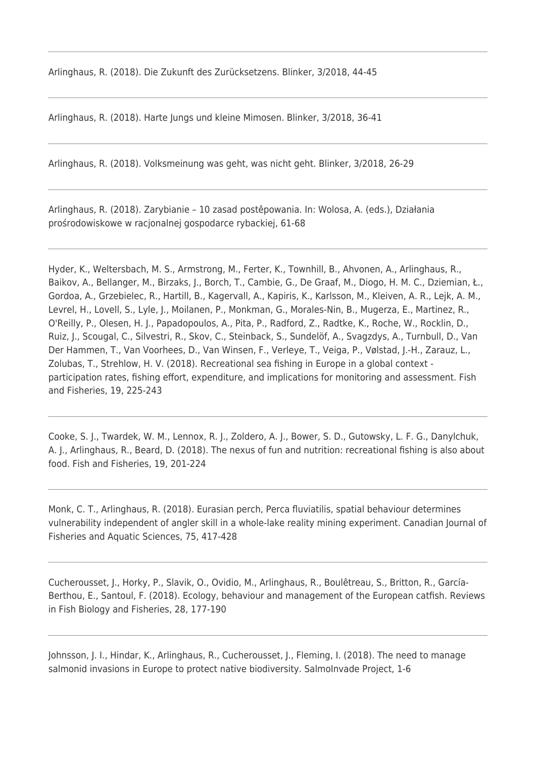---

Arlinghaus, R. (2018). Die Zukunft des Zurücksetzens. Blinker, 3/2018, 44-45

---

Arlinghaus, R. (2018). Harte Jungs und kleine Mimosen. Blinker, 3/2018, 36-41

---

Arlinghaus, R. (2018). Volksmeinung was geht, was nicht geht. Blinker, 3/2018, 26-29

---

Arlinghaus, R. (2018). Zarybianie – 10 zasad postêpowania. In: Wolosa, A. (eds.), Działania prośrodowiskowe w racjonalnej gospodarce rybackiej, 61-68

---

Hyder, K., Weltersbach, M. S., Armstrong, M., Ferter, K., Townhill, B., Ahvonen, A., Arlinghaus, R., Baikov, A., Bellanger, M., Birzaks, J., Borch, T., Cambie, G., De Graaf, M., Diogo, H. M. C., Dziemian, Ł., Gordoa, A., Grzebielec, R., Hartill, B., Kagervall, A., Kapiris, K., Karlsson, M., Kleiven, A. R., Lejk, A. M., Levrel, H., Lovell, S., Lyle, J., Moilanen, P., Monkman, G., Morales-Nin, B., Mugerza, E., Martinez, R., O'Reilly, P., Olesen, H. J., Papadopoulos, A., Pita, P., Radford, Z., Radtke, K., Roche, W., Rocklin, D., Ruiz, J., Scougal, C., Silvestri, R., Skov, C., Steinback, S., Sundelöf, A., Svagzdys, A., Turnbull, D., Van Der Hammen, T., Van Voorhees, D., Van Winsen, F., Verleye, T., Veiga, P., Vølstad, J.-H., Zarauz, L., Zolubas, T., Strehlow, H. V. (2018). Recreational sea fishing in Europe in a global context - participation rates, fishing effort, expenditure, and implications for monitoring and assessment. Fish and Fisheries, 19, 225-243

---

Cooke, S. J., Twardek, W. M., Lennox, R. J., Zoldero, A. J., Bower, S. D., Gutowsky, L. F. G., Danylchuk, A. J., Arlinghaus, R., Beard, D. (2018). The nexus of fun and nutrition: recreational fishing is also about food. Fish and Fisheries, 19, 201-224

---

Monk, C. T., Arlinghaus, R. (2018). Eurasian perch, Perca fluviatilis, spatial behaviour determines vulnerability independent of angler skill in a whole-lake reality mining experiment. Canadian Journal of Fisheries and Aquatic Sciences, 75, 417-428

---

Cucherousset, J., Horky, P., Slavik, O., Ovidio, M., Arlinghaus, R., Boulêtreau, S., Britton, R., García-Berthou, E., Santoul, F. (2018). Ecology, behaviour and management of the European catfish. Reviews in Fish Biology and Fisheries, 28, 177-190

---

Johnsson, J. I., Hindar, K., Arlinghaus, R., Cucherousset, J., Fleming, I. (2018). The need to manage salmonid invasions in Europe to protect native biodiversity. SalmoInvade Project, 1-6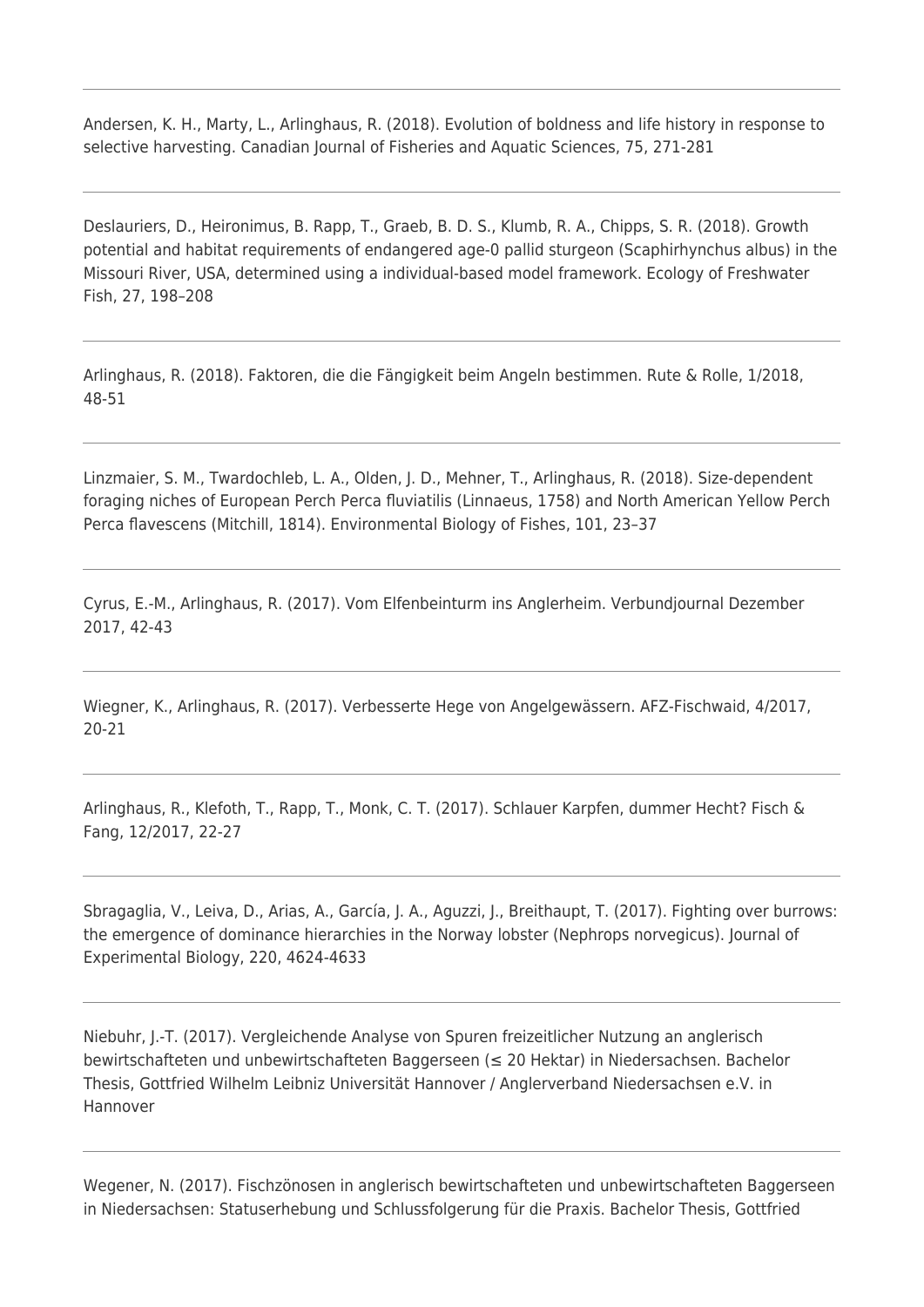---

Andersen, K. H., Marty, L., Arlinghaus, R. (2018). Evolution of boldness and life history in response to selective harvesting. Canadian Journal of Fisheries and Aquatic Sciences, 75, 271-281

---

Deslauriers, D., Heironimus, B. Rapp, T., Graeb, B. D. S., Klumb, R. A., Chipps, S. R. (2018). Growth potential and habitat requirements of endangered age-0 pallid sturgeon (Scaphirhynchus albus) in the Missouri River, USA, determined using a individual-based model framework. Ecology of Freshwater Fish, 27, 198–208

---

Arlinghaus, R. (2018). Faktoren, die die Fängigkeit beim Angeln bestimmen. Rute & Rolle, 1/2018, 48-51

---

Linzmaier, S. M., Twardochleb, L. A., Olden, J. D., Mehner, T., Arlinghaus, R. (2018). Size-dependent foraging niches of European Perch Perca fluviatilis (Linnaeus, 1758) and North American Yellow Perch Perca flavescens (Mitchill, 1814). Environmental Biology of Fishes, 101, 23–37

---

Cyrus, E.-M., Arlinghaus, R. (2017). Vom Elfenbeinturm ins Anglerheim. Verbundjournal Dezember 2017, 42-43

---

Wiegner, K., Arlinghaus, R. (2017). Verbesserte Hege von Angelgewässern. AFZ-Fischwaid, 4/2017, 20-21

---

Arlinghaus, R., Klefoth, T., Rapp, T., Monk, C. T. (2017). Schlauer Karpfen, dummer Hecht? Fisch & Fang, 12/2017, 22-27

---

Sbragaglia, V., Leiva, D., Arias, A., García, J. A., Aguzzi, J., Breithaupt, T. (2017). Fighting over burrows: the emergence of dominance hierarchies in the Norway lobster (Nephrops norvegicus). Journal of Experimental Biology, 220, 4624-4633

---

Niebuhr, J.-T. (2017). Vergleichende Analyse von Spuren freizeitlicher Nutzung an anglerisch bewirtschafteten und unbewirtschafteten Baggerseen (≤ 20 Hektar) in Niedersachsen. Bachelor Thesis, Gottfried Wilhelm Leibniz Universität Hannover / Anglerverband Niedersachsen e.V. in Hannover

---

Wegener, N. (2017). Fischzönosen in anglerisch bewirtschafteten und unbewirtschafteten Baggerseen in Niedersachsen: Statuserhebung und Schlussfolgerung für die Praxis. Bachelor Thesis, Gottfried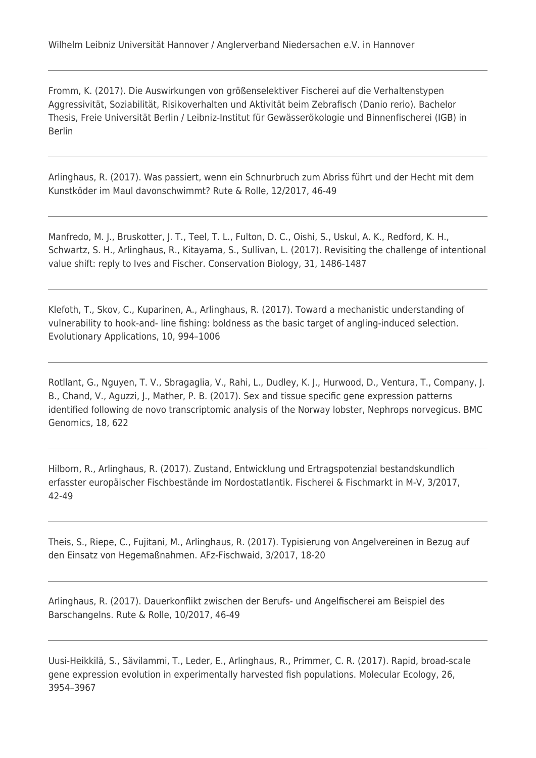Wilhelm Leibniz Universität Hannover / Anglerverband Niedersachen e.V. in Hannover

---

Fromm, K. (2017). Die Auswirkungen von größenselektiver Fischerei auf die Verhaltenstypen Aggressivität, Soziabilität, Risikoverhalten und Aktivität beim Zebrafisch (Danio rerio). Bachelor Thesis, Freie Universität Berlin / Leibniz-Institut für Gewässerökologie und Binnenfischerei (IGB) in Berlin

---

Arlinghaus, R. (2017). Was passiert, wenn ein Schnurbruch zum Abriss führt und der Hecht mit dem Kunstköder im Maul davonschwimmt? Rute & Rolle, 12/2017, 46-49

---

Manfredo, M. J., Bruskotter, J. T., Teel, T. L., Fulton, D. C., Oishi, S., Uskul, A. K., Redford, K. H., Schwartz, S. H., Arlinghaus, R., Kitayama, S., Sullivan, L. (2017). Revisiting the challenge of intentional value shift: reply to Ives and Fischer. Conservation Biology, 31, 1486-1487

---

Klefoth, T., Skov, C., Kuparinen, A., Arlinghaus, R. (2017). Toward a mechanistic understanding of vulnerability to hook-and- line fishing: boldness as the basic target of angling-induced selection. Evolutionary Applications, 10, 994–1006

---

Rotllant, G., Nguyen, T. V., Sbragaglia, V., Rahi, L., Dudley, K. J., Hurwood, D., Ventura, T., Company, J. B., Chand, V., Aguzzi, J., Mather, P. B. (2017). Sex and tissue specific gene expression patterns identified following de novo transcriptomic analysis of the Norway lobster, Nephrops norvegicus. BMC Genomics, 18, 622

---

Hilborn, R., Arlinghaus, R. (2017). Zustand, Entwicklung und Ertragspotenzial bestandskundlich erfasster europäischer Fischbestände im Nordostatlantik. Fischerei & Fischmarkt in M-V, 3/2017, 42-49

---

Theis, S., Riepe, C., Fujitani, M., Arlinghaus, R. (2017). Typisierung von Angelvereinen in Bezug auf den Einsatz von Hegemaßnahmen. AFz-Fischwaid, 3/2017, 18-20

---

Arlinghaus, R. (2017). Dauerkonflikt zwischen der Berufs- und Angelfischerei am Beispiel des Barschangelns. Rute & Rolle, 10/2017, 46-49

---

Uusi-Heikkilä, S., Sävilammi, T., Leder, E., Arlinghaus, R., Primmer, C. R. (2017). Rapid, broad-scale gene expression evolution in experimentally harvested fish populations. Molecular Ecology, 26, 3954–3967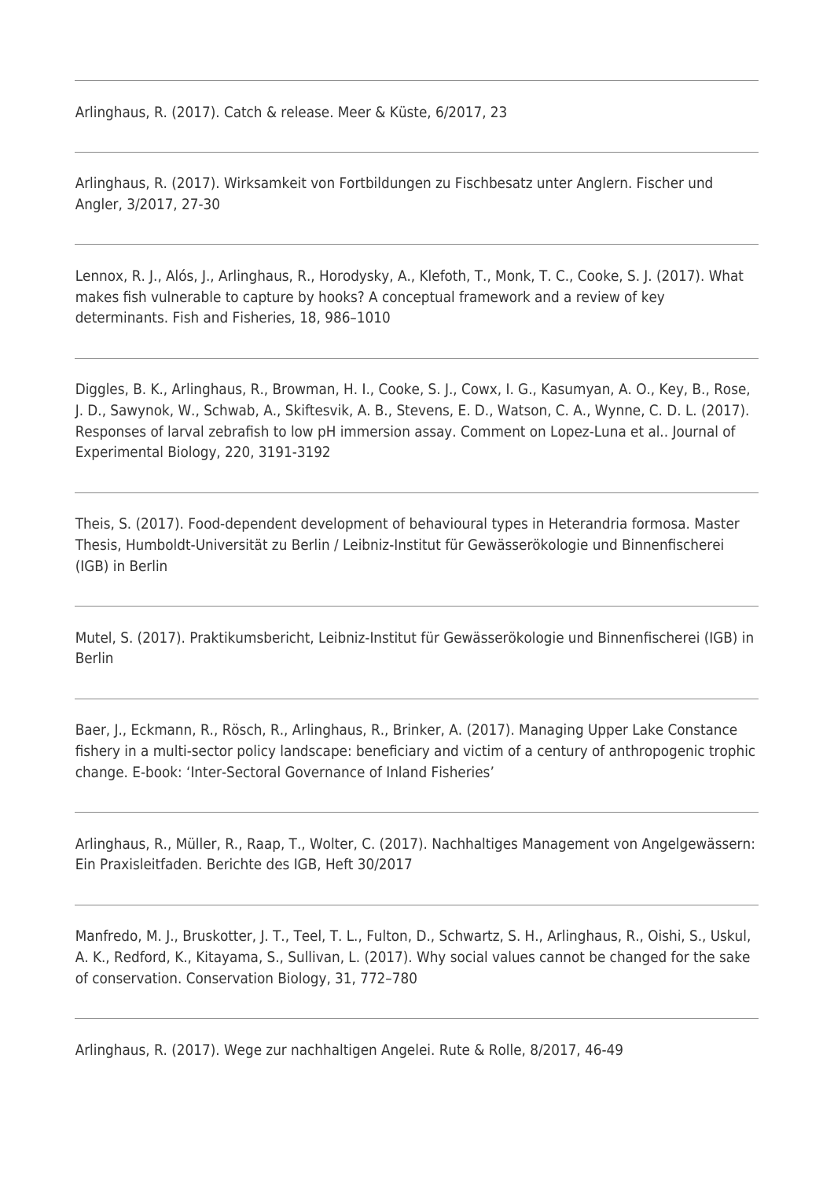---

Arlinghaus, R. (2017). Catch & release. Meer & Küste, 6/2017, 23

---

Arlinghaus, R. (2017). Wirksamkeit von Fortbildungen zu Fischbesatz unter Anglern. Fischer und Angler, 3/2017, 27-30

---

Lennox, R. J., Alós, J., Arlinghaus, R., Horodysky, A., Klefoth, T., Monk, T. C., Cooke, S. J. (2017). What makes fish vulnerable to capture by hooks? A conceptual framework and a review of key determinants. Fish and Fisheries, 18, 986–1010

---

Diggles, B. K., Arlinghaus, R., Browman, H. I., Cooke, S. J., Cowx, I. G., Kasumyan, A. O., Key, B., Rose, J. D., Sawynok, W., Schwab, A., Skiftesvik, A. B., Stevens, E. D., Watson, C. A., Wynne, C. D. L. (2017). Responses of larval zebrafish to low pH immersion assay. Comment on Lopez-Luna et al.. Journal of Experimental Biology, 220, 3191-3192

---

Theis, S. (2017). Food-dependent development of behavioural types in Heterandria formosa. Master Thesis, Humboldt-Universität zu Berlin / Leibniz-Institut für Gewässerökologie und Binnenfischerei (IGB) in Berlin

---

Mutel, S. (2017). Praktikumsbericht, Leibniz-Institut für Gewässerökologie und Binnenfischerei (IGB) in Berlin

---

Baer, J., Eckmann, R., Rösch, R., Arlinghaus, R., Brinker, A. (2017). Managing Upper Lake Constance fishery in a multi-sector policy landscape: beneficiary and victim of a century of anthropogenic trophic change. E-book: 'Inter-Sectoral Governance of Inland Fisheries'

---

Arlinghaus, R., Müller, R., Raap, T., Wolter, C. (2017). Nachhaltiges Management von Angelgewässern: Ein Praxisleitfaden. Berichte des IGB, Heft 30/2017

---

Manfredo, M. J., Bruskotter, J. T., Teel, T. L., Fulton, D., Schwartz, S. H., Arlinghaus, R., Oishi, S., Uskul, A. K., Redford, K., Kitayama, S., Sullivan, L. (2017). Why social values cannot be changed for the sake of conservation. Conservation Biology, 31, 772–780

---

Arlinghaus, R. (2017). Wege zur nachhaltigen Angelei. Rute & Rolle, 8/2017, 46-49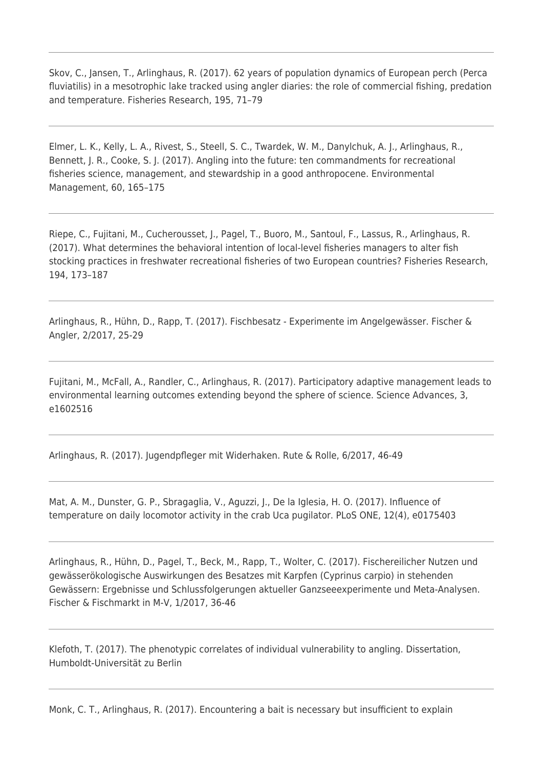Skov, C., Jansen, T., Arlinghaus, R. (2017). 62 years of population dynamics of European perch (Perca fluviatilis) in a mesotrophic lake tracked using angler diaries: the role of commercial fishing, predation and temperature. Fisheries Research, 195, 71–79

---

Elmer, L. K., Kelly, L. A., Rivest, S., Steell, S. C., Twardek, W. M., Danylchuk, A. J., Arlinghaus, R., Bennett, J. R., Cooke, S. J. (2017). Angling into the future: ten commandments for recreational fisheries science, management, and stewardship in a good anthropocene. Environmental Management, 60, 165–175

---

Riepe, C., Fujitani, M., Cucherousset, J., Pagel, T., Buoro, M., Santoul, F., Lassus, R., Arlinghaus, R. (2017). What determines the behavioral intention of local-level fisheries managers to alter fish stocking practices in freshwater recreational fisheries of two European countries? Fisheries Research, 194, 173–187

---

Arlinghaus, R., Hühn, D., Rapp, T. (2017). Fischbesatz - Experimente im Angelgewässer. Fischer & Angler, 2/2017, 25-29

---

Fujitani, M., McFall, A., Randler, C., Arlinghaus, R. (2017). Participatory adaptive management leads to environmental learning outcomes extending beyond the sphere of science. Science Advances, 3, e1602516

---

Arlinghaus, R. (2017). Jugendpfleger mit Widerhaken. Rute & Rolle, 6/2017, 46-49

---

Mat, A. M., Dunster, G. P., Sbragaglia, V., Aguzzi, J., De la Iglesia, H. O. (2017). Influence of temperature on daily locomotor activity in the crab Uca pugilator. PLoS ONE, 12(4), e0175403

---

Arlinghaus, R., Hühn, D., Pagel, T., Beck, M., Rapp, T., Wolter, C. (2017). Fischereilicher Nutzen und gewässerökologische Auswirkungen des Besatzes mit Karpfen (Cyprinus carpio) in stehenden Gewässern: Ergebnisse und Schlussfolgerungen aktueller Ganzseeexperimente und Meta-Analysen. Fischer & Fischmarkt in M-V, 1/2017, 36-46

---

Klefoth, T. (2017). The phenotypic correlates of individual vulnerability to angling. Dissertation, Humboldt-Universität zu Berlin

---

Monk, C. T., Arlinghaus, R. (2017). Encountering a bait is necessary but insufficient to explain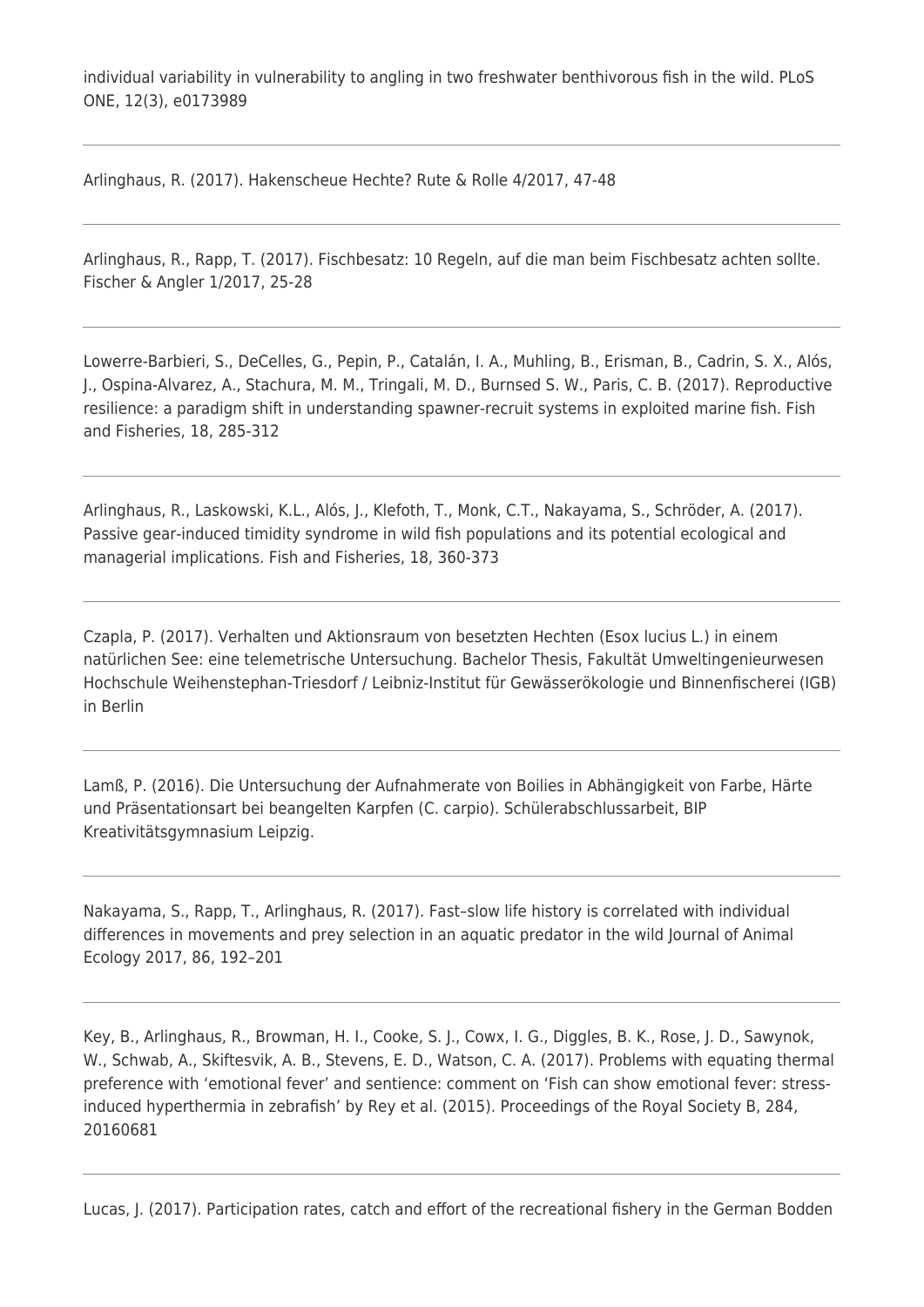individual variability in vulnerability to angling in two freshwater benthivorous fish in the wild. PLoS ONE, 12(3), e0173989

---

Arlinghaus, R. (2017). Hakenscheue Hechte? Rute & Rolle 4/2017, 47-48

---

Arlinghaus, R., Rapp, T. (2017). Fischbesatz: 10 Regeln, auf die man beim Fischbesatz achten sollte. Fischer & Angler 1/2017, 25-28

---

Lowerre-Barbieri, S., DeCelles, G., Pepin, P., Catalán, I. A., Muhling, B., Erisman, B., Cadrin, S. X., Alós, J., Ospina-Alvarez, A., Stachura, M. M., Tringali, M. D., Burnsed S. W., Paris, C. B. (2017). Reproductive resilience: a paradigm shift in understanding spawner-recruit systems in exploited marine fish. Fish and Fisheries, 18, 285-312

---

Arlinghaus, R., Laskowski, K.L., Alós, J., Klefoth, T., Monk, C.T., Nakayama, S., Schröder, A. (2017). Passive gear-induced timidity syndrome in wild fish populations and its potential ecological and managerial implications. Fish and Fisheries, 18, 360-373

---

Czapla, P. (2017). Verhalten und Aktionsraum von besetzten Hechten (Esox lucius L.) in einem natürlichen See: eine telemetrische Untersuchung. Bachelor Thesis, Fakultät Umweltingenieurwesen Hochschule Weihenstephan-Triesdorf / Leibniz-Institut für Gewässerökologie und Binnenfischerei (IGB) in Berlin

---

Lamß, P. (2016). Die Untersuchung der Aufnahmerate von Boilies in Abhängigkeit von Farbe, Härte und Präsentationsart bei beangelten Karpfen (C. carpio). Schülerabschlussarbeit, BIP Kreativitätsgymnasium Leipzig.

---

Nakayama, S., Rapp, T., Arlinghaus, R. (2017). Fast–slow life history is correlated with individual differences in movements and prey selection in an aquatic predator in the wild Journal of Animal Ecology 2017, 86, 192–201

---

Key, B., Arlinghaus, R., Browman, H. I., Cooke, S. J., Cowx, I. G., Diggles, B. K., Rose, J. D., Sawynok, W., Schwab, A., Skiftesvik, A. B., Stevens, E. D., Watson, C. A. (2017). Problems with equating thermal preference with 'emotional fever' and sentience: comment on 'Fish can show emotional fever: stress-induced hyperthermia in zebrafish' by Rey et al. (2015). Proceedings of the Royal Society B, 284, 20160681

---

Lucas, J. (2017). Participation rates, catch and effort of the recreational fishery in the German Bodden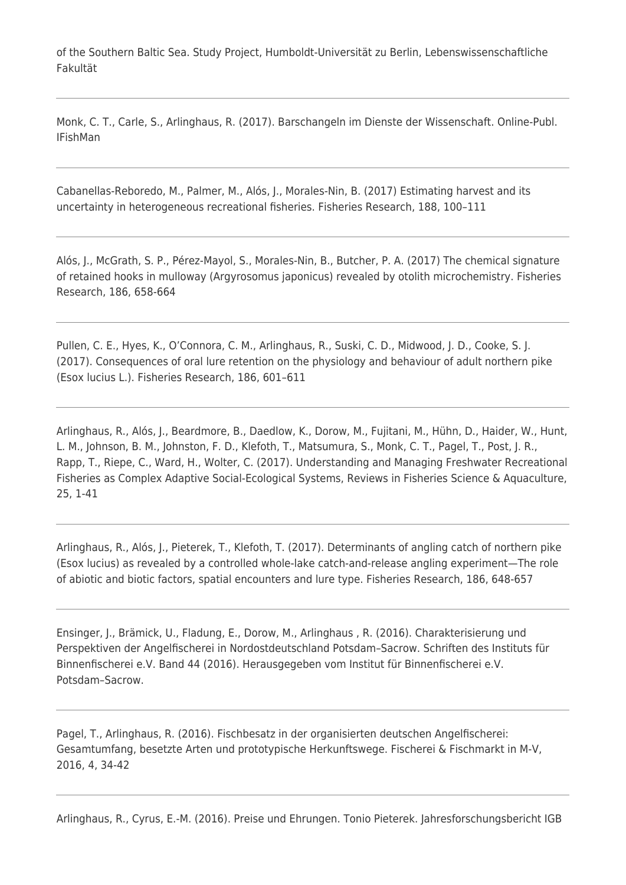of the Southern Baltic Sea. Study Project, Humboldt-Universität zu Berlin, Lebenswissenschaftliche Fakultät

---

Monk, C. T., Carle, S., Arlinghaus, R. (2017). Barschangeln im Dienste der Wissenschaft. Online-Publ. IFishMan

---

Cabanellas-Reboredo, M., Palmer, M., Alós, J., Morales-Nin, B. (2017) Estimating harvest and its uncertainty in heterogeneous recreational fisheries. Fisheries Research, 188, 100–111

---

Alós, J., McGrath, S. P., Pérez-Mayol, S., Morales-Nin, B., Butcher, P. A. (2017) The chemical signature of retained hooks in mulloway (Argyrosomus japonicus) revealed by otolith microchemistry. Fisheries Research, 186, 658-664

---

Pullen, C. E., Hyes, K., O'Connora, C. M., Arlinghaus, R., Suski, C. D., Midwood, J. D., Cooke, S. J. (2017). Consequences of oral lure retention on the physiology and behaviour of adult northern pike (Esox lucius L.). Fisheries Research, 186, 601–611

---

Arlinghaus, R., Alós, J., Beardmore, B., Daedlow, K., Dorow, M., Fujitani, M., Hühn, D., Haider, W., Hunt, L. M., Johnson, B. M., Johnston, F. D., Klefoth, T., Matsumura, S., Monk, C. T., Pagel, T., Post, J. R., Rapp, T., Riepe, C., Ward, H., Wolter, C. (2017). Understanding and Managing Freshwater Recreational Fisheries as Complex Adaptive Social-Ecological Systems, Reviews in Fisheries Science & Aquaculture, 25, 1-41

---

Arlinghaus, R., Alós, J., Pieterek, T., Klefoth, T. (2017). Determinants of angling catch of northern pike (Esox lucius) as revealed by a controlled whole-lake catch-and-release angling experiment—The role of abiotic and biotic factors, spatial encounters and lure type. Fisheries Research, 186, 648-657

---

Ensinger, J., Brämick, U., Fladung, E., Dorow, M., Arlinghaus , R. (2016). Charakterisierung und Perspektiven der Angelfischerei in Nordostdeutschland Potsdam–Sacrow. Schriften des Instituts für Binnenfischerei e.V. Band 44 (2016). Herausgegeben vom Institut für Binnenfischerei e.V. Potsdam–Sacrow.

---

Pagel, T., Arlinghaus, R. (2016). Fischbesatz in der organisierten deutschen Angelfischerei: Gesamtumfang, besetzte Arten und prototypische Herkunftswege. Fischerei & Fischmarkt in M-V, 2016, 4, 34-42

---

Arlinghaus, R., Cyrus, E.-M. (2016). Preise und Ehrungen. Tonio Pieterek. Jahresforschungsbericht IGB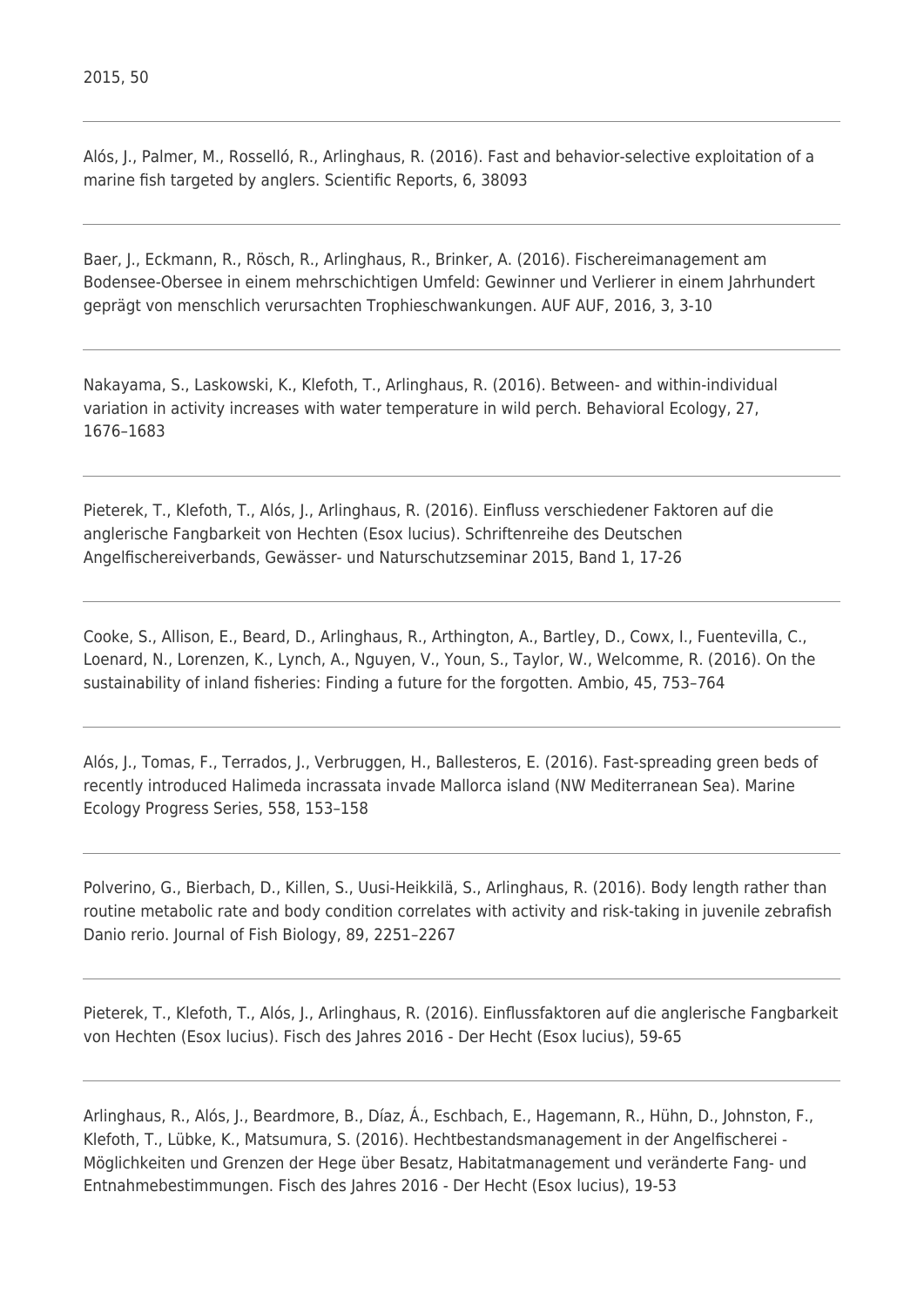2015, 50

---

Alós, J., Palmer, M., Rosselló, R., Arlinghaus, R. (2016). Fast and behavior-selective exploitation of a marine fish targeted by anglers. Scientific Reports, 6, 38093

---

Baer, J., Eckmann, R., Rösch, R., Arlinghaus, R., Brinker, A. (2016). Fischereimanagement am Bodensee-Obersee in einem mehrschichtigen Umfeld: Gewinner und Verlierer in einem Jahrhundert geprägt von menschlich verursachten Trophieschwankungen. AUF AUF, 2016, 3, 3-10

---

Nakayama, S., Laskowski, K., Klefoth, T., Arlinghaus, R. (2016). Between- and within-individual variation in activity increases with water temperature in wild perch. Behavioral Ecology, 27, 1676–1683

---

Pieterek, T., Klefoth, T., Alós, J., Arlinghaus, R. (2016). Einfluss verschiedener Faktoren auf die anglerische Fangbarkeit von Hechten (Esox lucius). Schriftenreihe des Deutschen Angelfischereiverbands, Gewässer- und Naturschutzseminar 2015, Band 1, 17-26

---

Cooke, S., Allison, E., Beard, D., Arlinghaus, R., Arthington, A., Bartley, D., Cowx, I., Fuentevilla, C., Loenard, N., Lorenzen, K., Lynch, A., Nguyen, V., Youn, S., Taylor, W., Welcomme, R. (2016). On the sustainability of inland fisheries: Finding a future for the forgotten. Ambio, 45, 753–764

---

Alós, J., Tomas, F., Terrados, J., Verbruggen, H., Ballesteros, E. (2016). Fast-spreading green beds of recently introduced Halimeda incrassata invade Mallorca island (NW Mediterranean Sea). Marine Ecology Progress Series, 558, 153–158

---

Polverino, G., Bierbach, D., Killen, S., Uusi-Heikkilä, S., Arlinghaus, R. (2016). Body length rather than routine metabolic rate and body condition correlates with activity and risk-taking in juvenile zebrafish Danio rerio. Journal of Fish Biology, 89, 2251–2267

---

Pieterek, T., Klefoth, T., Alós, J., Arlinghaus, R. (2016). Einflussfaktoren auf die anglerische Fangbarkeit von Hechten (Esox lucius). Fisch des Jahres 2016 - Der Hecht (Esox lucius), 59-65

---

Arlinghaus, R., Alós, J., Beardmore, B., Díaz, Á., Eschbach, E., Hagemann, R., Hühn, D., Johnston, F., Klefoth, T., Lübke, K., Matsumura, S. (2016). Hechtbestandsmanagement in der Angelfischerei - Möglichkeiten und Grenzen der Hege über Besatz, Habitatmanagement und veränderte Fang- und Entnahmebestimmungen. Fisch des Jahres 2016 - Der Hecht (Esox lucius), 19-53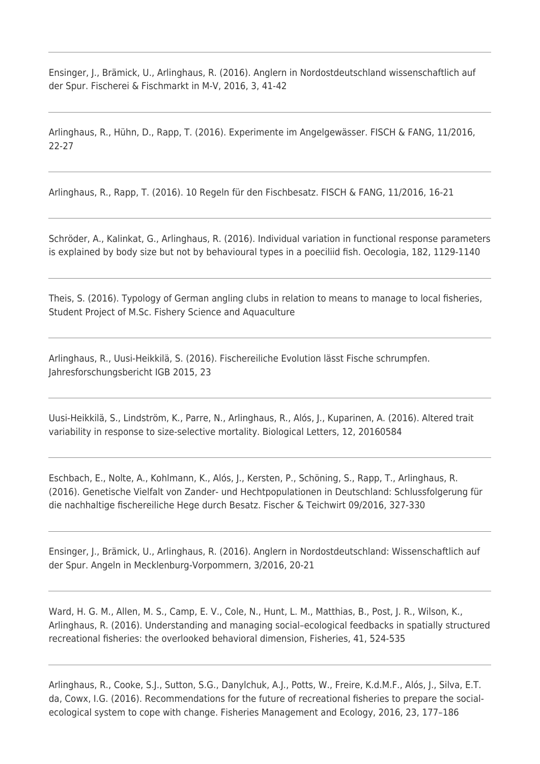Ensinger, J., Brämick, U., Arlinghaus, R. (2016). Anglern in Nordostdeutschland wissenschaftlich auf der Spur. Fischerei & Fischmarkt in M-V, 2016, 3, 41-42

---

Arlinghaus, R., Hühn, D., Rapp, T. (2016). Experimente im Angelgewässer. FISCH & FANG, 11/2016, 22-27

---

Arlinghaus, R., Rapp, T. (2016). 10 Regeln für den Fischbesatz. FISCH & FANG, 11/2016, 16-21

---

Schröder, A., Kalinkat, G., Arlinghaus, R. (2016). Individual variation in functional response parameters is explained by body size but not by behavioural types in a poeciliid fish. Oecologia, 182, 1129-1140

---

Theis, S. (2016). Typology of German angling clubs in relation to means to manage to local fisheries, Student Project of M.Sc. Fishery Science and Aquaculture

---

Arlinghaus, R., Uusi-Heikkilä, S. (2016). Fischereiliche Evolution lässt Fische schrumpfen. Jahresforschungsbericht IGB 2015, 23

---

Uusi-Heikkilä, S., Lindström, K., Parre, N., Arlinghaus, R., Alós, J., Kuparinen, A. (2016). Altered trait variability in response to size-selective mortality. Biological Letters, 12, 20160584

---

Eschbach, E., Nolte, A., Kohlmann, K., Alós, J., Kersten, P., Schöning, S., Rapp, T., Arlinghaus, R. (2016). Genetische Vielfalt von Zander- und Hechtpopulationen in Deutschland: Schlussfolgerung für die nachhaltige fischereiliche Hege durch Besatz. Fischer & Teichwirt 09/2016, 327-330

---

Ensinger, J., Brämick, U., Arlinghaus, R. (2016). Anglern in Nordostdeutschland: Wissenschaftlich auf der Spur. Angeln in Mecklenburg-Vorpommern, 3/2016, 20-21

---

Ward, H. G. M., Allen, M. S., Camp, E. V., Cole, N., Hunt, L. M., Matthias, B., Post, J. R., Wilson, K., Arlinghaus, R. (2016). Understanding and managing social–ecological feedbacks in spatially structured recreational fisheries: the overlooked behavioral dimension, Fisheries, 41, 524-535

---

Arlinghaus, R., Cooke, S.J., Sutton, S.G., Danylchuk, A.J., Potts, W., Freire, K.d.M.F., Alós, J., Silva, E.T. da, Cowx, I.G. (2016). Recommendations for the future of recreational fisheries to prepare the social-ecological system to cope with change. Fisheries Management and Ecology, 2016, 23, 177–186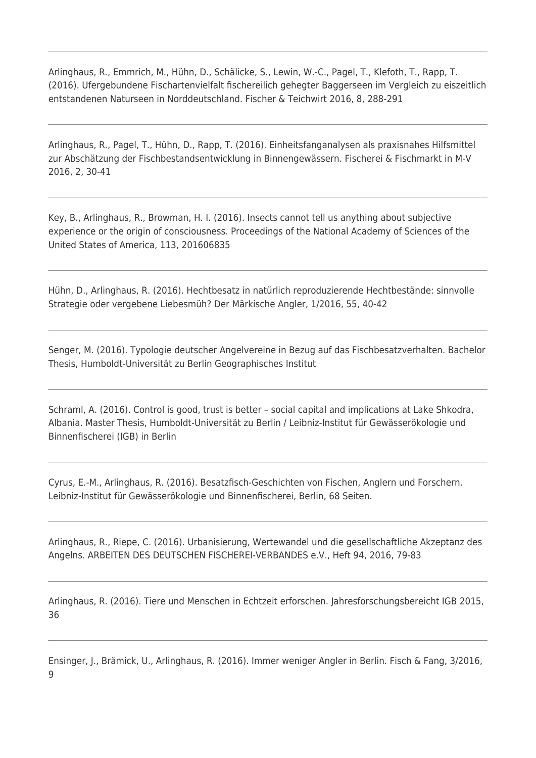---

Arlinghaus, R., Emmrich, M., Hühn, D., Schälicke, S., Lewin, W.-C., Pagel, T., Klefoth, T., Rapp, T. (2016). Ufergebundene Fischartenvielfalt fischereilich gehegter Baggerseen im Vergleich zu eiszeitlich entstandenen Naturseen in Norddeutschland. Fischer & Teichwirt 2016, 8, 288-291

---

Arlinghaus, R., Pagel, T., Hühn, D., Rapp, T. (2016). Einheitsfanganalysen als praxisnahes Hilfsmittel zur Abschätzung der Fischbestandsentwicklung in Binnengewässern. Fischerei & Fischmarkt in M-V 2016, 2, 30-41

---

Key, B., Arlinghaus, R., Browman, H. I. (2016). Insects cannot tell us anything about subjective experience or the origin of consciousness. Proceedings of the National Academy of Sciences of the United States of America, 113, 201606835

---

Hühn, D., Arlinghaus, R. (2016). Hechtbesatz in natürlich reproduzierende Hechtbestände: sinnvolle Strategie oder vergebene Liebesmüh? Der Märkische Angler, 1/2016, 55, 40-42

---

Senger, M. (2016). Typologie deutscher Angelvereine in Bezug auf das Fischbesatzverhalten. Bachelor Thesis, Humboldt-Universität zu Berlin Geographisches Institut

---

Schraml, A. (2016). Control is good, trust is better – social capital and implications at Lake Shkodra, Albania. Master Thesis, Humboldt-Universität zu Berlin / Leibniz-Institut für Gewässerökologie und Binnenfischerei (IGB) in Berlin

---

Cyrus, E.-M., Arlinghaus, R. (2016). Besatzfisch-Geschichten von Fischen, Anglern und Forschern. Leibniz-Institut für Gewässerökologie und Binnenfischerei, Berlin, 68 Seiten.

---

Arlinghaus, R., Riepe, C. (2016). Urbanisierung, Wertewandel und die gesellschaftliche Akzeptanz des Angelns. ARBEITEN DES DEUTSCHEN FISCHEREI-VERBANDES e.V., Heft 94, 2016, 79-83

---

Arlinghaus, R. (2016). Tiere und Menschen in Echtzeit erforschen. Jahresforschungsbereicht IGB 2015, 36

---

Ensinger, J., Brämick, U., Arlinghaus, R. (2016). Immer weniger Angler in Berlin. Fisch & Fang, 3/2016, 9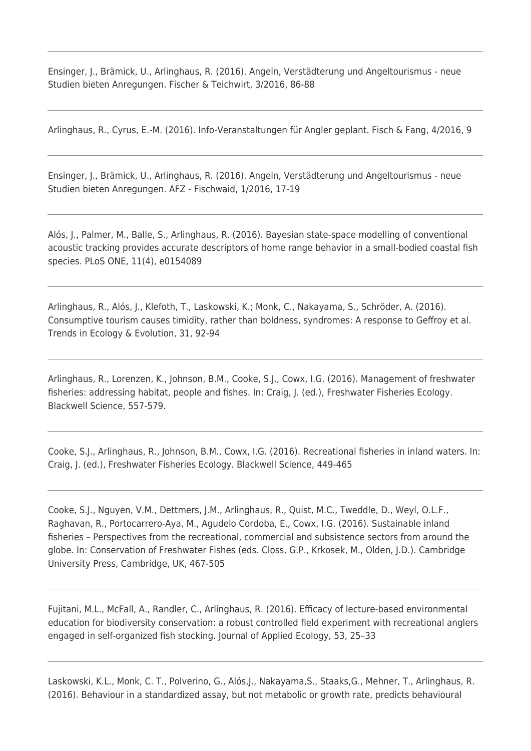---

Ensinger, J., Brämick, U., Arlinghaus, R. (2016). Angeln, Verstädterung und Angeltourismus - neue Studien bieten Anregungen. Fischer & Teichwirt, 3/2016, 86-88

---

Arlinghaus, R., Cyrus, E.-M. (2016). Info-Veranstaltungen für Angler geplant. Fisch & Fang, 4/2016, 9

---

Ensinger, J., Brämick, U., Arlinghaus, R. (2016). Angeln, Verstädterung und Angeltourismus - neue Studien bieten Anregungen. AFZ - Fischwaid, 1/2016, 17-19

---

Alós, J., Palmer, M., Balle, S., Arlinghaus, R. (2016). Bayesian state-space modelling of conventional acoustic tracking provides accurate descriptors of home range behavior in a small-bodied coastal fish species. PLoS ONE, 11(4), e0154089

---

Arlinghaus, R., Alós, J., Klefoth, T., Laskowski, K.; Monk, C., Nakayama, S., Schröder, A. (2016). Consumptive tourism causes timidity, rather than boldness, syndromes: A response to Geffroy et al. Trends in Ecology & Evolution, 31, 92-94

---

Arlinghaus, R., Lorenzen, K., Johnson, B.M., Cooke, S.J., Cowx, I.G. (2016). Management of freshwater fisheries: addressing habitat, people and fishes. In: Craig, J. (ed.), Freshwater Fisheries Ecology. Blackwell Science, 557-579.

---

Cooke, S.J., Arlinghaus, R., Johnson, B.M., Cowx, I.G. (2016). Recreational fisheries in inland waters. In: Craig, J. (ed.), Freshwater Fisheries Ecology. Blackwell Science, 449-465

---

Cooke, S.J., Nguyen, V.M., Dettmers, J.M., Arlinghaus, R., Quist, M.C., Tweddle, D., Weyl, O.L.F., Raghavan, R., Portocarrero-Aya, M., Agudelo Cordoba, E., Cowx, I.G. (2016). Sustainable inland fisheries – Perspectives from the recreational, commercial and subsistence sectors from around the globe. In: Conservation of Freshwater Fishes (eds. Closs, G.P., Krkosek, M., Olden, J.D.). Cambridge University Press, Cambridge, UK, 467-505

---

Fujitani, M.L., McFall, A., Randler, C., Arlinghaus, R. (2016). Efficacy of lecture-based environmental education for biodiversity conservation: a robust controlled field experiment with recreational anglers engaged in self-organized fish stocking. Journal of Applied Ecology, 53, 25–33

---

Laskowski, K.L., Monk, C. T., Polverino, G., Alós,J., Nakayama,S., Staaks,G., Mehner, T., Arlinghaus, R. (2016). Behaviour in a standardized assay, but not metabolic or growth rate, predicts behavioural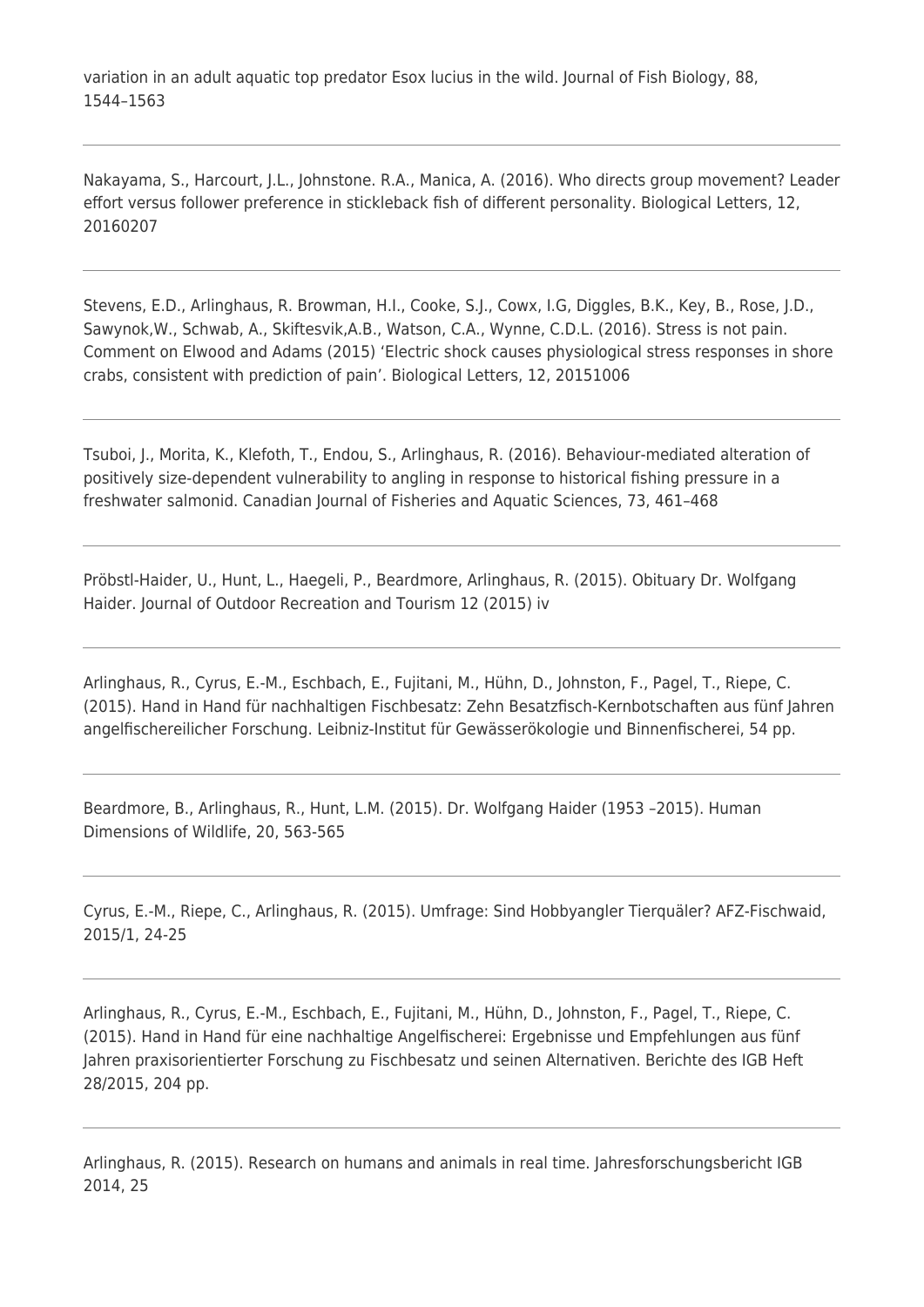variation in an adult aquatic top predator Esox lucius in the wild. Journal of Fish Biology, 88, 1544–1563

---

Nakayama, S., Harcourt, J.L., Johnstone. R.A., Manica, A. (2016). Who directs group movement? Leader effort versus follower preference in stickleback fish of different personality. Biological Letters, 12, 20160207

---

Stevens, E.D., Arlinghaus, R. Browman, H.I., Cooke, S.J., Cowx, I.G, Diggles, B.K., Key, B., Rose, J.D., Sawynok,W., Schwab, A., Skiftesvik,A.B., Watson, C.A., Wynne, C.D.L. (2016). Stress is not pain. Comment on Elwood and Adams (2015) 'Electric shock causes physiological stress responses in shore crabs, consistent with prediction of pain'. Biological Letters, 12, 20151006

---

Tsuboi, J., Morita, K., Klefoth, T., Endou, S., Arlinghaus, R. (2016). Behaviour-mediated alteration of positively size-dependent vulnerability to angling in response to historical fishing pressure in a freshwater salmonid. Canadian Journal of Fisheries and Aquatic Sciences, 73, 461–468

---

Pröbstl-Haider, U., Hunt, L., Haegeli, P., Beardmore, Arlinghaus, R. (2015). Obituary Dr. Wolfgang Haider. Journal of Outdoor Recreation and Tourism 12 (2015) iv

---

Arlinghaus, R., Cyrus, E.-M., Eschbach, E., Fujitani, M., Hühn, D., Johnston, F., Pagel, T., Riepe, C. (2015). Hand in Hand für nachhaltigen Fischbesatz: Zehn Besatzfisch-Kernbotschaften aus fünf Jahren angelfischereilicher Forschung. Leibniz-Institut für Gewässerökologie und Binnenfischerei, 54 pp.

---

Beardmore, B., Arlinghaus, R., Hunt, L.M. (2015). Dr. Wolfgang Haider (1953 –2015). Human Dimensions of Wildlife, 20, 563-565

---

Cyrus, E.-M., Riepe, C., Arlinghaus, R. (2015). Umfrage: Sind Hobbyangler Tierquäler? AFZ-Fischwaid, 2015/1, 24-25

---

Arlinghaus, R., Cyrus, E.-M., Eschbach, E., Fujitani, M., Hühn, D., Johnston, F., Pagel, T., Riepe, C. (2015). Hand in Hand für eine nachhaltige Angelfischerei: Ergebnisse und Empfehlungen aus fünf Jahren praxisorientierter Forschung zu Fischbesatz und seinen Alternativen. Berichte des IGB Heft 28/2015, 204 pp.

---

Arlinghaus, R. (2015). Research on humans and animals in real time. Jahresforschungsbericht IGB 2014, 25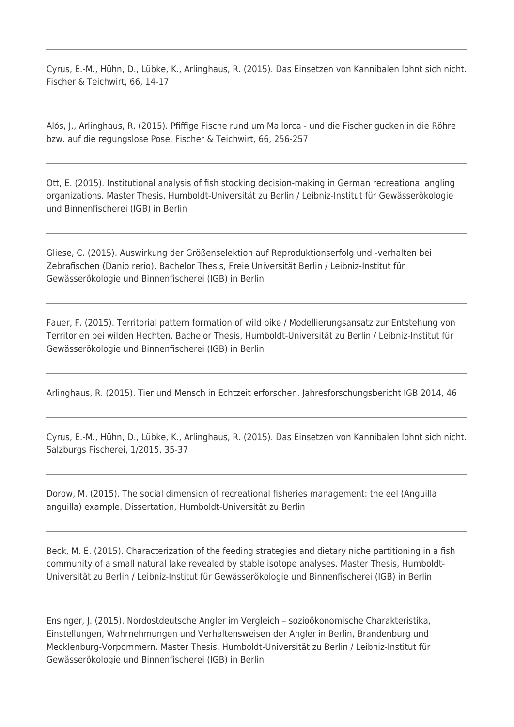---

Cyrus, E.-M., Hühn, D., Lübke, K., Arlinghaus, R. (2015). Das Einsetzen von Kannibalen lohnt sich nicht. Fischer & Teichwirt, 66, 14-17

---

Alós, J., Arlinghaus, R. (2015). Pfiffige Fische rund um Mallorca - und die Fischer gucken in die Röhre bzw. auf die regungslose Pose. Fischer & Teichwirt, 66, 256-257

---

Ott, E. (2015). Institutional analysis of fish stocking decision-making in German recreational angling organizations. Master Thesis, Humboldt-Universität zu Berlin / Leibniz-Institut für Gewässerökologie und Binnenfischerei (IGB) in Berlin

---

Gliese, C. (2015). Auswirkung der Größenselektion auf Reproduktionserfolg und -verhalten bei Zebrafischen (Danio rerio). Bachelor Thesis, Freie Universität Berlin / Leibniz-Institut für Gewässerökologie und Binnenfischerei (IGB) in Berlin

---

Fauer, F. (2015). Territorial pattern formation of wild pike / Modellierungsansatz zur Entstehung von Territorien bei wilden Hechten. Bachelor Thesis, Humboldt-Universität zu Berlin / Leibniz-Institut für Gewässerökologie und Binnenfischerei (IGB) in Berlin

---

Arlinghaus, R. (2015). Tier und Mensch in Echtzeit erforschen. Jahresforschungsbericht IGB 2014, 46

---

Cyrus, E.-M., Hühn, D., Lübke, K., Arlinghaus, R. (2015). Das Einsetzen von Kannibalen lohnt sich nicht. Salzburgs Fischerei, 1/2015, 35-37

---

Dorow, M. (2015). The social dimension of recreational fisheries management: the eel (Anguilla anguilla) example. Dissertation, Humboldt-Universität zu Berlin

---

Beck, M. E. (2015). Characterization of the feeding strategies and dietary niche partitioning in a fish community of a small natural lake revealed by stable isotope analyses. Master Thesis, Humboldt-Universität zu Berlin / Leibniz-Institut für Gewässerökologie und Binnenfischerei (IGB) in Berlin

---

Ensinger, J. (2015). Nordostdeutsche Angler im Vergleich – sozioökonomische Charakteristika, Einstellungen, Wahrnehmungen und Verhaltensweisen der Angler in Berlin, Brandenburg und Mecklenburg-Vorpommern. Master Thesis, Humboldt-Universität zu Berlin / Leibniz-Institut für Gewässerökologie und Binnenfischerei (IGB) in Berlin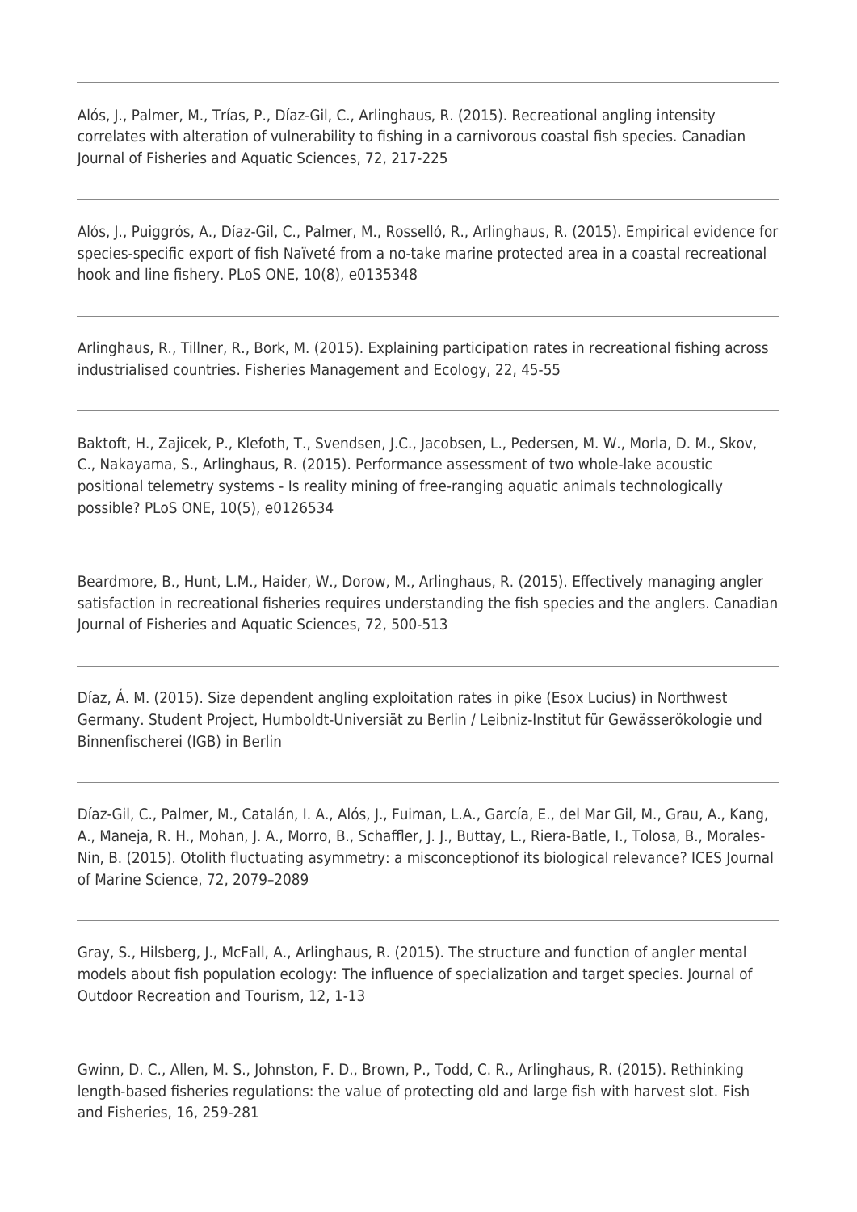Alós, J., Palmer, M., Trías, P., Díaz-Gil, C., Arlinghaus, R. (2015). Recreational angling intensity correlates with alteration of vulnerability to fishing in a carnivorous coastal fish species. Canadian Journal of Fisheries and Aquatic Sciences, 72, 217-225

---

Alós, J., Puiggrós, A., Díaz-Gil, C., Palmer, M., Rosselló, R., Arlinghaus, R. (2015). Empirical evidence for species-specific export of fish Naïveté from a no-take marine protected area in a coastal recreational hook and line fishery. PLoS ONE, 10(8), e0135348

---

Arlinghaus, R., Tillner, R., Bork, M. (2015). Explaining participation rates in recreational fishing across industrialised countries. Fisheries Management and Ecology, 22, 45-55

---

Baktoft, H., Zajicek, P., Klefoth, T., Svendsen, J.C., Jacobsen, L., Pedersen, M. W., Morla, D. M., Skov, C., Nakayama, S., Arlinghaus, R. (2015). Performance assessment of two whole-lake acoustic positional telemetry systems - Is reality mining of free-ranging aquatic animals technologically possible? PLoS ONE, 10(5), e0126534

---

Beardmore, B., Hunt, L.M., Haider, W., Dorow, M., Arlinghaus, R. (2015). Effectively managing angler satisfaction in recreational fisheries requires understanding the fish species and the anglers. Canadian Journal of Fisheries and Aquatic Sciences, 72, 500-513

---

Díaz, Á. M. (2015). Size dependent angling exploitation rates in pike (Esox Lucius) in Northwest Germany. Student Project, Humboldt-Universiät zu Berlin / Leibniz-Institut für Gewässerökologie und Binnenfischerei (IGB) in Berlin

---

Díaz-Gil, C., Palmer, M., Catalán, I. A., Alós, J., Fuiman, L.A., García, E., del Mar Gil, M., Grau, A., Kang, A., Maneja, R. H., Mohan, J. A., Morro, B., Schaffler, J. J., Buttay, L., Riera-Batle, I., Tolosa, B., Morales-Nin, B. (2015). Otolith fluctuating asymmetry: a misconceptionof its biological relevance? ICES Journal of Marine Science, 72, 2079–2089

---

Gray, S., Hilsberg, J., McFall, A., Arlinghaus, R. (2015). The structure and function of angler mental models about fish population ecology: The influence of specialization and target species. Journal of Outdoor Recreation and Tourism, 12, 1-13

---

Gwinn, D. C., Allen, M. S., Johnston, F. D., Brown, P., Todd, C. R., Arlinghaus, R. (2015). Rethinking length-based fisheries regulations: the value of protecting old and large fish with harvest slot. Fish and Fisheries, 16, 259-281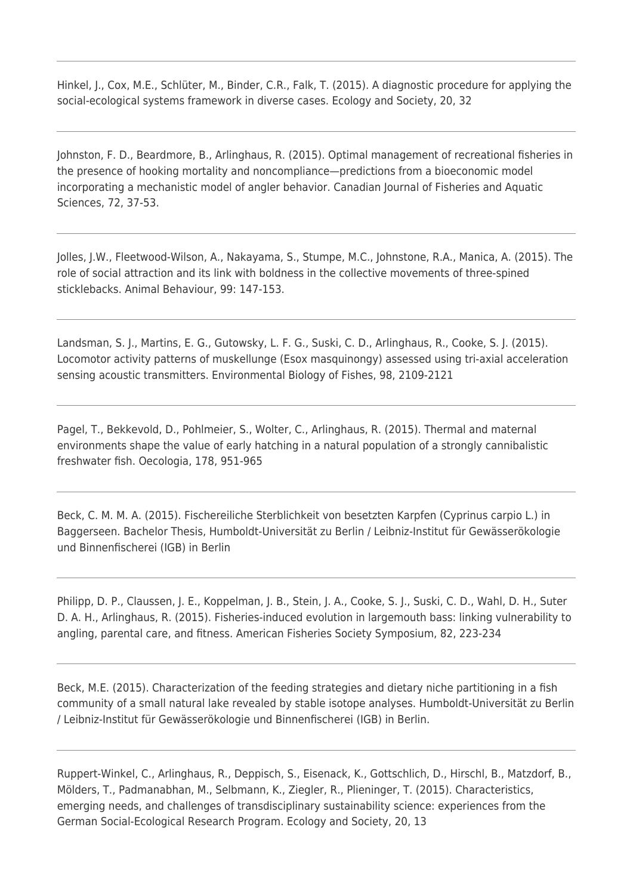Hinkel, J., Cox, M.E., Schlüter, M., Binder, C.R., Falk, T. (2015). A diagnostic procedure for applying the social-ecological systems framework in diverse cases. Ecology and Society, 20, 32

---

Johnston, F. D., Beardmore, B., Arlinghaus, R. (2015). Optimal management of recreational fisheries in the presence of hooking mortality and noncompliance—predictions from a bioeconomic model incorporating a mechanistic model of angler behavior. Canadian Journal of Fisheries and Aquatic Sciences, 72, 37-53.

---

Jolles, J.W., Fleetwood-Wilson, A., Nakayama, S., Stumpe, M.C., Johnstone, R.A., Manica, A. (2015). The role of social attraction and its link with boldness in the collective movements of three-spined sticklebacks. Animal Behaviour, 99: 147-153.

---

Landsman, S. J., Martins, E. G., Gutowsky, L. F. G., Suski, C. D., Arlinghaus, R., Cooke, S. J. (2015). Locomotor activity patterns of muskellunge (Esox masquinongy) assessed using tri-axial acceleration sensing acoustic transmitters. Environmental Biology of Fishes, 98, 2109-2121

---

Pagel, T., Bekkevold, D., Pohlmeier, S., Wolter, C., Arlinghaus, R. (2015). Thermal and maternal environments shape the value of early hatching in a natural population of a strongly cannibalistic freshwater fish. Oecologia, 178, 951-965

---

Beck, C. M. M. A. (2015). Fischereiliche Sterblichkeit von besetzten Karpfen (Cyprinus carpio L.) in Baggerseen. Bachelor Thesis, Humboldt-Universität zu Berlin / Leibniz-Institut für Gewässerökologie und Binnenfischerei (IGB) in Berlin

---

Philipp, D. P., Claussen, J. E., Koppelman, J. B., Stein, J. A., Cooke, S. J., Suski, C. D., Wahl, D. H., Suter D. A. H., Arlinghaus, R. (2015). Fisheries-induced evolution in largemouth bass: linking vulnerability to angling, parental care, and fitness. American Fisheries Society Symposium, 82, 223-234

---

Beck, M.E. (2015). Characterization of the feeding strategies and dietary niche partitioning in a fish community of a small natural lake revealed by stable isotope analyses. Humboldt-Universität zu Berlin / Leibniz-Institut für Gewässerökologie und Binnenfischerei (IGB) in Berlin.

---

Ruppert-Winkel, C., Arlinghaus, R., Deppisch, S., Eisenack, K., Gottschlich, D., Hirschl, B., Matzdorf, B., Mölders, T., Padmanabhan, M., Selbmann, K., Ziegler, R., Plieninger, T. (2015). Characteristics, emerging needs, and challenges of transdisciplinary sustainability science: experiences from the German Social-Ecological Research Program. Ecology and Society, 20, 13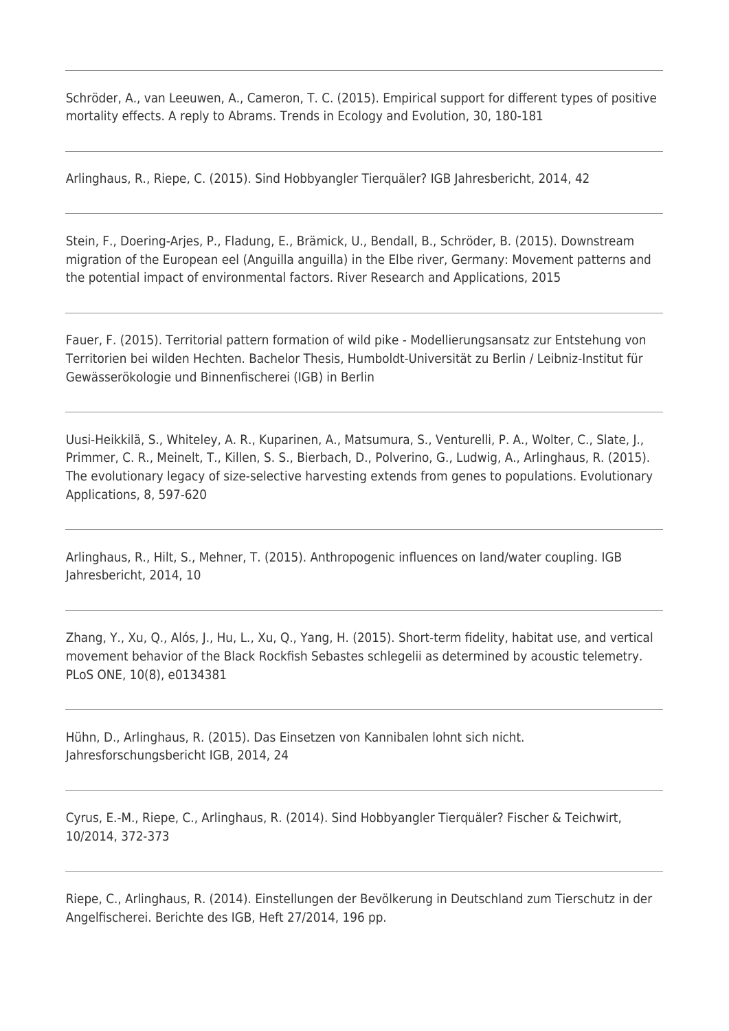Schröder, A., van Leeuwen, A., Cameron, T. C. (2015). Empirical support for different types of positive mortality effects. A reply to Abrams. Trends in Ecology and Evolution, 30, 180-181

---

Arlinghaus, R., Riepe, C. (2015). Sind Hobbyangler Tierquäler? IGB Jahresbericht, 2014, 42

---

Stein, F., Doering-Arjes, P., Fladung, E., Brämick, U., Bendall, B., Schröder, B. (2015). Downstream migration of the European eel (Anguilla anguilla) in the Elbe river, Germany: Movement patterns and the potential impact of environmental factors. River Research and Applications, 2015

---

Fauer, F. (2015). Territorial pattern formation of wild pike - Modellierungsansatz zur Entstehung von Territorien bei wilden Hechten. Bachelor Thesis, Humboldt-Universität zu Berlin / Leibniz-Institut für Gewässerökologie und Binnenfischerei (IGB) in Berlin

---

Uusi-Heikkilä, S., Whiteley, A. R., Kuparinen, A., Matsumura, S., Venturelli, P. A., Wolter, C., Slate, J., Primmer, C. R., Meinelt, T., Killen, S. S., Bierbach, D., Polverino, G., Ludwig, A., Arlinghaus, R. (2015). The evolutionary legacy of size-selective harvesting extends from genes to populations. Evolutionary Applications, 8, 597-620

---

Arlinghaus, R., Hilt, S., Mehner, T. (2015). Anthropogenic influences on land/water coupling. IGB Jahresbericht, 2014, 10

---

Zhang, Y., Xu, Q., Alós, J., Hu, L., Xu, Q., Yang, H. (2015). Short-term fidelity, habitat use, and vertical movement behavior of the Black Rockfish Sebastes schlegelii as determined by acoustic telemetry. PLoS ONE, 10(8), e0134381

---

Hühn, D., Arlinghaus, R. (2015). Das Einsetzen von Kannibalen lohnt sich nicht. Jahresforschungsbericht IGB, 2014, 24

---

Cyrus, E.-M., Riepe, C., Arlinghaus, R. (2014). Sind Hobbyangler Tierquäler? Fischer & Teichwirt, 10/2014, 372-373

---

Riepe, C., Arlinghaus, R. (2014). Einstellungen der Bevölkerung in Deutschland zum Tierschutz in der Angelfischerei. Berichte des IGB, Heft 27/2014, 196 pp.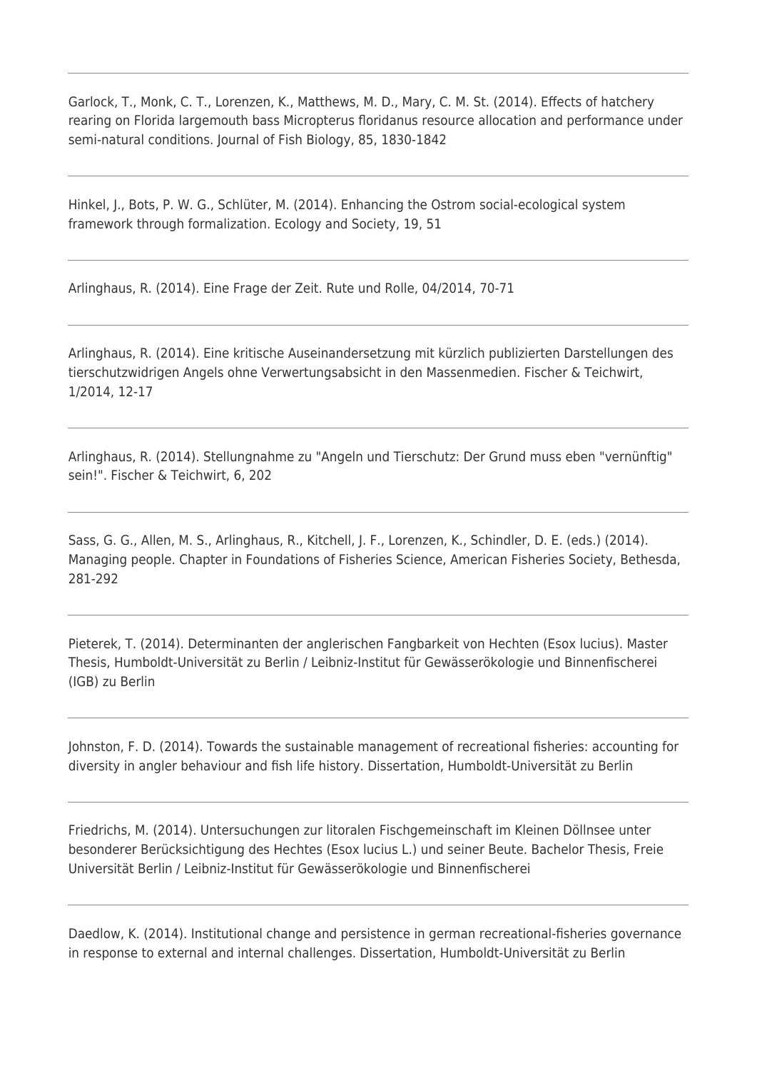Garlock, T., Monk, C. T., Lorenzen, K., Matthews, M. D., Mary, C. M. St. (2014). Effects of hatchery rearing on Florida largemouth bass Micropterus floridanus resource allocation and performance under semi-natural conditions. Journal of Fish Biology, 85, 1830-1842

---

Hinkel, J., Bots, P. W. G., Schlüter, M. (2014). Enhancing the Ostrom social-ecological system framework through formalization. Ecology and Society, 19, 51

---

Arlinghaus, R. (2014). Eine Frage der Zeit. Rute und Rolle, 04/2014, 70-71

---

Arlinghaus, R. (2014). Eine kritische Auseinandersetzung mit kürzlich publizierten Darstellungen des tierschutzwidrigen Angels ohne Verwertungsabsicht in den Massenmedien. Fischer & Teichwirt, 1/2014, 12-17

---

Arlinghaus, R. (2014). Stellungnahme zu "Angeln und Tierschutz: Der Grund muss eben "vernünftig" sein!". Fischer & Teichwirt, 6, 202

---

Sass, G. G., Allen, M. S., Arlinghaus, R., Kitchell, J. F., Lorenzen, K., Schindler, D. E. (eds.) (2014). Managing people. Chapter in Foundations of Fisheries Science, American Fisheries Society, Bethesda, 281-292

---

Pieterek, T. (2014). Determinanten der anglerischen Fangbarkeit von Hechten (Esox lucius). Master Thesis, Humboldt-Universität zu Berlin / Leibniz-Institut für Gewässerökologie und Binnenfischerei (IGB) zu Berlin

---

Johnston, F. D. (2014). Towards the sustainable management of recreational fisheries: accounting for diversity in angler behaviour and fish life history. Dissertation, Humboldt-Universität zu Berlin

---

Friedrichs, M. (2014). Untersuchungen zur litoralen Fischgemeinschaft im Kleinen Döllnsee unter besonderer Berücksichtigung des Hechtes (Esox lucius L.) und seiner Beute. Bachelor Thesis, Freie Universität Berlin / Leibniz-Institut für Gewässerökologie und Binnenfischerei

---

Daedlow, K. (2014). Institutional change and persistence in german recreational-fisheries governance in response to external and internal challenges. Dissertation, Humboldt-Universität zu Berlin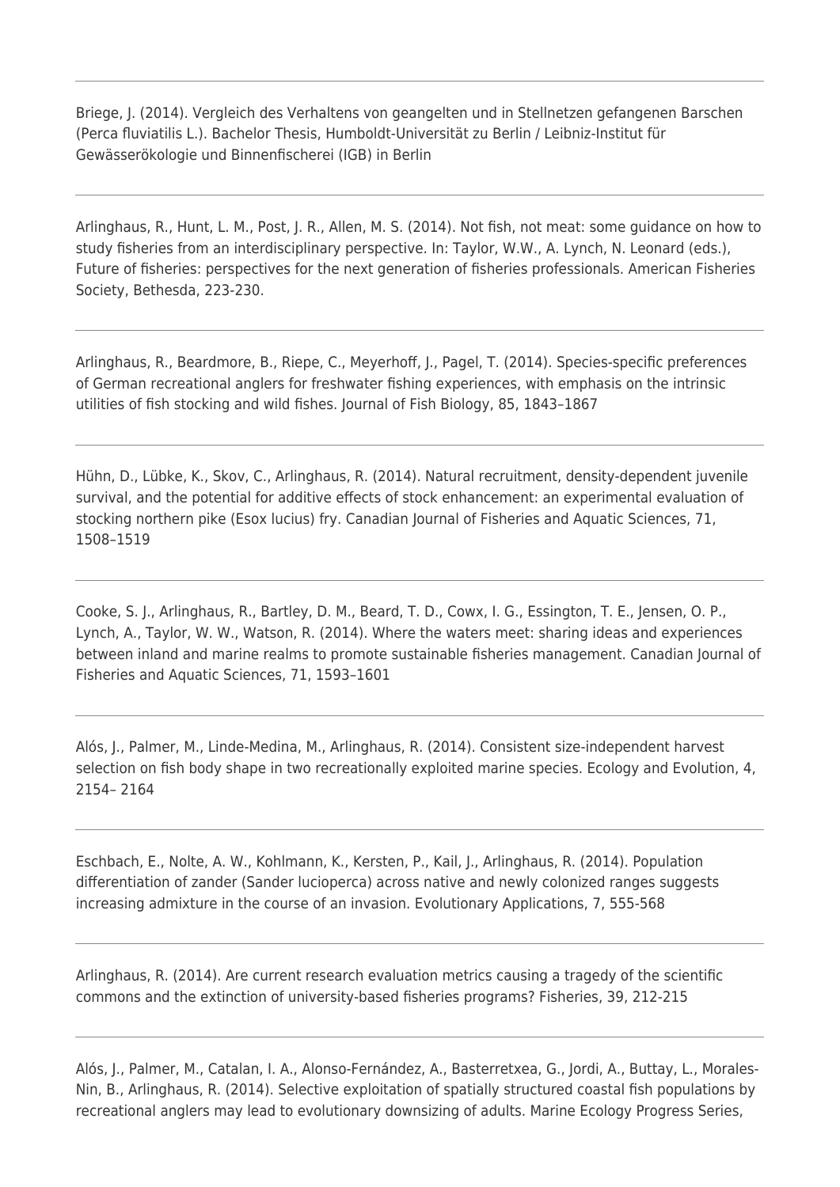---

Briege, J. (2014). Vergleich des Verhaltens von geangelten und in Stellnetzen gefangenen Barschen (Perca fluviatilis L.). Bachelor Thesis, Humboldt-Universität zu Berlin / Leibniz-Institut für Gewässerökologie und Binnenfischerei (IGB) in Berlin

---

Arlinghaus, R., Hunt, L. M., Post, J. R., Allen, M. S. (2014). Not fish, not meat: some guidance on how to study fisheries from an interdisciplinary perspective. In: Taylor, W.W., A. Lynch, N. Leonard (eds.), Future of fisheries: perspectives for the next generation of fisheries professionals. American Fisheries Society, Bethesda, 223-230.

---

Arlinghaus, R., Beardmore, B., Riepe, C., Meyerhoff, J., Pagel, T. (2014). Species-specific preferences of German recreational anglers for freshwater fishing experiences, with emphasis on the intrinsic utilities of fish stocking and wild fishes. Journal of Fish Biology, 85, 1843–1867

---

Hühn, D., Lübke, K., Skov, C., Arlinghaus, R. (2014). Natural recruitment, density-dependent juvenile survival, and the potential for additive effects of stock enhancement: an experimental evaluation of stocking northern pike (Esox lucius) fry. Canadian Journal of Fisheries and Aquatic Sciences, 71, 1508–1519

---

Cooke, S. J., Arlinghaus, R., Bartley, D. M., Beard, T. D., Cowx, I. G., Essington, T. E., Jensen, O. P., Lynch, A., Taylor, W. W., Watson, R. (2014). Where the waters meet: sharing ideas and experiences between inland and marine realms to promote sustainable fisheries management. Canadian Journal of Fisheries and Aquatic Sciences, 71, 1593–1601

---

Alós, J., Palmer, M., Linde-Medina, M., Arlinghaus, R. (2014). Consistent size-independent harvest selection on fish body shape in two recreationally exploited marine species. Ecology and Evolution, 4, 2154– 2164

---

Eschbach, E., Nolte, A. W., Kohlmann, K., Kersten, P., Kail, J., Arlinghaus, R. (2014). Population differentiation of zander (Sander lucioperca) across native and newly colonized ranges suggests increasing admixture in the course of an invasion. Evolutionary Applications, 7, 555-568

---

Arlinghaus, R. (2014). Are current research evaluation metrics causing a tragedy of the scientific commons and the extinction of university-based fisheries programs? Fisheries, 39, 212-215

---

Alós, J., Palmer, M., Catalan, I. A., Alonso-Fernández, A., Basterretxea, G., Jordi, A., Buttay, L., Morales-Nin, B., Arlinghaus, R. (2014). Selective exploitation of spatially structured coastal fish populations by recreational anglers may lead to evolutionary downsizing of adults. Marine Ecology Progress Series,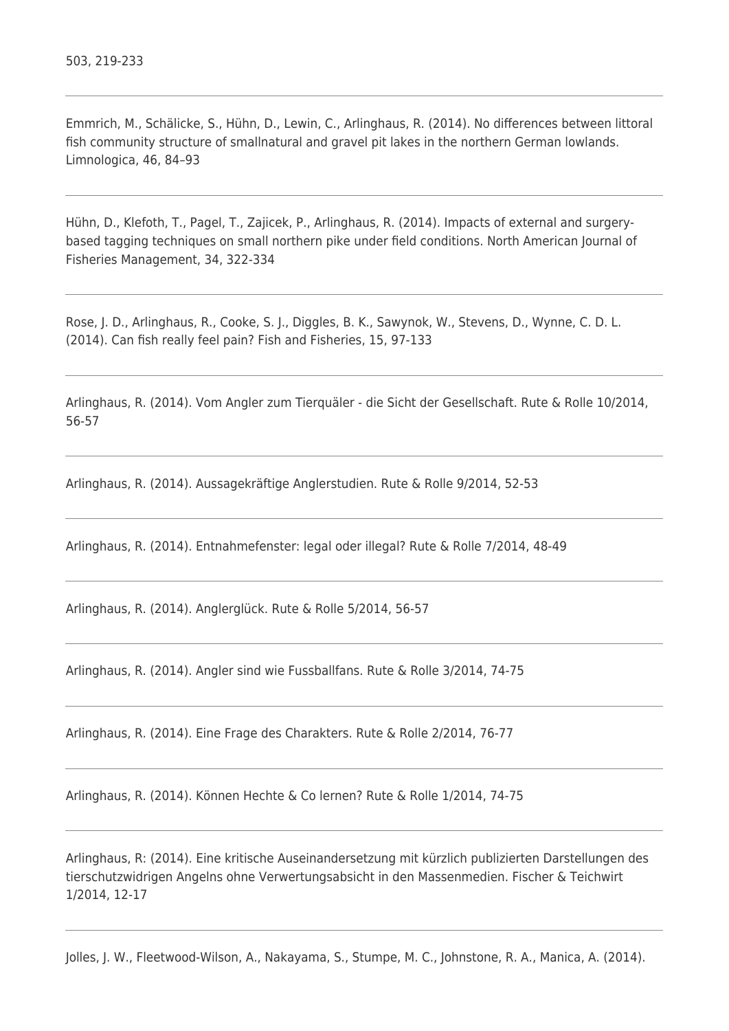503, 219-233

---

Emmrich, M., Schälicke, S., Hühn, D., Lewin, C., Arlinghaus, R. (2014). No differences between littoral fish community structure of smallnatural and gravel pit lakes in the northern German lowlands. Limnologica, 46, 84–93

---

Hühn, D., Klefoth, T., Pagel, T., Zajicek, P., Arlinghaus, R. (2014). Impacts of external and surgery-based tagging techniques on small northern pike under field conditions. North American Journal of Fisheries Management, 34, 322-334

---

Rose, J. D., Arlinghaus, R., Cooke, S. J., Diggles, B. K., Sawynok, W., Stevens, D., Wynne, C. D. L. (2014). Can fish really feel pain? Fish and Fisheries, 15, 97-133

---

Arlinghaus, R. (2014). Vom Angler zum Tierquäler - die Sicht der Gesellschaft. Rute & Rolle 10/2014, 56-57

---

Arlinghaus, R. (2014). Aussagekräftige Anglerstudien. Rute & Rolle 9/2014, 52-53

---

Arlinghaus, R. (2014). Entnahmefenster: legal oder illegal? Rute & Rolle 7/2014, 48-49

---

Arlinghaus, R. (2014). Anglerglück. Rute & Rolle 5/2014, 56-57

---

Arlinghaus, R. (2014). Angler sind wie Fussballfans. Rute & Rolle 3/2014, 74-75

---

Arlinghaus, R. (2014). Eine Frage des Charakters. Rute & Rolle 2/2014, 76-77

---

Arlinghaus, R. (2014). Können Hechte & Co lernen? Rute & Rolle 1/2014, 74-75

---

Arlinghaus, R: (2014). Eine kritische Auseinandersetzung mit kürzlich publizierten Darstellungen des tierschutzwidrigen Angelns ohne Verwertungsabsicht in den Massenmedien. Fischer & Teichwirt 1/2014, 12-17

---

Jolles, J. W., Fleetwood-Wilson, A., Nakayama, S., Stumpe, M. C., Johnstone, R. A., Manica, A. (2014).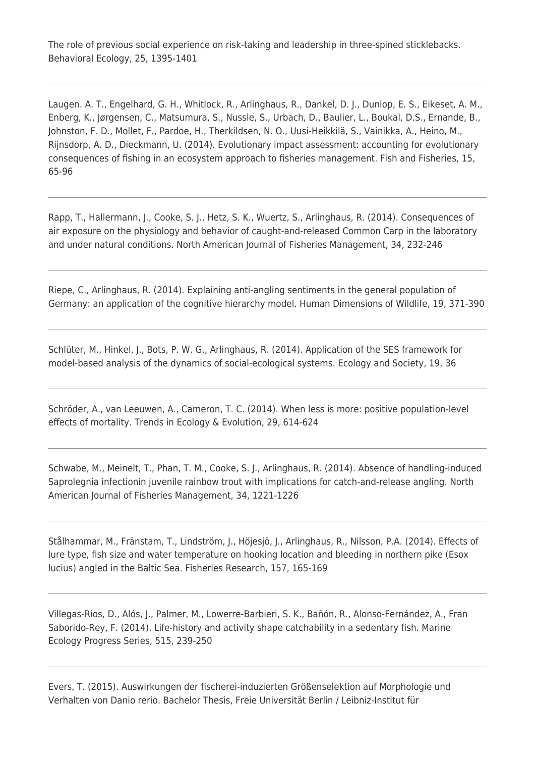The role of previous social experience on risk-taking and leadership in three-spined sticklebacks. Behavioral Ecology, 25, 1395-1401

---

Laugen. A. T., Engelhard, G. H., Whitlock, R., Arlinghaus, R., Dankel, D. J., Dunlop, E. S., Eikeset, A. M., Enberg, K., Jørgensen, C., Matsumura, S., Nussle, S., Urbach, D., Baulier, L., Boukal, D.S., Ernande, B., Johnston, F. D., Mollet, F., Pardoe, H., Therkildsen, N. O., Uusi-Heikkilä, S., Vainikka, A., Heino, M., Rijnsdorp, A. D., Dieckmann, U. (2014). Evolutionary impact assessment: accounting for evolutionary consequences of fishing in an ecosystem approach to fisheries management. Fish and Fisheries, 15, 65-96

---

Rapp, T., Hallermann, J., Cooke, S. J., Hetz, S. K., Wuertz, S., Arlinghaus, R. (2014). Consequences of air exposure on the physiology and behavior of caught-and-released Common Carp in the laboratory and under natural conditions. North American Journal of Fisheries Management, 34, 232-246

---

Riepe, C., Arlinghaus, R. (2014). Explaining anti-angling sentiments in the general population of Germany: an application of the cognitive hierarchy model. Human Dimensions of Wildlife, 19, 371-390

---

Schlüter, M., Hinkel, J., Bots, P. W. G., Arlinghaus, R. (2014). Application of the SES framework for model-based analysis of the dynamics of social-ecological systems. Ecology and Society, 19, 36

---

Schröder, A., van Leeuwen, A., Cameron, T. C. (2014). When less is more: positive population-level effects of mortality. Trends in Ecology & Evolution, 29, 614-624

---

Schwabe, M., Meinelt, T., Phan, T. M., Cooke, S. J., Arlinghaus, R. (2014). Absence of handling-induced Saprolegnia infectionin juvenile rainbow trout with implications for catch-and-release angling. North American Journal of Fisheries Management, 34, 1221-1226

---

Stålhammar, M., Fränstam, T., Lindström, J., Höjesjö, J., Arlinghaus, R., Nilsson, P.A. (2014). Effects of lure type, fish size and water temperature on hooking location and bleeding in northern pike (Esox lucius) angled in the Baltic Sea. Fisheries Research, 157, 165-169

---

Villegas-Ríos, D., Alós, J., Palmer, M., Lowerre-Barbieri, S. K., Bañón, R., Alonso-Fernández, A., Fran Saborido-Rey, F. (2014). Life-history and activity shape catchability in a sedentary fish. Marine Ecology Progress Series, 515, 239-250

---

Evers, T. (2015). Auswirkungen der fischerei-induzierten Größenselektion auf Morphologie und Verhalten von Danio rerio. Bachelor Thesis, Freie Universität Berlin / Leibniz-Institut für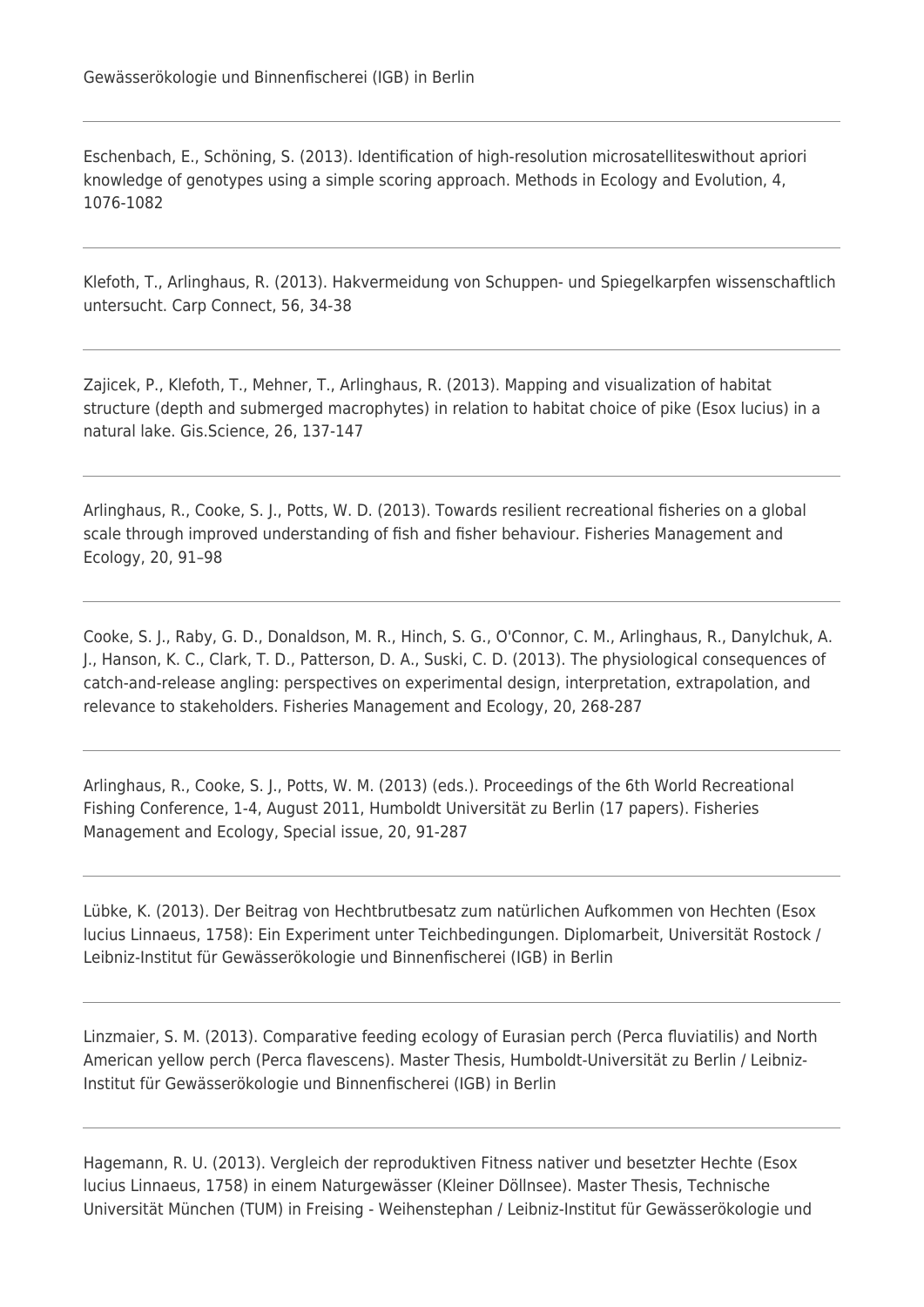Gewässerökologie und Binnenfischerei (IGB) in Berlin

---

Eschenbach, E., Schöning, S. (2013). Identification of high-resolution microsatelliteswithout apriori knowledge of genotypes using a simple scoring approach. Methods in Ecology and Evolution, 4, 1076-1082

---

Klefoth, T., Arlinghaus, R. (2013). Hakvermeidung von Schuppen- und Spiegelkarpfen wissenschaftlich untersucht. Carp Connect, 56, 34-38

---

Zajicek, P., Klefoth, T., Mehner, T., Arlinghaus, R. (2013). Mapping and visualization of habitat structure (depth and submerged macrophytes) in relation to habitat choice of pike (Esox lucius) in a natural lake. Gis.Science, 26, 137-147

---

Arlinghaus, R., Cooke, S. J., Potts, W. D. (2013). Towards resilient recreational fisheries on a global scale through improved understanding of fish and fisher behaviour. Fisheries Management and Ecology, 20, 91–98

---

Cooke, S. J., Raby, G. D., Donaldson, M. R., Hinch, S. G., O'Connor, C. M., Arlinghaus, R., Danylchuk, A. J., Hanson, K. C., Clark, T. D., Patterson, D. A., Suski, C. D. (2013). The physiological consequences of catch-and-release angling: perspectives on experimental design, interpretation, extrapolation, and relevance to stakeholders. Fisheries Management and Ecology, 20, 268-287

---

Arlinghaus, R., Cooke, S. J., Potts, W. M. (2013) (eds.). Proceedings of the 6th World Recreational Fishing Conference, 1-4, August 2011, Humboldt Universität zu Berlin (17 papers). Fisheries Management and Ecology, Special issue, 20, 91-287

---

Lübke, K. (2013). Der Beitrag von Hechtbrutbesatz zum natürlichen Aufkommen von Hechten (Esox lucius Linnaeus, 1758): Ein Experiment unter Teichbedingungen. Diplomarbeit, Universität Rostock / Leibniz-Institut für Gewässerökologie und Binnenfischerei (IGB) in Berlin

---

Linzmaier, S. M. (2013). Comparative feeding ecology of Eurasian perch (Perca fluviatilis) and North American yellow perch (Perca flavescens). Master Thesis, Humboldt-Universität zu Berlin / Leibniz-Institut für Gewässerökologie und Binnenfischerei (IGB) in Berlin

---

Hagemann, R. U. (2013). Vergleich der reproduktiven Fitness nativer und besetzter Hechte (Esox lucius Linnaeus, 1758) in einem Naturgewässer (Kleiner Döllnsee). Master Thesis, Technische Universität München (TUM) in Freising - Weihenstephan / Leibniz-Institut für Gewässerökologie und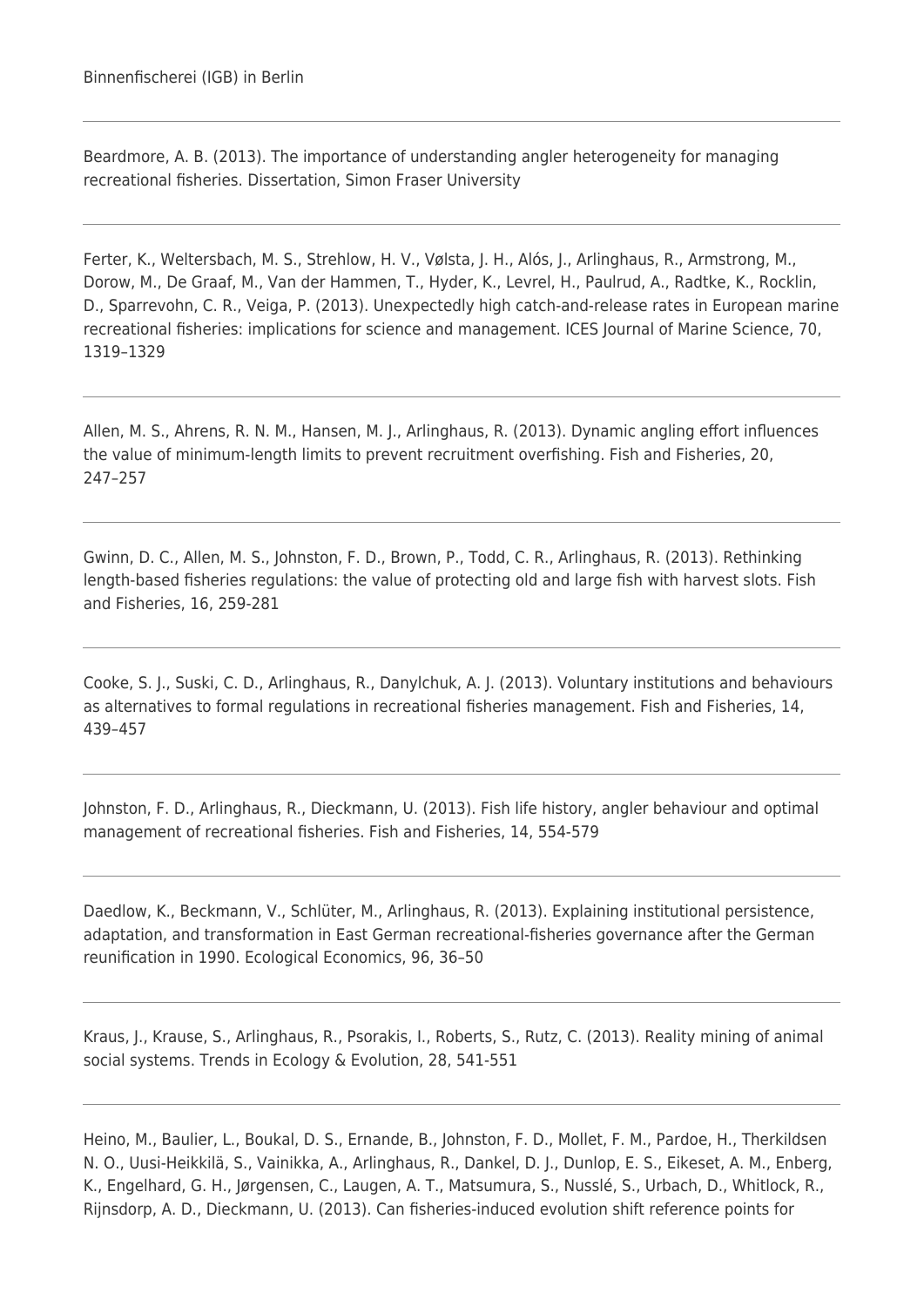Binnenfischerei (IGB) in Berlin

---

Beardmore, A. B. (2013). The importance of understanding angler heterogeneity for managing recreational fisheries. Dissertation, Simon Fraser University

---

Ferter, K., Weltersbach, M. S., Strehlow, H. V., Vølsta, J. H., Alós, J., Arlinghaus, R., Armstrong, M., Dorow, M., De Graaf, M., Van der Hammen, T., Hyder, K., Levrel, H., Paulrud, A., Radtke, K., Rocklin, D., Sparrevohn, C. R., Veiga, P. (2013). Unexpectedly high catch-and-release rates in European marine recreational fisheries: implications for science and management. ICES Journal of Marine Science, 70, 1319–1329

---

Allen, M. S., Ahrens, R. N. M., Hansen, M. J., Arlinghaus, R. (2013). Dynamic angling effort influences the value of minimum-length limits to prevent recruitment overfishing. Fish and Fisheries, 20, 247–257

---

Gwinn, D. C., Allen, M. S., Johnston, F. D., Brown, P., Todd, C. R., Arlinghaus, R. (2013). Rethinking length-based fisheries regulations: the value of protecting old and large fish with harvest slots. Fish and Fisheries, 16, 259-281

---

Cooke, S. J., Suski, C. D., Arlinghaus, R., Danylchuk, A. J. (2013). Voluntary institutions and behaviours as alternatives to formal regulations in recreational fisheries management. Fish and Fisheries, 14, 439–457

---

Johnston, F. D., Arlinghaus, R., Dieckmann, U. (2013). Fish life history, angler behaviour and optimal management of recreational fisheries. Fish and Fisheries, 14, 554-579

---

Daedlow, K., Beckmann, V., Schlüter, M., Arlinghaus, R. (2013). Explaining institutional persistence, adaptation, and transformation in East German recreational-fisheries governance after the German reunification in 1990. Ecological Economics, 96, 36–50

---

Kraus, J., Krause, S., Arlinghaus, R., Psorakis, I., Roberts, S., Rutz, C. (2013). Reality mining of animal social systems. Trends in Ecology & Evolution, 28, 541-551

---

Heino, M., Baulier, L., Boukal, D. S., Ernande, B., Johnston, F. D., Mollet, F. M., Pardoe, H., Therkildsen N. O., Uusi-Heikkilä, S., Vainikka, A., Arlinghaus, R., Dankel, D. J., Dunlop, E. S., Eikeset, A. M., Enberg, K., Engelhard, G. H., Jørgensen, C., Laugen, A. T., Matsumura, S., Nusslé, S., Urbach, D., Whitlock, R., Rijnsdorp, A. D., Dieckmann, U. (2013). Can fisheries-induced evolution shift reference points for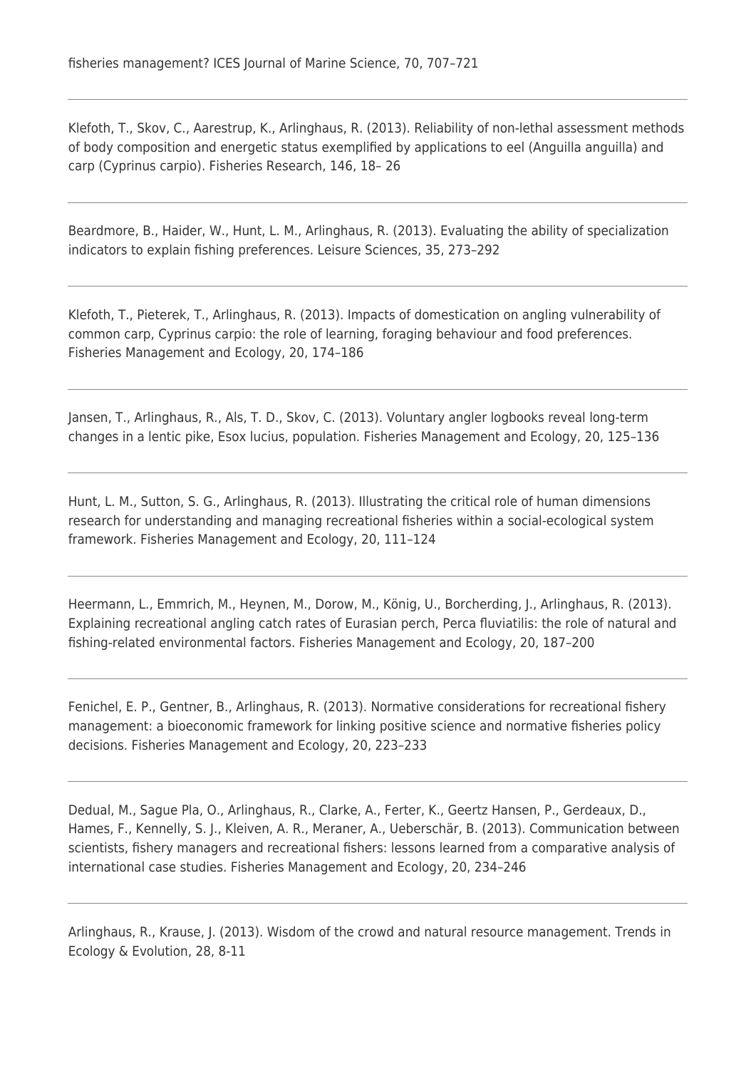fisheries management? ICES Journal of Marine Science, 70, 707–721

---

Klefoth, T., Skov, C., Aarestrup, K., Arlinghaus, R. (2013). Reliability of non-lethal assessment methods of body composition and energetic status exemplified by applications to eel (Anguilla anguilla) and carp (Cyprinus carpio). Fisheries Research, 146, 18– 26

---

Beardmore, B., Haider, W., Hunt, L. M., Arlinghaus, R. (2013). Evaluating the ability of specialization indicators to explain fishing preferences. Leisure Sciences, 35, 273–292

---

Klefoth, T., Pieterek, T., Arlinghaus, R. (2013). Impacts of domestication on angling vulnerability of common carp, Cyprinus carpio: the role of learning, foraging behaviour and food preferences. Fisheries Management and Ecology, 20, 174–186

---

Jansen, T., Arlinghaus, R., Als, T. D., Skov, C. (2013). Voluntary angler logbooks reveal long-term changes in a lentic pike, Esox lucius, population. Fisheries Management and Ecology, 20, 125–136

---

Hunt, L. M., Sutton, S. G., Arlinghaus, R. (2013). Illustrating the critical role of human dimensions research for understanding and managing recreational fisheries within a social-ecological system framework. Fisheries Management and Ecology, 20, 111–124

---

Heermann, L., Emmrich, M., Heynen, M., Dorow, M., König, U., Borcherding, J., Arlinghaus, R. (2013). Explaining recreational angling catch rates of Eurasian perch, Perca fluviatilis: the role of natural and fishing-related environmental factors. Fisheries Management and Ecology, 20, 187–200

---

Fenichel, E. P., Gentner, B., Arlinghaus, R. (2013). Normative considerations for recreational fishery management: a bioeconomic framework for linking positive science and normative fisheries policy decisions. Fisheries Management and Ecology, 20, 223–233

---

Dedual, M., Sague Pla, O., Arlinghaus, R., Clarke, A., Ferter, K., Geertz Hansen, P., Gerdeaux, D., Hames, F., Kennelly, S. J., Kleiven, A. R., Meraner, A., Ueberschär, B. (2013). Communication between scientists, fishery managers and recreational fishers: lessons learned from a comparative analysis of international case studies. Fisheries Management and Ecology, 20, 234–246

---

Arlinghaus, R., Krause, J. (2013). Wisdom of the crowd and natural resource management. Trends in Ecology & Evolution, 28, 8-11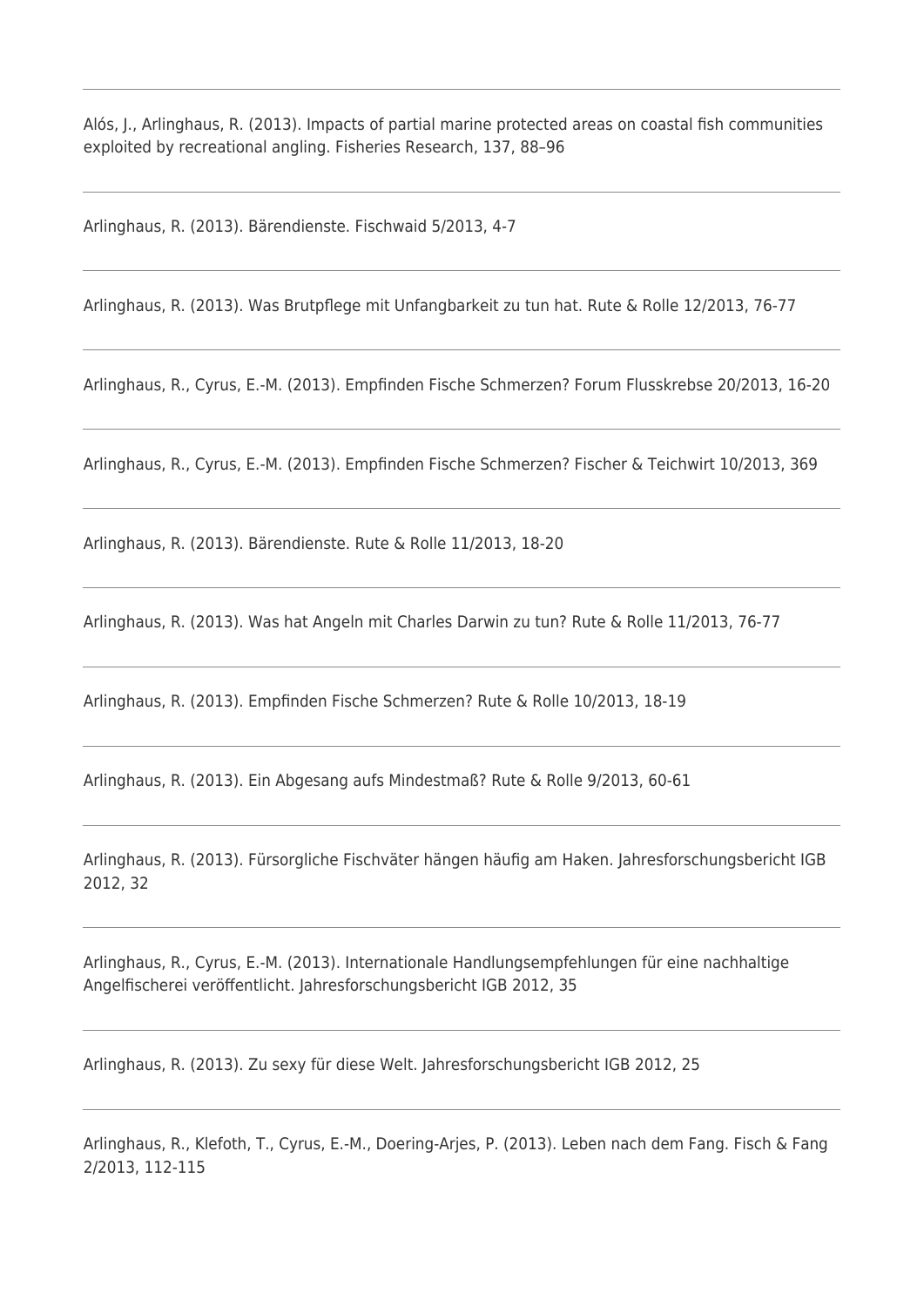---

Alós, J., Arlinghaus, R. (2013). Impacts of partial marine protected areas on coastal fish communities exploited by recreational angling. Fisheries Research, 137, 88–96

---

Arlinghaus, R. (2013). Bärendienste. Fischwaid 5/2013, 4-7

---

Arlinghaus, R. (2013). Was Brutpflege mit Unfangbarkeit zu tun hat. Rute & Rolle 12/2013, 76-77

---

Arlinghaus, R., Cyrus, E.-M. (2013). Empfinden Fische Schmerzen? Forum Flusskrebse 20/2013, 16-20

---

Arlinghaus, R., Cyrus, E.-M. (2013). Empfinden Fische Schmerzen? Fischer & Teichwirt 10/2013, 369

---

Arlinghaus, R. (2013). Bärendienste. Rute & Rolle 11/2013, 18-20

---

Arlinghaus, R. (2013). Was hat Angeln mit Charles Darwin zu tun? Rute & Rolle 11/2013, 76-77

---

Arlinghaus, R. (2013). Empfinden Fische Schmerzen? Rute & Rolle 10/2013, 18-19

---

Arlinghaus, R. (2013). Ein Abgesang aufs Mindestmaß? Rute & Rolle 9/2013, 60-61

---

Arlinghaus, R. (2013). Fürsorgliche Fischväter hängen häufig am Haken. Jahresforschungsbericht IGB 2012, 32

---

Arlinghaus, R., Cyrus, E.-M. (2013). Internationale Handlungsempfehlungen für eine nachhaltige Angelfischerei veröffentlicht. Jahresforschungsbericht IGB 2012, 35

---

Arlinghaus, R. (2013). Zu sexy für diese Welt. Jahresforschungsbericht IGB 2012, 25

---

Arlinghaus, R., Klefoth, T., Cyrus, E.-M., Doering-Arjes, P. (2013). Leben nach dem Fang. Fisch & Fang 2/2013, 112-115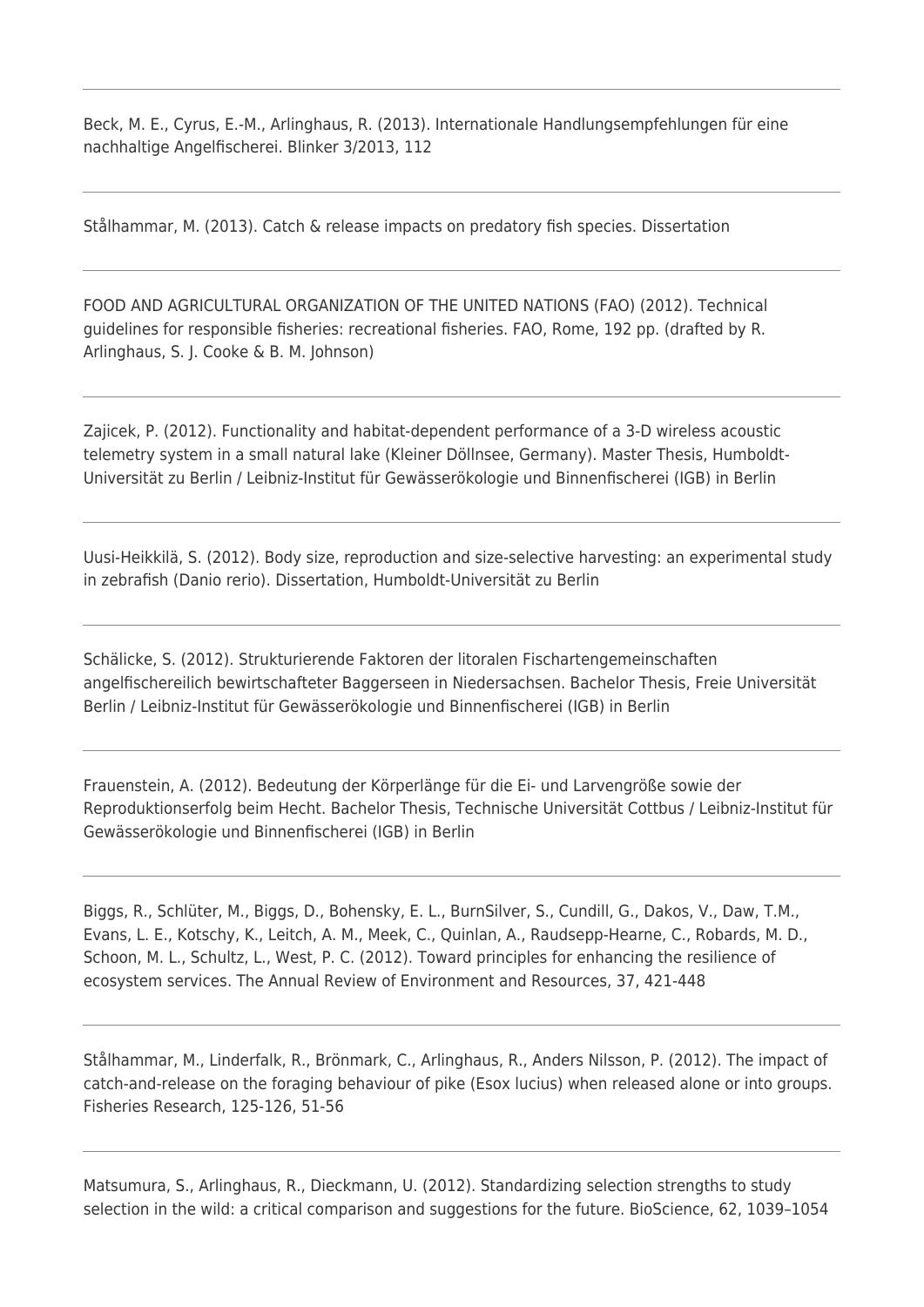Beck, M. E., Cyrus, E.-M., Arlinghaus, R. (2013). Internationale Handlungsempfehlungen für eine nachhaltige Angelfischerei. Blinker 3/2013, 112

---

Stålhammar, M. (2013). Catch & release impacts on predatory fish species. Dissertation

---

FOOD AND AGRICULTURAL ORGANIZATION OF THE UNITED NATIONS (FAO) (2012). Technical guidelines for responsible fisheries: recreational fisheries. FAO, Rome, 192 pp. (drafted by R. Arlinghaus, S. J. Cooke & B. M. Johnson)

---

Zajicek, P. (2012). Functionality and habitat-dependent performance of a 3-D wireless acoustic telemetry system in a small natural lake (Kleiner Döllnsee, Germany). Master Thesis, Humboldt-Universität zu Berlin / Leibniz-Institut für Gewässerökologie und Binnenfischerei (IGB) in Berlin

---

Uusi-Heikkilä, S. (2012). Body size, reproduction and size-selective harvesting: an experimental study in zebrafish (Danio rerio). Dissertation, Humboldt-Universität zu Berlin

---

Schälicke, S. (2012). Strukturierende Faktoren der litoralen Fischartengemeinschaften angelfischereilich bewirtschafteter Baggerseen in Niedersachsen. Bachelor Thesis, Freie Universität Berlin / Leibniz-Institut für Gewässerökologie und Binnenfischerei (IGB) in Berlin

---

Frauenstein, A. (2012). Bedeutung der Körperlänge für die Ei- und Larvengröße sowie der Reproduktionserfolg beim Hecht. Bachelor Thesis, Technische Universität Cottbus / Leibniz-Institut für Gewässerökologie und Binnenfischerei (IGB) in Berlin

---

Biggs, R., Schlüter, M., Biggs, D., Bohensky, E. L., BurnSilver, S., Cundill, G., Dakos, V., Daw, T.M., Evans, L. E., Kotschy, K., Leitch, A. M., Meek, C., Quinlan, A., Raudsepp-Hearne, C., Robards, M. D., Schoon, M. L., Schultz, L., West, P. C. (2012). Toward principles for enhancing the resilience of ecosystem services. The Annual Review of Environment and Resources, 37, 421-448

---

Stålhammar, M., Linderfalk, R., Brönmark, C., Arlinghaus, R., Anders Nilsson, P. (2012). The impact of catch-and-release on the foraging behaviour of pike (Esox lucius) when released alone or into groups. Fisheries Research, 125-126, 51-56

---

Matsumura, S., Arlinghaus, R., Dieckmann, U. (2012). Standardizing selection strengths to study selection in the wild: a critical comparison and suggestions for the future. BioScience, 62, 1039–1054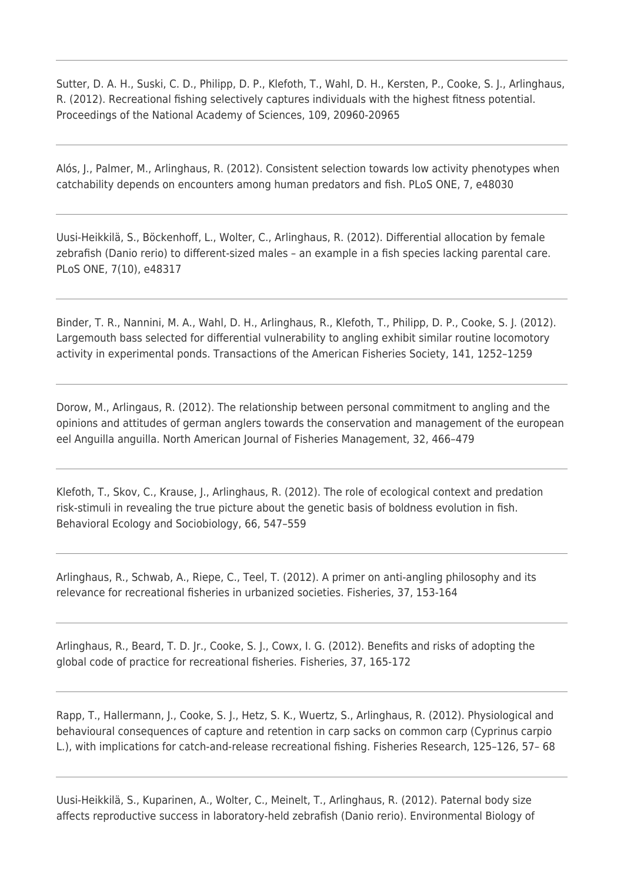---

Sutter, D. A. H., Suski, C. D., Philipp, D. P., Klefoth, T., Wahl, D. H., Kersten, P., Cooke, S. J., Arlinghaus, R. (2012). Recreational fishing selectively captures individuals with the highest fitness potential. Proceedings of the National Academy of Sciences, 109, 20960-20965

---

Alós, J., Palmer, M., Arlinghaus, R. (2012). Consistent selection towards low activity phenotypes when catchability depends on encounters among human predators and fish. PLoS ONE, 7, e48030

---

Uusi-Heikkilä, S., Böckenhoff, L., Wolter, C., Arlinghaus, R. (2012). Differential allocation by female zebrafish (Danio rerio) to different-sized males – an example in a fish species lacking parental care. PLoS ONE, 7(10), e48317

---

Binder, T. R., Nannini, M. A., Wahl, D. H., Arlinghaus, R., Klefoth, T., Philipp, D. P., Cooke, S. J. (2012). Largemouth bass selected for differential vulnerability to angling exhibit similar routine locomotory activity in experimental ponds. Transactions of the American Fisheries Society, 141, 1252–1259

---

Dorow, M., Arlingaus, R. (2012). The relationship between personal commitment to angling and the opinions and attitudes of german anglers towards the conservation and management of the european eel Anguilla anguilla. North American Journal of Fisheries Management, 32, 466–479

---

Klefoth, T., Skov, C., Krause, J., Arlinghaus, R. (2012). The role of ecological context and predation risk-stimuli in revealing the true picture about the genetic basis of boldness evolution in fish. Behavioral Ecology and Sociobiology, 66, 547–559

---

Arlinghaus, R., Schwab, A., Riepe, C., Teel, T. (2012). A primer on anti-angling philosophy and its relevance for recreational fisheries in urbanized societies. Fisheries, 37, 153-164

---

Arlinghaus, R., Beard, T. D. Jr., Cooke, S. J., Cowx, I. G. (2012). Benefits and risks of adopting the global code of practice for recreational fisheries. Fisheries, 37, 165-172

---

Rapp, T., Hallermann, J., Cooke, S. J., Hetz, S. K., Wuertz, S., Arlinghaus, R. (2012). Physiological and behavioural consequences of capture and retention in carp sacks on common carp (Cyprinus carpio L.), with implications for catch-and-release recreational fishing. Fisheries Research, 125–126, 57– 68

---

Uusi-Heikkilä, S., Kuparinen, A., Wolter, C., Meinelt, T., Arlinghaus, R. (2012). Paternal body size affects reproductive success in laboratory-held zebrafish (Danio rerio). Environmental Biology of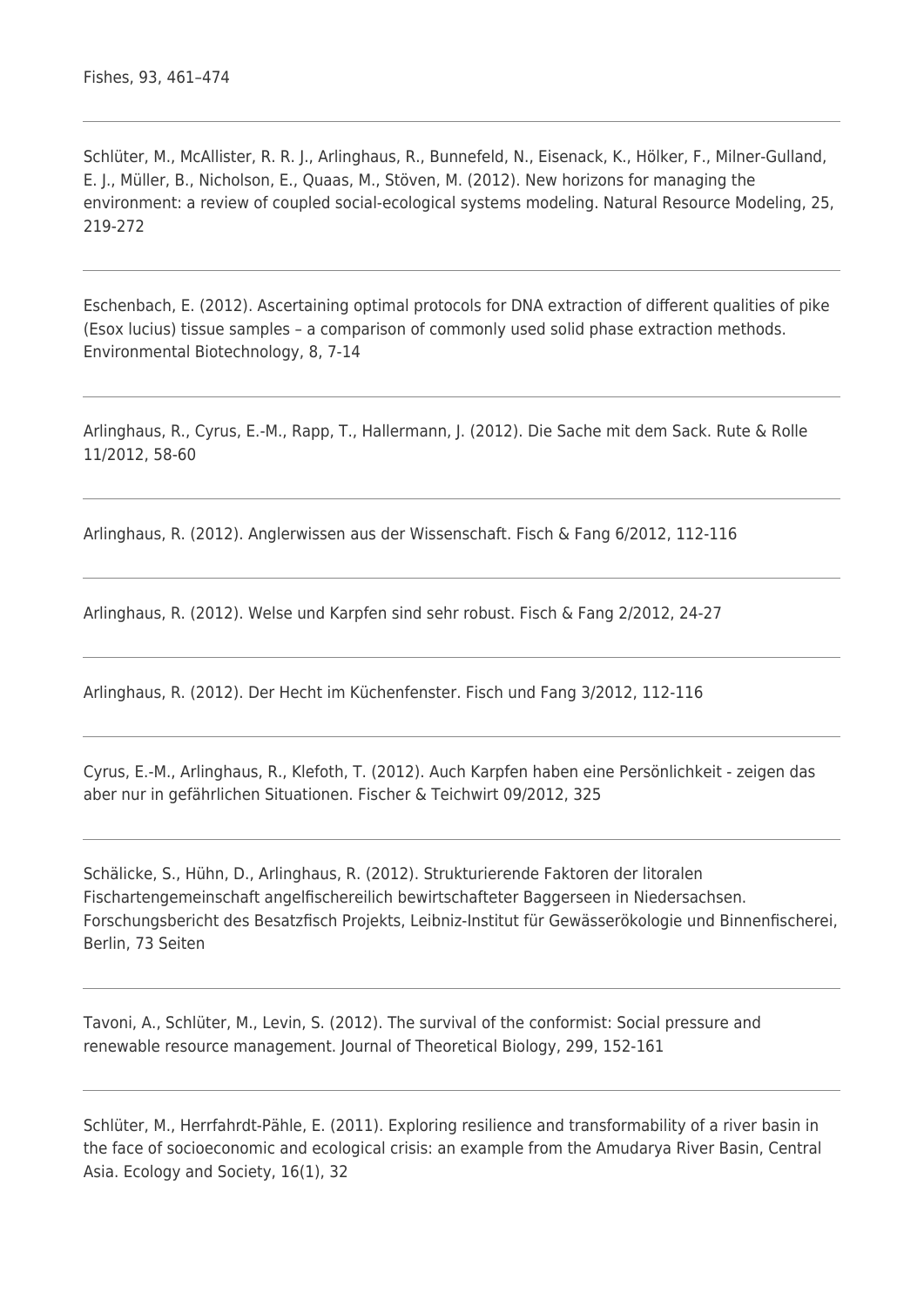Fishes, 93, 461–474

---

Schlüter, M., McAllister, R. R. J., Arlinghaus, R., Bunnefeld, N., Eisenack, K., Hölker, F., Milner-Gulland, E. J., Müller, B., Nicholson, E., Quaas, M., Stöven, M. (2012). New horizons for managing the environment: a review of coupled social-ecological systems modeling. Natural Resource Modeling, 25, 219-272

---

Eschenbach, E. (2012). Ascertaining optimal protocols for DNA extraction of different qualities of pike (Esox lucius) tissue samples – a comparison of commonly used solid phase extraction methods. Environmental Biotechnology, 8, 7-14

---

Arlinghaus, R., Cyrus, E.-M., Rapp, T., Hallermann, J. (2012). Die Sache mit dem Sack. Rute & Rolle 11/2012, 58-60

---

Arlinghaus, R. (2012). Anglerwissen aus der Wissenschaft. Fisch & Fang 6/2012, 112-116

---

Arlinghaus, R. (2012). Welse und Karpfen sind sehr robust. Fisch & Fang 2/2012, 24-27

---

Arlinghaus, R. (2012). Der Hecht im Küchenfenster. Fisch und Fang 3/2012, 112-116

---

Cyrus, E.-M., Arlinghaus, R., Klefoth, T. (2012). Auch Karpfen haben eine Persönlichkeit - zeigen das aber nur in gefährlichen Situationen. Fischer & Teichwirt 09/2012, 325

---

Schälicke, S., Hühn, D., Arlinghaus, R. (2012). Strukturierende Faktoren der litoralen Fischartengemeinschaft angelfischereilich bewirtschafteter Baggerseen in Niedersachsen. Forschungsbericht des Besatzfisch Projekts, Leibniz-Institut für Gewässerökologie und Binnenfischerei, Berlin, 73 Seiten

---

Tavoni, A., Schlüter, M., Levin, S. (2012). The survival of the conformist: Social pressure and renewable resource management. Journal of Theoretical Biology, 299, 152-161

---

Schlüter, M., Herrfahrdt-Pähle, E. (2011). Exploring resilience and transformability of a river basin in the face of socioeconomic and ecological crisis: an example from the Amudarya River Basin, Central Asia. Ecology and Society, 16(1), 32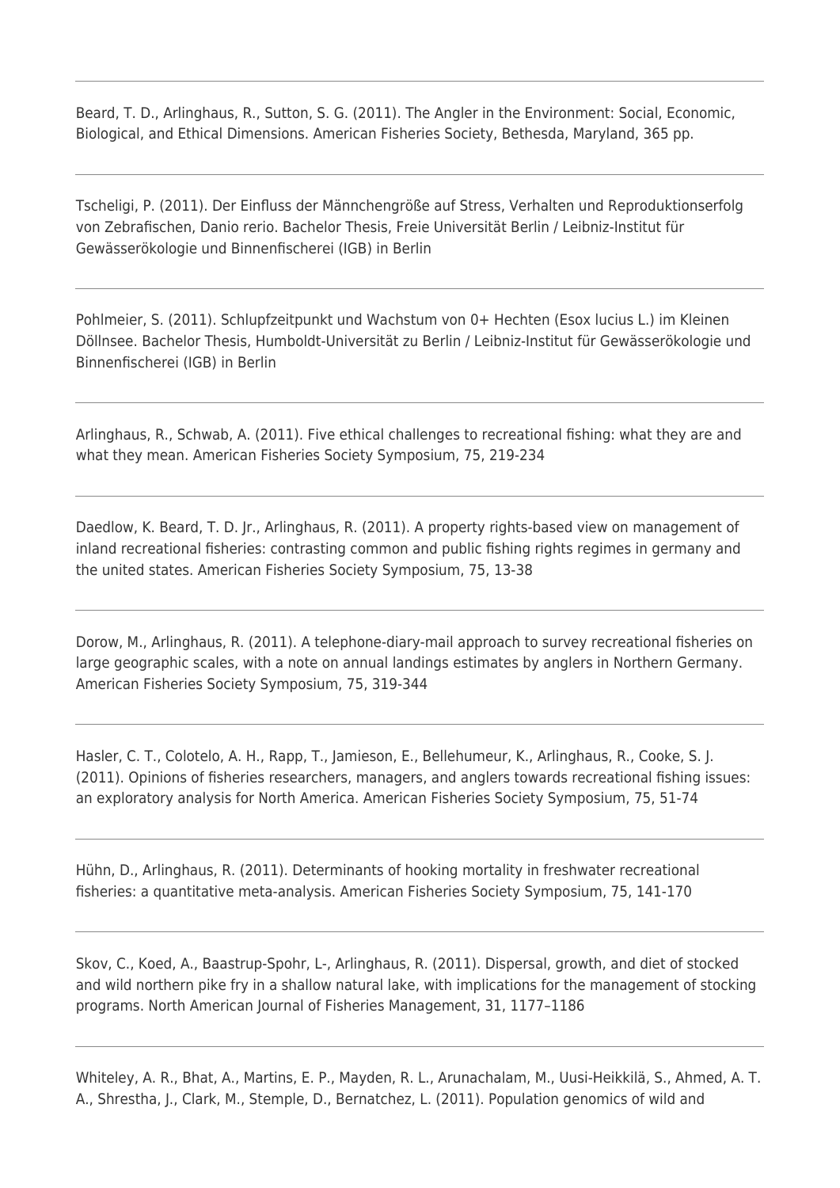---

Beard, T. D., Arlinghaus, R., Sutton, S. G. (2011). The Angler in the Environment: Social, Economic, Biological, and Ethical Dimensions. American Fisheries Society, Bethesda, Maryland, 365 pp.

---

Tscheligi, P. (2011). Der Einfluss der Männchengröße auf Stress, Verhalten und Reproduktionserfolg von Zebrafischen, Danio rerio. Bachelor Thesis, Freie Universität Berlin / Leibniz-Institut für Gewässerökologie und Binnenfischerei (IGB) in Berlin

---

Pohlmeier, S. (2011). Schlupfzeitpunkt und Wachstum von 0+ Hechten (Esox lucius L.) im Kleinen Döllnsee. Bachelor Thesis, Humboldt-Universität zu Berlin / Leibniz-Institut für Gewässerökologie und Binnenfischerei (IGB) in Berlin

---

Arlinghaus, R., Schwab, A. (2011). Five ethical challenges to recreational fishing: what they are and what they mean. American Fisheries Society Symposium, 75, 219-234

---

Daedlow, K. Beard, T. D. Jr., Arlinghaus, R. (2011). A property rights-based view on management of inland recreational fisheries: contrasting common and public fishing rights regimes in germany and the united states. American Fisheries Society Symposium, 75, 13-38

---

Dorow, M., Arlinghaus, R. (2011). A telephone-diary-mail approach to survey recreational fisheries on large geographic scales, with a note on annual landings estimates by anglers in Northern Germany. American Fisheries Society Symposium, 75, 319-344

---

Hasler, C. T., Colotelo, A. H., Rapp, T., Jamieson, E., Bellehumeur, K., Arlinghaus, R., Cooke, S. J. (2011). Opinions of fisheries researchers, managers, and anglers towards recreational fishing issues: an exploratory analysis for North America. American Fisheries Society Symposium, 75, 51-74

---

Hühn, D., Arlinghaus, R. (2011). Determinants of hooking mortality in freshwater recreational fisheries: a quantitative meta-analysis. American Fisheries Society Symposium, 75, 141-170

---

Skov, C., Koed, A., Baastrup-Spohr, L-, Arlinghaus, R. (2011). Dispersal, growth, and diet of stocked and wild northern pike fry in a shallow natural lake, with implications for the management of stocking programs. North American Journal of Fisheries Management, 31, 1177–1186

---

Whiteley, A. R., Bhat, A., Martins, E. P., Mayden, R. L., Arunachalam, M., Uusi-Heikkilä, S., Ahmed, A. T. A., Shrestha, J., Clark, M., Stemple, D., Bernatchez, L. (2011). Population genomics of wild and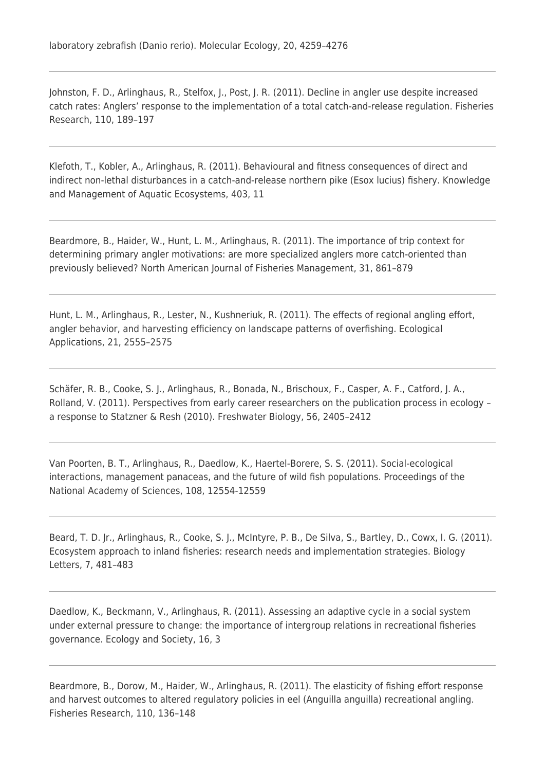laboratory zebrafish (Danio rerio). Molecular Ecology, 20, 4259–4276

---

Johnston, F. D., Arlinghaus, R., Stelfox, J., Post, J. R. (2011). Decline in angler use despite increased catch rates: Anglers' response to the implementation of a total catch-and-release regulation. Fisheries Research, 110, 189–197

---

Klefoth, T., Kobler, A., Arlinghaus, R. (2011). Behavioural and fitness consequences of direct and indirect non-lethal disturbances in a catch-and-release northern pike (Esox lucius) fishery. Knowledge and Management of Aquatic Ecosystems, 403, 11

---

Beardmore, B., Haider, W., Hunt, L. M., Arlinghaus, R. (2011). The importance of trip context for determining primary angler motivations: are more specialized anglers more catch-oriented than previously believed? North American Journal of Fisheries Management, 31, 861–879

---

Hunt, L. M., Arlinghaus, R., Lester, N., Kushneriuk, R. (2011). The effects of regional angling effort, angler behavior, and harvesting efficiency on landscape patterns of overfishing. Ecological Applications, 21, 2555–2575

---

Schäfer, R. B., Cooke, S. J., Arlinghaus, R., Bonada, N., Brischoux, F., Casper, A. F., Catford, J. A., Rolland, V. (2011). Perspectives from early career researchers on the publication process in ecology – a response to Statzner & Resh (2010). Freshwater Biology, 56, 2405–2412

---

Van Poorten, B. T., Arlinghaus, R., Daedlow, K., Haertel-Borere, S. S. (2011). Social-ecological interactions, management panaceas, and the future of wild fish populations. Proceedings of the National Academy of Sciences, 108, 12554-12559

---

Beard, T. D. Jr., Arlinghaus, R., Cooke, S. J., McIntyre, P. B., De Silva, S., Bartley, D., Cowx, I. G. (2011). Ecosystem approach to inland fisheries: research needs and implementation strategies. Biology Letters, 7, 481–483

---

Daedlow, K., Beckmann, V., Arlinghaus, R. (2011). Assessing an adaptive cycle in a social system under external pressure to change: the importance of intergroup relations in recreational fisheries governance. Ecology and Society, 16, 3

---

Beardmore, B., Dorow, M., Haider, W., Arlinghaus, R. (2011). The elasticity of fishing effort response and harvest outcomes to altered regulatory policies in eel (Anguilla anguilla) recreational angling. Fisheries Research, 110, 136–148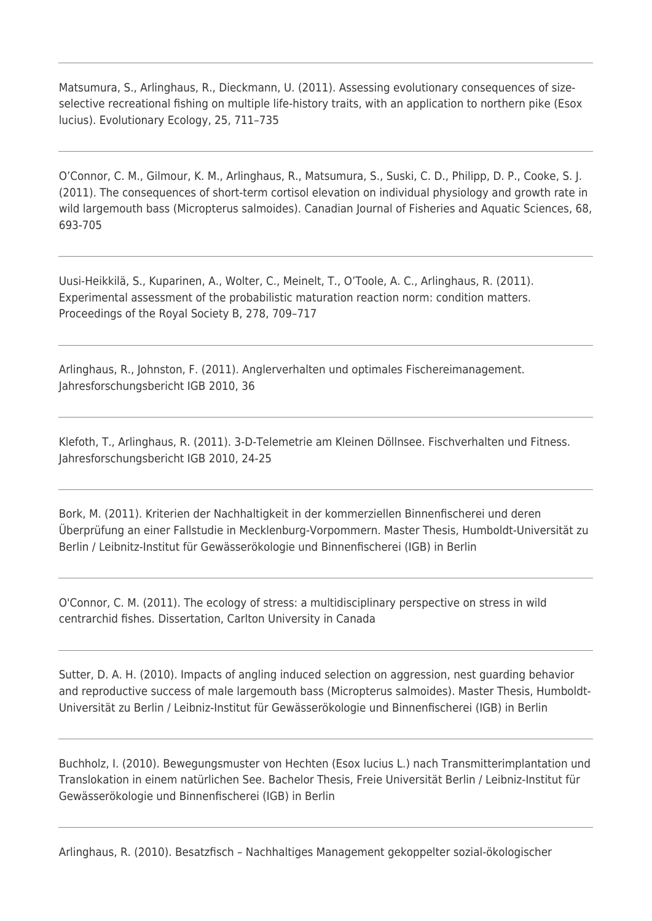---

Matsumura, S., Arlinghaus, R., Dieckmann, U. (2011). Assessing evolutionary consequences of size-selective recreational fishing on multiple life-history traits, with an application to northern pike (Esox lucius). Evolutionary Ecology, 25, 711–735

---

O'Connor, C. M., Gilmour, K. M., Arlinghaus, R., Matsumura, S., Suski, C. D., Philipp, D. P., Cooke, S. J. (2011). The consequences of short-term cortisol elevation on individual physiology and growth rate in wild largemouth bass (Micropterus salmoides). Canadian Journal of Fisheries and Aquatic Sciences, 68, 693-705

---

Uusi-Heikkilä, S., Kuparinen, A., Wolter, C., Meinelt, T., O'Toole, A. C., Arlinghaus, R. (2011). Experimental assessment of the probabilistic maturation reaction norm: condition matters. Proceedings of the Royal Society B, 278, 709–717

---

Arlinghaus, R., Johnston, F. (2011). Anglerverhalten und optimales Fischereimanagement. Jahresforschungsbericht IGB 2010, 36

---

Klefoth, T., Arlinghaus, R. (2011). 3-D-Telemetrie am Kleinen Döllnsee. Fischverhalten und Fitness. Jahresforschungsbericht IGB 2010, 24-25

---

Bork, M. (2011). Kriterien der Nachhaltigkeit in der kommerziellen Binnenfischerei und deren Überprüfung an einer Fallstudie in Mecklenburg-Vorpommern. Master Thesis, Humboldt-Universität zu Berlin / Leibnitz-Institut für Gewässerökologie und Binnenfischerei (IGB) in Berlin

---

O'Connor, C. M. (2011). The ecology of stress: a multidisciplinary perspective on stress in wild centrarchid fishes. Dissertation, Carlton University in Canada

---

Sutter, D. A. H. (2010). Impacts of angling induced selection on aggression, nest guarding behavior and reproductive success of male largemouth bass (Micropterus salmoides). Master Thesis, Humboldt-Universität zu Berlin / Leibniz-Institut für Gewässerökologie und Binnenfischerei (IGB) in Berlin

---

Buchholz, I. (2010). Bewegungsmuster von Hechten (Esox lucius L.) nach Transmitterimplantation und Translokation in einem natürlichen See. Bachelor Thesis, Freie Universität Berlin / Leibniz-Institut für Gewässerökologie und Binnenfischerei (IGB) in Berlin

---

Arlinghaus, R. (2010). Besatzfisch – Nachhaltiges Management gekoppelter sozial-ökologischer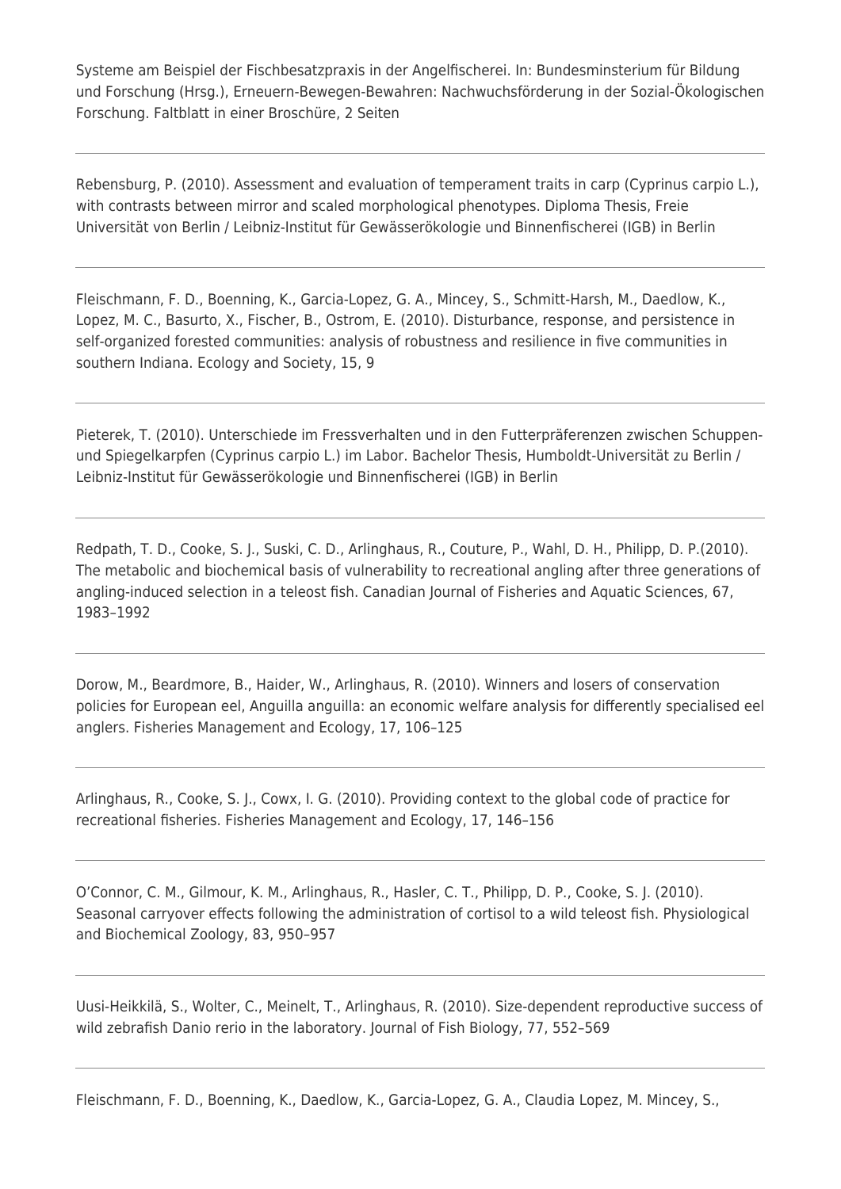Systeme am Beispiel der Fischbesatzpraxis in der Angelfischerei. In: Bundesminsterium für Bildung und Forschung (Hrsg.), Erneuern-Bewegen-Bewahren: Nachwuchsförderung in der Sozial-Ökologischen Forschung. Faltblatt in einer Broschüre, 2 Seiten

---

Rebensburg, P. (2010). Assessment and evaluation of temperament traits in carp (Cyprinus carpio L.), with contrasts between mirror and scaled morphological phenotypes. Diploma Thesis, Freie Universität von Berlin / Leibniz-Institut für Gewässerökologie und Binnenfischerei (IGB) in Berlin

---

Fleischmann, F. D., Boenning, K., Garcia-Lopez, G. A., Mincey, S., Schmitt-Harsh, M., Daedlow, K., Lopez, M. C., Basurto, X., Fischer, B., Ostrom, E. (2010). Disturbance, response, and persistence in self-organized forested communities: analysis of robustness and resilience in five communities in southern Indiana. Ecology and Society, 15, 9

---

Pieterek, T. (2010). Unterschiede im Fressverhalten und in den Futterpräferenzen zwischen Schuppen- und Spiegelkarpfen (Cyprinus carpio L.) im Labor. Bachelor Thesis, Humboldt-Universität zu Berlin / Leibniz-Institut für Gewässerökologie und Binnenfischerei (IGB) in Berlin

---

Redpath, T. D., Cooke, S. J., Suski, C. D., Arlinghaus, R., Couture, P., Wahl, D. H., Philipp, D. P.(2010). The metabolic and biochemical basis of vulnerability to recreational angling after three generations of angling-induced selection in a teleost fish. Canadian Journal of Fisheries and Aquatic Sciences, 67, 1983–1992

---

Dorow, M., Beardmore, B., Haider, W., Arlinghaus, R. (2010). Winners and losers of conservation policies for European eel, Anguilla anguilla: an economic welfare analysis for differently specialised eel anglers. Fisheries Management and Ecology, 17, 106–125

---

Arlinghaus, R., Cooke, S. J., Cowx, I. G. (2010). Providing context to the global code of practice for recreational fisheries. Fisheries Management and Ecology, 17, 146–156

---

O'Connor, C. M., Gilmour, K. M., Arlinghaus, R., Hasler, C. T., Philipp, D. P., Cooke, S. J. (2010). Seasonal carryover effects following the administration of cortisol to a wild teleost fish. Physiological and Biochemical Zoology, 83, 950–957

---

Uusi-Heikkilä, S., Wolter, C., Meinelt, T., Arlinghaus, R. (2010). Size-dependent reproductive success of wild zebrafish Danio rerio in the laboratory. Journal of Fish Biology, 77, 552–569

---

Fleischmann, F. D., Boenning, K., Daedlow, K., Garcia-Lopez, G. A., Claudia Lopez, M. Mincey, S.,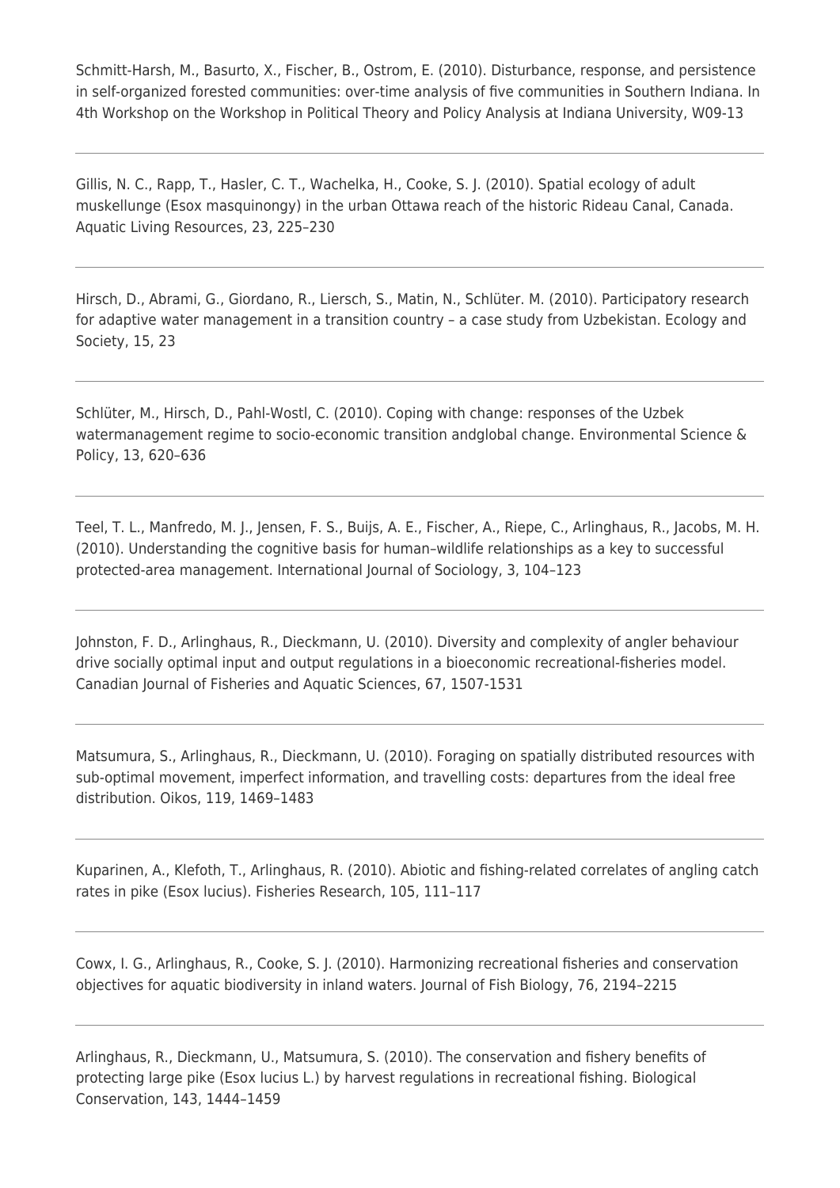Schmitt-Harsh, M., Basurto, X., Fischer, B., Ostrom, E. (2010). Disturbance, response, and persistence in self-organized forested communities: over-time analysis of five communities in Southern Indiana. In 4th Workshop on the Workshop in Political Theory and Policy Analysis at Indiana University, W09-13

---

Gillis, N. C., Rapp, T., Hasler, C. T., Wachelka, H., Cooke, S. J. (2010). Spatial ecology of adult muskellunge (Esox masquinongy) in the urban Ottawa reach of the historic Rideau Canal, Canada. Aquatic Living Resources, 23, 225–230

---

Hirsch, D., Abrami, G., Giordano, R., Liersch, S., Matin, N., Schlüter. M. (2010). Participatory research for adaptive water management in a transition country – a case study from Uzbekistan. Ecology and Society, 15, 23

---

Schlüter, M., Hirsch, D., Pahl-Wostl, C. (2010). Coping with change: responses of the Uzbek watermanagement regime to socio-economic transition andglobal change. Environmental Science & Policy, 13, 620–636

---

Teel, T. L., Manfredo, M. J., Jensen, F. S., Buijs, A. E., Fischer, A., Riepe, C., Arlinghaus, R., Jacobs, M. H. (2010). Understanding the cognitive basis for human–wildlife relationships as a key to successful protected-area management. International Journal of Sociology, 3, 104–123

---

Johnston, F. D., Arlinghaus, R., Dieckmann, U. (2010). Diversity and complexity of angler behaviour drive socially optimal input and output regulations in a bioeconomic recreational-fisheries model. Canadian Journal of Fisheries and Aquatic Sciences, 67, 1507-1531

---

Matsumura, S., Arlinghaus, R., Dieckmann, U. (2010). Foraging on spatially distributed resources with sub-optimal movement, imperfect information, and travelling costs: departures from the ideal free distribution. Oikos, 119, 1469–1483

---

Kuparinen, A., Klefoth, T., Arlinghaus, R. (2010). Abiotic and fishing-related correlates of angling catch rates in pike (Esox lucius). Fisheries Research, 105, 111–117

---

Cowx, I. G., Arlinghaus, R., Cooke, S. J. (2010). Harmonizing recreational fisheries and conservation objectives for aquatic biodiversity in inland waters. Journal of Fish Biology, 76, 2194–2215

---

Arlinghaus, R., Dieckmann, U., Matsumura, S. (2010). The conservation and fishery benefits of protecting large pike (Esox lucius L.) by harvest regulations in recreational fishing. Biological Conservation, 143, 1444–1459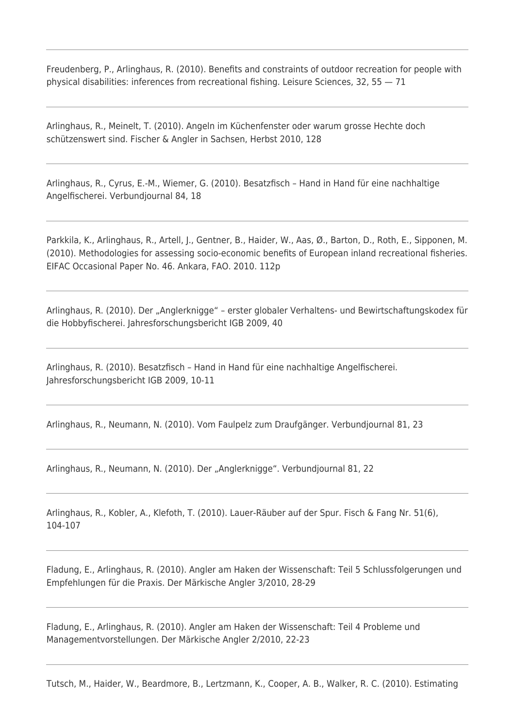Freudenberg, P., Arlinghaus, R. (2010). Benefits and constraints of outdoor recreation for people with physical disabilities: inferences from recreational fishing. Leisure Sciences, 32, 55 — 71

---

Arlinghaus, R., Meinelt, T. (2010). Angeln im Küchenfenster oder warum grosse Hechte doch schützenswert sind. Fischer & Angler in Sachsen, Herbst 2010, 128

---

Arlinghaus, R., Cyrus, E.-M., Wiemer, G. (2010). Besatzfisch – Hand in Hand für eine nachhaltige Angelfischerei. Verbundjournal 84, 18

---

Parkkila, K., Arlinghaus, R., Artell, J., Gentner, B., Haider, W., Aas, Ø., Barton, D., Roth, E., Sipponen, M. (2010). Methodologies for assessing socio-economic benefits of European inland recreational fisheries. EIFAC Occasional Paper No. 46. Ankara, FAO. 2010. 112p

---

Arlinghaus, R. (2010). Der „Anglerknigge" – erster globaler Verhaltens- und Bewirtschaftungskodex für die Hobbyfischerei. Jahresforschungsbericht IGB 2009, 40

---

Arlinghaus, R. (2010). Besatzfisch – Hand in Hand für eine nachhaltige Angelfischerei. Jahresforschungsbericht IGB 2009, 10-11

---

Arlinghaus, R., Neumann, N. (2010). Vom Faulpelz zum Draufgänger. Verbundjournal 81, 23

---

Arlinghaus, R., Neumann, N. (2010). Der „Anglerknigge". Verbundjournal 81, 22

---

Arlinghaus, R., Kobler, A., Klefoth, T. (2010). Lauer-Räuber auf der Spur. Fisch & Fang Nr. 51(6), 104-107

---

Fladung, E., Arlinghaus, R. (2010). Angler am Haken der Wissenschaft: Teil 5 Schlussfolgerungen und Empfehlungen für die Praxis. Der Märkische Angler 3/2010, 28-29

---

Fladung, E., Arlinghaus, R. (2010). Angler am Haken der Wissenschaft: Teil 4 Probleme und Managementvorstellungen. Der Märkische Angler 2/2010, 22-23

---

Tutsch, M., Haider, W., Beardmore, B., Lertzmann, K., Cooper, A. B., Walker, R. C. (2010). Estimating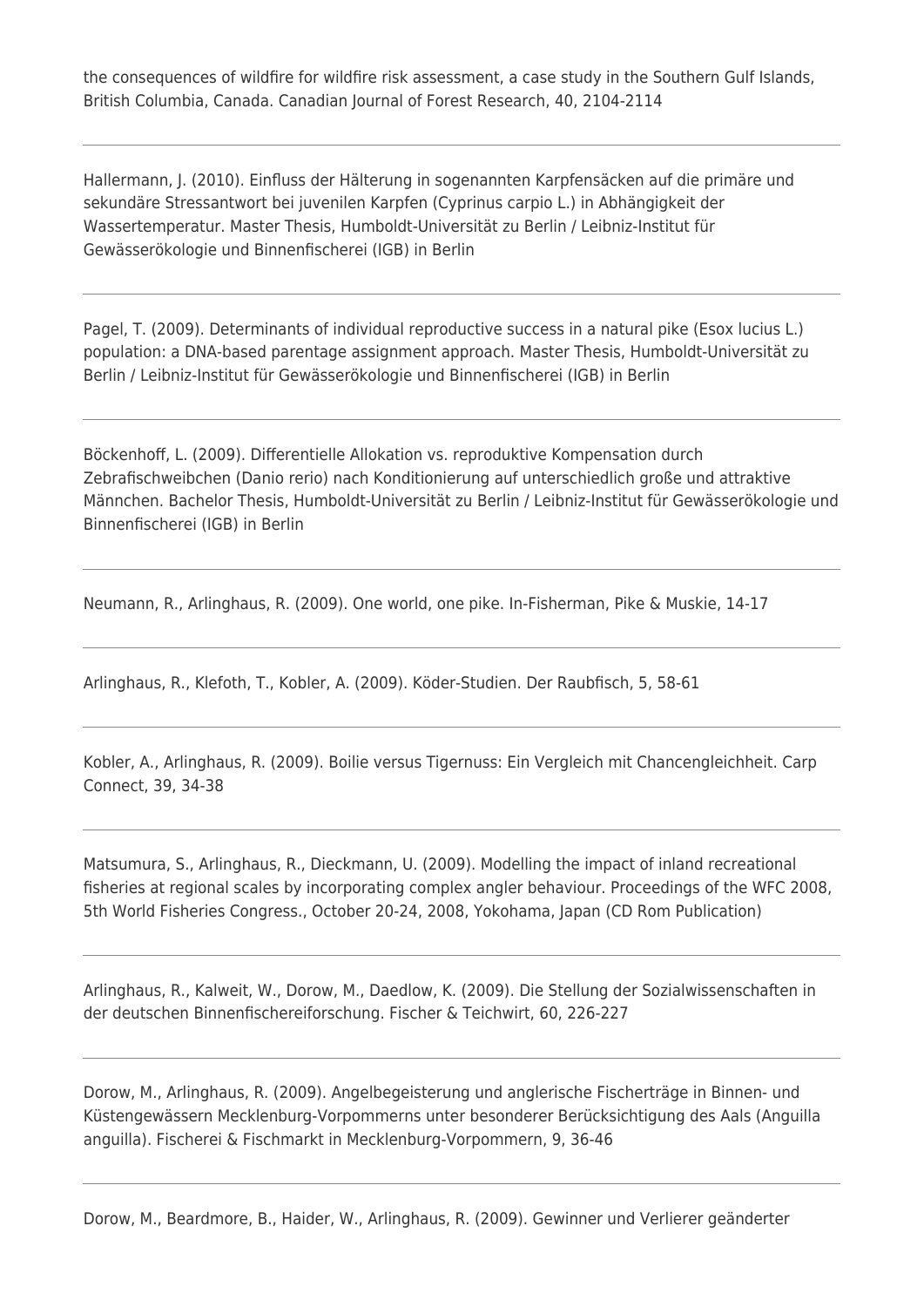the consequences of wildfire for wildfire risk assessment, a case study in the Southern Gulf Islands, British Columbia, Canada. Canadian Journal of Forest Research, 40, 2104-2114

---

Hallermann, J. (2010). Einfluss der Hälterung in sogenannten Karpfensäcken auf die primäre und sekundäre Stressantwort bei juvenilen Karpfen (Cyprinus carpio L.) in Abhängigkeit der Wassertemperatur. Master Thesis, Humboldt-Universität zu Berlin / Leibniz-Institut für Gewässerökologie und Binnenfischerei (IGB) in Berlin

---

Pagel, T. (2009). Determinants of individual reproductive success in a natural pike (Esox lucius L.) population: a DNA-based parentage assignment approach. Master Thesis, Humboldt-Universität zu Berlin / Leibniz-Institut für Gewässerökologie und Binnenfischerei (IGB) in Berlin

---

Böckenhoff, L. (2009). Differentielle Allokation vs. reproduktive Kompensation durch Zebrafischweibchen (Danio rerio) nach Konditionierung auf unterschiedlich große und attraktive Männchen. Bachelor Thesis, Humboldt-Universität zu Berlin / Leibniz-Institut für Gewässerökologie und Binnenfischerei (IGB) in Berlin

---

Neumann, R., Arlinghaus, R. (2009). One world, one pike. In-Fisherman, Pike & Muskie, 14-17

---

Arlinghaus, R., Klefoth, T., Kobler, A. (2009). Köder-Studien. Der Raubfisch, 5, 58-61

---

Kobler, A., Arlinghaus, R. (2009). Boilie versus Tigernuss: Ein Vergleich mit Chancengleichheit. Carp Connect, 39, 34-38

---

Matsumura, S., Arlinghaus, R., Dieckmann, U. (2009). Modelling the impact of inland recreational fisheries at regional scales by incorporating complex angler behaviour. Proceedings of the WFC 2008, 5th World Fisheries Congress., October 20-24, 2008, Yokohama, Japan (CD Rom Publication)

---

Arlinghaus, R., Kalweit, W., Dorow, M., Daedlow, K. (2009). Die Stellung der Sozialwissenschaften in der deutschen Binnenfischereiforschung. Fischer & Teichwirt, 60, 226-227

---

Dorow, M., Arlinghaus, R. (2009). Angelbegeisterung und anglerische Fischerträge in Binnen- und Küstengewässern Mecklenburg-Vorpommerns unter besonderer Berücksichtigung des Aals (Anguilla anguilla). Fischerei & Fischmarkt in Mecklenburg-Vorpommern, 9, 36-46

---

Dorow, M., Beardmore, B., Haider, W., Arlinghaus, R. (2009). Gewinner und Verlierer geänderter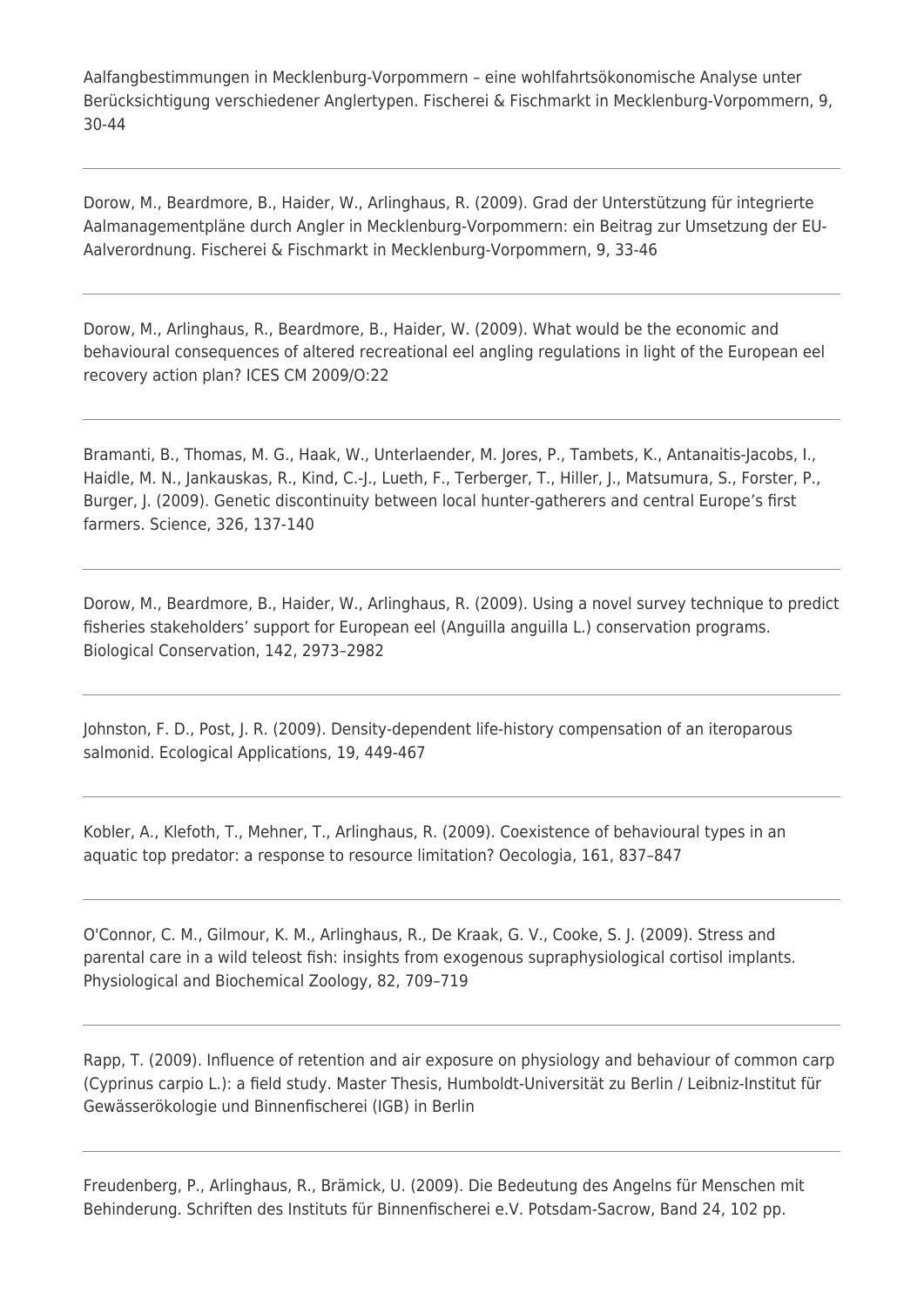Aalfangbestimmungen in Mecklenburg-Vorpommern – eine wohlfahrtsökonomische Analyse unter Berücksichtigung verschiedener Anglertypen. Fischerei & Fischmarkt in Mecklenburg-Vorpommern, 9, 30-44

---

Dorow, M., Beardmore, B., Haider, W., Arlinghaus, R. (2009). Grad der Unterstützung für integrierte Aalmanagementpläne durch Angler in Mecklenburg-Vorpommern: ein Beitrag zur Umsetzung der EU-Aalverordnung. Fischerei & Fischmarkt in Mecklenburg-Vorpommern, 9, 33-46

---

Dorow, M., Arlinghaus, R., Beardmore, B., Haider, W. (2009). What would be the economic and behavioural consequences of altered recreational eel angling regulations in light of the European eel recovery action plan? ICES CM 2009/O:22

---

Bramanti, B., Thomas, M. G., Haak, W., Unterlaender, M. Jores, P., Tambets, K., Antanaitis-Jacobs, I., Haidle, M. N., Jankauskas, R., Kind, C.-J., Lueth, F., Terberger, T., Hiller, J., Matsumura, S., Forster, P., Burger, J. (2009). Genetic discontinuity between local hunter-gatherers and central Europe's first farmers. Science, 326, 137-140

---

Dorow, M., Beardmore, B., Haider, W., Arlinghaus, R. (2009). Using a novel survey technique to predict fisheries stakeholders' support for European eel (Anguilla anguilla L.) conservation programs. Biological Conservation, 142, 2973–2982

---

Johnston, F. D., Post, J. R. (2009). Density-dependent life-history compensation of an iteroparous salmonid. Ecological Applications, 19, 449-467

---

Kobler, A., Klefoth, T., Mehner, T., Arlinghaus, R. (2009). Coexistence of behavioural types in an aquatic top predator: a response to resource limitation? Oecologia, 161, 837–847

---

O'Connor, C. M., Gilmour, K. M., Arlinghaus, R., De Kraak, G. V., Cooke, S. J. (2009). Stress and parental care in a wild teleost fish: insights from exogenous supraphysiological cortisol implants. Physiological and Biochemical Zoology, 82, 709–719

---

Rapp, T. (2009). Influence of retention and air exposure on physiology and behaviour of common carp (Cyprinus carpio L.): a field study. Master Thesis, Humboldt-Universität zu Berlin / Leibniz-Institut für Gewässerökologie und Binnenfischerei (IGB) in Berlin

---

Freudenberg, P., Arlinghaus, R., Brämick, U. (2009). Die Bedeutung des Angelns für Menschen mit Behinderung. Schriften des Instituts für Binnenfischerei e.V. Potsdam-Sacrow, Band 24, 102 pp.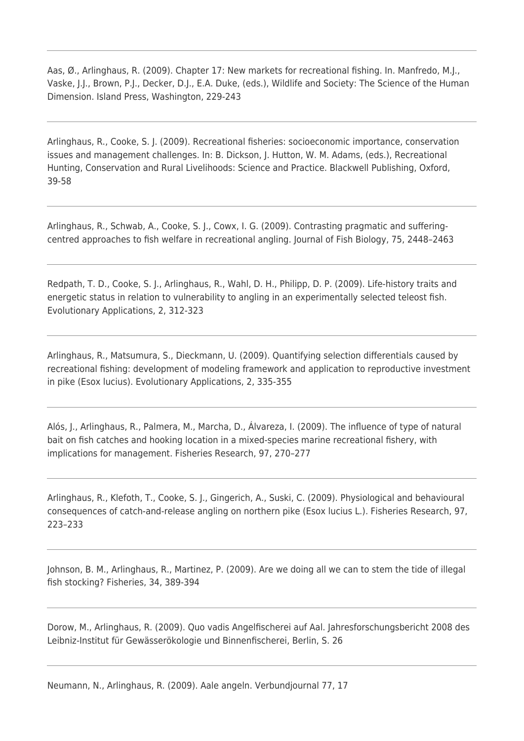Aas, Ø., Arlinghaus, R. (2009). Chapter 17: New markets for recreational fishing. In. Manfredo, M.J., Vaske, J.J., Brown, P.J., Decker, D.J., E.A. Duke, (eds.), Wildlife and Society: The Science of the Human Dimension. Island Press, Washington, 229-243

---

Arlinghaus, R., Cooke, S. J. (2009). Recreational fisheries: socioeconomic importance, conservation issues and management challenges. In: B. Dickson, J. Hutton, W. M. Adams, (eds.), Recreational Hunting, Conservation and Rural Livelihoods: Science and Practice. Blackwell Publishing, Oxford, 39-58

---

Arlinghaus, R., Schwab, A., Cooke, S. J., Cowx, I. G. (2009). Contrasting pragmatic and suffering-centred approaches to fish welfare in recreational angling. Journal of Fish Biology, 75, 2448–2463

---

Redpath, T. D., Cooke, S. J., Arlinghaus, R., Wahl, D. H., Philipp, D. P. (2009). Life-history traits and energetic status in relation to vulnerability to angling in an experimentally selected teleost fish. Evolutionary Applications, 2, 312-323

---

Arlinghaus, R., Matsumura, S., Dieckmann, U. (2009). Quantifying selection differentials caused by recreational fishing: development of modeling framework and application to reproductive investment in pike (Esox lucius). Evolutionary Applications, 2, 335-355

---

Alós, J., Arlinghaus, R., Palmera, M., Marcha, D., Álvareza, I. (2009). The influence of type of natural bait on fish catches and hooking location in a mixed-species marine recreational fishery, with implications for management. Fisheries Research, 97, 270–277

---

Arlinghaus, R., Klefoth, T., Cooke, S. J., Gingerich, A., Suski, C. (2009). Physiological and behavioural consequences of catch-and-release angling on northern pike (Esox lucius L.). Fisheries Research, 97, 223–233

---

Johnson, B. M., Arlinghaus, R., Martinez, P. (2009). Are we doing all we can to stem the tide of illegal fish stocking? Fisheries, 34, 389-394

---

Dorow, M., Arlinghaus, R. (2009). Quo vadis Angelfischerei auf Aal. Jahresforschungsbericht 2008 des Leibniz-Institut für Gewässerökologie und Binnenfischerei, Berlin, S. 26

---

Neumann, N., Arlinghaus, R. (2009). Aale angeln. Verbundjournal 77, 17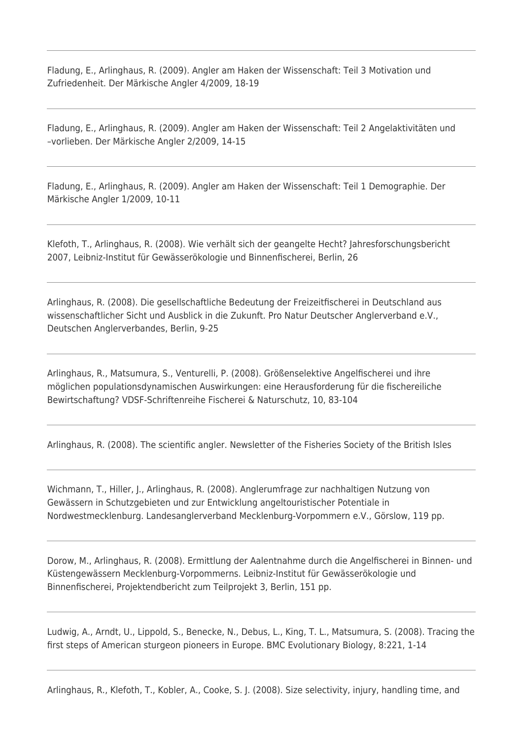Fladung, E., Arlinghaus, R. (2009). Angler am Haken der Wissenschaft: Teil 3 Motivation und Zufriedenheit. Der Märkische Angler 4/2009, 18-19

---

Fladung, E., Arlinghaus, R. (2009). Angler am Haken der Wissenschaft: Teil 2 Angelaktivitäten und –vorlieben. Der Märkische Angler 2/2009, 14-15

---

Fladung, E., Arlinghaus, R. (2009). Angler am Haken der Wissenschaft: Teil 1 Demographie. Der Märkische Angler 1/2009, 10-11

---

Klefoth, T., Arlinghaus, R. (2008). Wie verhält sich der geangelte Hecht? Jahresforschungsbericht 2007, Leibniz-Institut für Gewässerökologie und Binnenfischerei, Berlin, 26

---

Arlinghaus, R. (2008). Die gesellschaftliche Bedeutung der Freizeitfischerei in Deutschland aus wissenschaftlicher Sicht und Ausblick in die Zukunft. Pro Natur Deutscher Anglerverband e.V., Deutschen Anglerverbandes, Berlin, 9-25

---

Arlinghaus, R., Matsumura, S., Venturelli, P. (2008). Größenselektive Angelfischerei und ihre möglichen populationsdynamischen Auswirkungen: eine Herausforderung für die fischereiliche Bewirtschaftung? VDSF-Schriftenreihe Fischerei & Naturschutz, 10, 83-104

---

Arlinghaus, R. (2008). The scientific angler. Newsletter of the Fisheries Society of the British Isles

---

Wichmann, T., Hiller, J., Arlinghaus, R. (2008). Anglerumfrage zur nachhaltigen Nutzung von Gewässern in Schutzgebieten und zur Entwicklung angeltouristischer Potentiale in Nordwestmecklenburg. Landesanglerverband Mecklenburg-Vorpommern e.V., Görslow, 119 pp.

---

Dorow, M., Arlinghaus, R. (2008). Ermittlung der Aalentnahme durch die Angelfischerei in Binnen- und Küstengewässern Mecklenburg-Vorpommerns. Leibniz-Institut für Gewässerökologie und Binnenfischerei, Projektendbericht zum Teilprojekt 3, Berlin, 151 pp.

---

Ludwig, A., Arndt, U., Lippold, S., Benecke, N., Debus, L., King, T. L., Matsumura, S. (2008). Tracing the first steps of American sturgeon pioneers in Europe. BMC Evolutionary Biology, 8:221, 1-14

---

Arlinghaus, R., Klefoth, T., Kobler, A., Cooke, S. J. (2008). Size selectivity, injury, handling time, and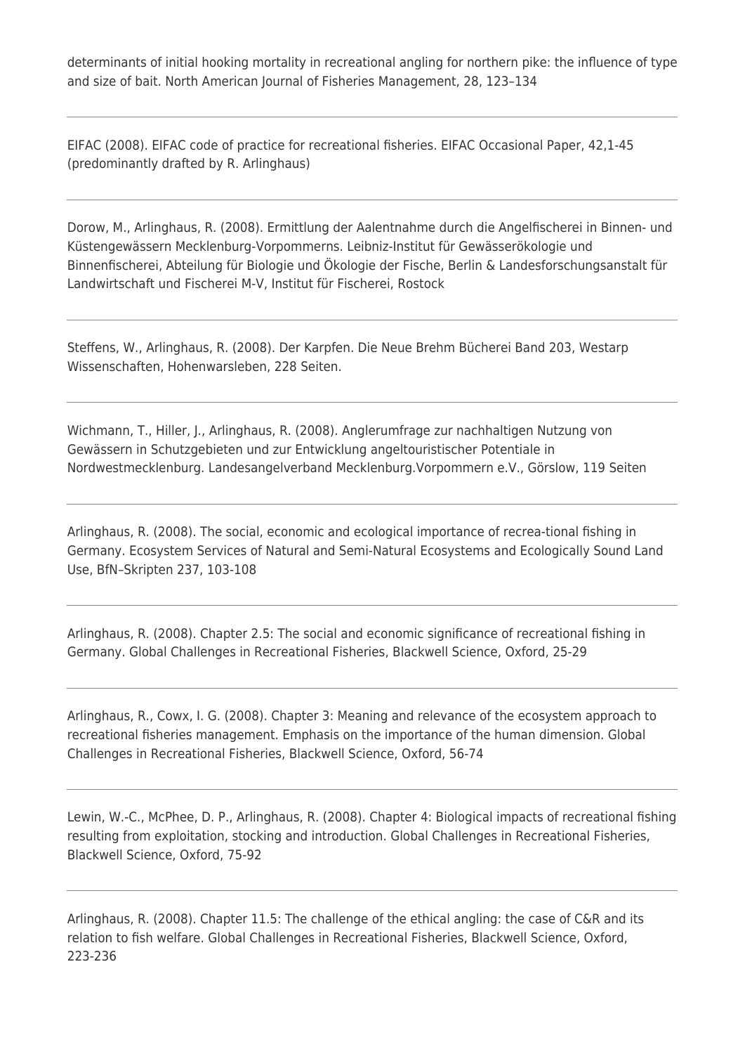determinants of initial hooking mortality in recreational angling for northern pike: the influence of type and size of bait. North American Journal of Fisheries Management, 28, 123–134

---

EIFAC (2008). EIFAC code of practice for recreational fisheries. EIFAC Occasional Paper, 42,1-45 (predominantly drafted by R. Arlinghaus)

---

Dorow, M., Arlinghaus, R. (2008). Ermittlung der Aalentnahme durch die Angelfischerei in Binnen- und Küstengewässern Mecklenburg-Vorpommerns. Leibniz-Institut für Gewässerökologie und Binnenfischerei, Abteilung für Biologie und Ökologie der Fische, Berlin & Landesforschungsanstalt für Landwirtschaft und Fischerei M-V, Institut für Fischerei, Rostock

---

Steffens, W., Arlinghaus, R. (2008). Der Karpfen. Die Neue Brehm Bücherei Band 203, Westarp Wissenschaften, Hohenwarsleben, 228 Seiten.

---

Wichmann, T., Hiller, J., Arlinghaus, R. (2008). Anglerumfrage zur nachhaltigen Nutzung von Gewässern in Schutzgebieten und zur Entwicklung angeltouristischer Potentiale in Nordwestmecklenburg. Landesangelverband Mecklenburg.Vorpommern e.V., Görslow, 119 Seiten

---

Arlinghaus, R. (2008). The social, economic and ecological importance of recrea-tional fishing in Germany. Ecosystem Services of Natural and Semi-Natural Ecosystems and Ecologically Sound Land Use, BfN–Skripten 237, 103-108

---

Arlinghaus, R. (2008). Chapter 2.5: The social and economic significance of recreational fishing in Germany. Global Challenges in Recreational Fisheries, Blackwell Science, Oxford, 25-29

---

Arlinghaus, R., Cowx, I. G. (2008). Chapter 3: Meaning and relevance of the ecosystem approach to recreational fisheries management. Emphasis on the importance of the human dimension. Global Challenges in Recreational Fisheries, Blackwell Science, Oxford, 56-74

---

Lewin, W.-C., McPhee, D. P., Arlinghaus, R. (2008). Chapter 4: Biological impacts of recreational fishing resulting from exploitation, stocking and introduction. Global Challenges in Recreational Fisheries, Blackwell Science, Oxford, 75-92

---

Arlinghaus, R. (2008). Chapter 11.5: The challenge of the ethical angling: the case of C&R and its relation to fish welfare. Global Challenges in Recreational Fisheries, Blackwell Science, Oxford, 223-236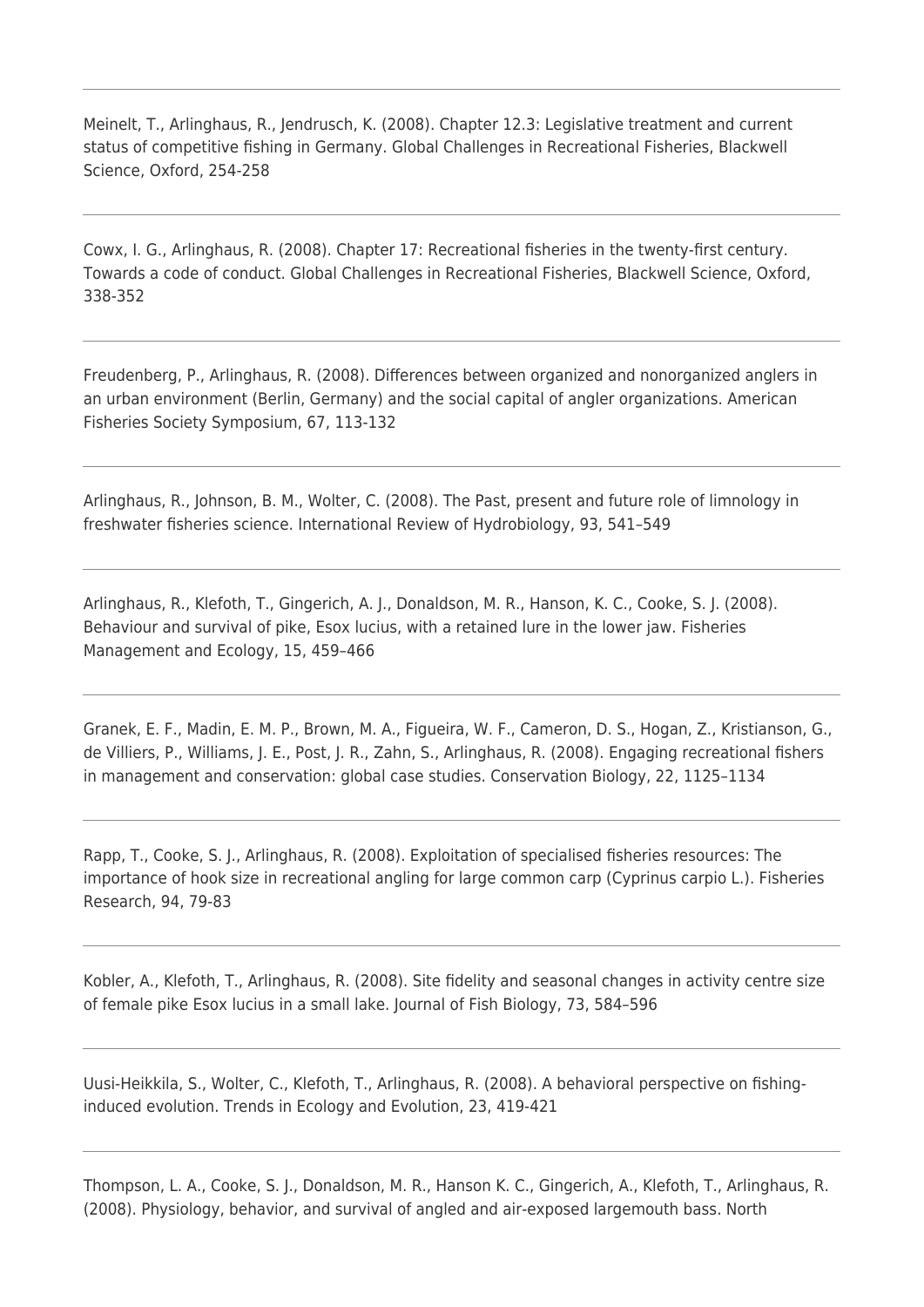Meinelt, T., Arlinghaus, R., Jendrusch, K. (2008). Chapter 12.3: Legislative treatment and current status of competitive fishing in Germany. Global Challenges in Recreational Fisheries, Blackwell Science, Oxford, 254-258

---

Cowx, I. G., Arlinghaus, R. (2008). Chapter 17: Recreational fisheries in the twenty-first century. Towards a code of conduct. Global Challenges in Recreational Fisheries, Blackwell Science, Oxford, 338-352

---

Freudenberg, P., Arlinghaus, R. (2008). Differences between organized and nonorganized anglers in an urban environment (Berlin, Germany) and the social capital of angler organizations. American Fisheries Society Symposium, 67, 113-132

---

Arlinghaus, R., Johnson, B. M., Wolter, C. (2008). The Past, present and future role of limnology in freshwater fisheries science. International Review of Hydrobiology, 93, 541–549

---

Arlinghaus, R., Klefoth, T., Gingerich, A. J., Donaldson, M. R., Hanson, K. C., Cooke, S. J. (2008). Behaviour and survival of pike, Esox lucius, with a retained lure in the lower jaw. Fisheries Management and Ecology, 15, 459–466

---

Granek, E. F., Madin, E. M. P., Brown, M. A., Figueira, W. F., Cameron, D. S., Hogan, Z., Kristianson, G., de Villiers, P., Williams, J. E., Post, J. R., Zahn, S., Arlinghaus, R. (2008). Engaging recreational fishers in management and conservation: global case studies. Conservation Biology, 22, 1125–1134

---

Rapp, T., Cooke, S. J., Arlinghaus, R. (2008). Exploitation of specialised fisheries resources: The importance of hook size in recreational angling for large common carp (Cyprinus carpio L.). Fisheries Research, 94, 79-83

---

Kobler, A., Klefoth, T., Arlinghaus, R. (2008). Site fidelity and seasonal changes in activity centre size of female pike Esox lucius in a small lake. Journal of Fish Biology, 73, 584–596

---

Uusi-Heikkila, S., Wolter, C., Klefoth, T., Arlinghaus, R. (2008). A behavioral perspective on fishing-induced evolution. Trends in Ecology and Evolution, 23, 419-421

---

Thompson, L. A., Cooke, S. J., Donaldson, M. R., Hanson K. C., Gingerich, A., Klefoth, T., Arlinghaus, R. (2008). Physiology, behavior, and survival of angled and air-exposed largemouth bass. North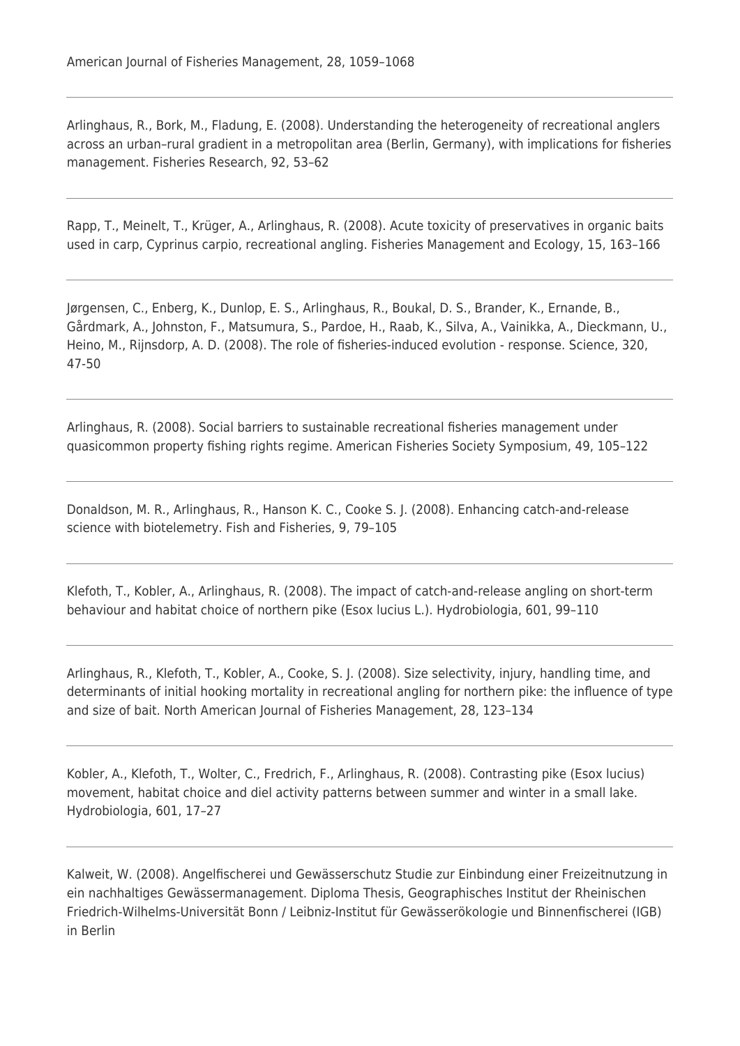American Journal of Fisheries Management, 28, 1059–1068

---

Arlinghaus, R., Bork, M., Fladung, E. (2008). Understanding the heterogeneity of recreational anglers across an urban–rural gradient in a metropolitan area (Berlin, Germany), with implications for fisheries management. Fisheries Research, 92, 53–62

---

Rapp, T., Meinelt, T., Krüger, A., Arlinghaus, R. (2008). Acute toxicity of preservatives in organic baits used in carp, Cyprinus carpio, recreational angling. Fisheries Management and Ecology, 15, 163–166

---

Jørgensen, C., Enberg, K., Dunlop, E. S., Arlinghaus, R., Boukal, D. S., Brander, K., Ernande, B., Gårdmark, A., Johnston, F., Matsumura, S., Pardoe, H., Raab, K., Silva, A., Vainikka, A., Dieckmann, U., Heino, M., Rijnsdorp, A. D. (2008). The role of fisheries-induced evolution - response. Science, 320, 47-50

---

Arlinghaus, R. (2008). Social barriers to sustainable recreational fisheries management under quasicommon property fishing rights regime. American Fisheries Society Symposium, 49, 105–122

---

Donaldson, M. R., Arlinghaus, R., Hanson K. C., Cooke S. J. (2008). Enhancing catch-and-release science with biotelemetry. Fish and Fisheries, 9, 79–105

---

Klefoth, T., Kobler, A., Arlinghaus, R. (2008). The impact of catch-and-release angling on short-term behaviour and habitat choice of northern pike (Esox lucius L.). Hydrobiologia, 601, 99–110

---

Arlinghaus, R., Klefoth, T., Kobler, A., Cooke, S. J. (2008). Size selectivity, injury, handling time, and determinants of initial hooking mortality in recreational angling for northern pike: the influence of type and size of bait. North American Journal of Fisheries Management, 28, 123–134

---

Kobler, A., Klefoth, T., Wolter, C., Fredrich, F., Arlinghaus, R. (2008). Contrasting pike (Esox lucius) movement, habitat choice and diel activity patterns between summer and winter in a small lake. Hydrobiologia, 601, 17–27

---

Kalweit, W. (2008). Angelfischerei und Gewässerschutz Studie zur Einbindung einer Freizeitnutzung in ein nachhaltiges Gewässermanagement. Diploma Thesis, Geographisches Institut der Rheinischen Friedrich-Wilhelms-Universität Bonn / Leibniz-Institut für Gewässerökologie und Binnenfischerei (IGB) in Berlin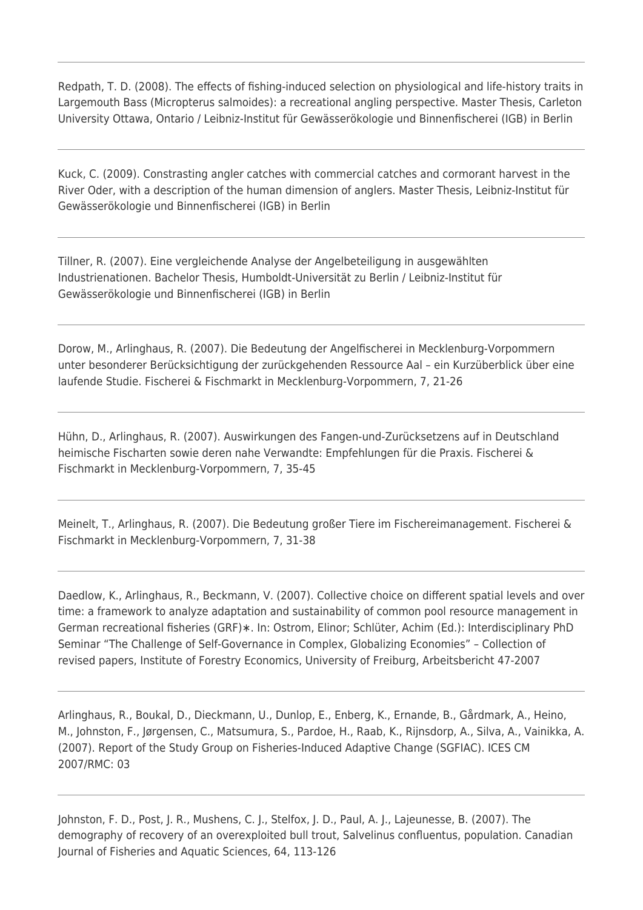Redpath, T. D. (2008). The effects of fishing-induced selection on physiological and life-history traits in Largemouth Bass (Micropterus salmoides): a recreational angling perspective. Master Thesis, Carleton University Ottawa, Ontario / Leibniz-Institut für Gewässerökologie und Binnenfischerei (IGB) in Berlin

---

Kuck, C. (2009). Constrasting angler catches with commercial catches and cormorant harvest in the River Oder, with a description of the human dimension of anglers. Master Thesis, Leibniz-Institut für Gewässerökologie und Binnenfischerei (IGB) in Berlin

---

Tillner, R. (2007). Eine vergleichende Analyse der Angelbeteiligung in ausgewählten Industrienationen. Bachelor Thesis, Humboldt-Universität zu Berlin / Leibniz-Institut für Gewässerökologie und Binnenfischerei (IGB) in Berlin

---

Dorow, M., Arlinghaus, R. (2007). Die Bedeutung der Angelfischerei in Mecklenburg-Vorpommern unter besonderer Berücksichtigung der zurückgehenden Ressource Aal – ein Kurzüberblick über eine laufende Studie. Fischerei & Fischmarkt in Mecklenburg-Vorpommern, 7, 21-26

---

Hühn, D., Arlinghaus, R. (2007). Auswirkungen des Fangen-und-Zurücksetzens auf in Deutschland heimische Fischarten sowie deren nahe Verwandte: Empfehlungen für die Praxis. Fischerei & Fischmarkt in Mecklenburg-Vorpommern, 7, 35-45

---

Meinelt, T., Arlinghaus, R. (2007). Die Bedeutung großer Tiere im Fischereimanagement. Fischerei & Fischmarkt in Mecklenburg-Vorpommern, 7, 31-38

---

Daedlow, K., Arlinghaus, R., Beckmann, V. (2007). Collective choice on different spatial levels and over time: a framework to analyze adaptation and sustainability of common pool resource management in German recreational fisheries (GRF)∗. In: Ostrom, Elinor; Schlüter, Achim (Ed.): Interdisciplinary PhD Seminar "The Challenge of Self-Governance in Complex, Globalizing Economies" – Collection of revised papers, Institute of Forestry Economics, University of Freiburg, Arbeitsbericht 47-2007

---

Arlinghaus, R., Boukal, D., Dieckmann, U., Dunlop, E., Enberg, K., Ernande, B., Gårdmark, A., Heino, M., Johnston, F., Jørgensen, C., Matsumura, S., Pardoe, H., Raab, K., Rijnsdorp, A., Silva, A., Vainikka, A. (2007). Report of the Study Group on Fisheries-Induced Adaptive Change (SGFIAC). ICES CM 2007/RMC: 03

---

Johnston, F. D., Post, J. R., Mushens, C. J., Stelfox, J. D., Paul, A. J., Lajeunesse, B. (2007). The demography of recovery of an overexploited bull trout, Salvelinus confluentus, population. Canadian Journal of Fisheries and Aquatic Sciences, 64, 113-126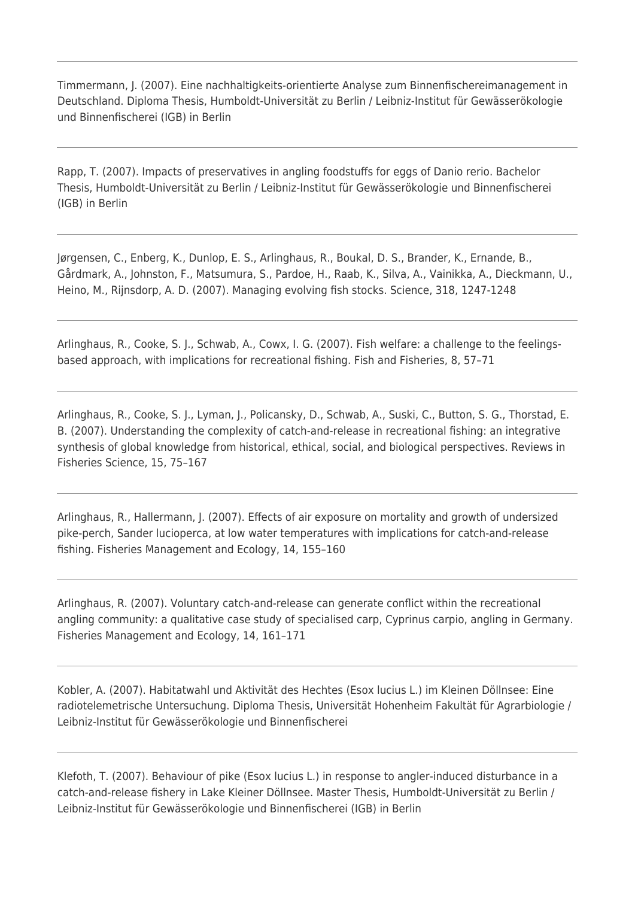---

Timmermann, J. (2007). Eine nachhaltigkeits-orientierte Analyse zum Binnenfischereimanagement in Deutschland. Diploma Thesis, Humboldt-Universität zu Berlin / Leibniz-Institut für Gewässerökologie und Binnenfischerei (IGB) in Berlin

---

Rapp, T. (2007). Impacts of preservatives in angling foodstuffs for eggs of Danio rerio. Bachelor Thesis, Humboldt-Universität zu Berlin / Leibniz-Institut für Gewässerökologie und Binnenfischerei (IGB) in Berlin

---

Jørgensen, C., Enberg, K., Dunlop, E. S., Arlinghaus, R., Boukal, D. S., Brander, K., Ernande, B., Gårdmark, A., Johnston, F., Matsumura, S., Pardoe, H., Raab, K., Silva, A., Vainikka, A., Dieckmann, U., Heino, M., Rijnsdorp, A. D. (2007). Managing evolving fish stocks. Science, 318, 1247-1248

---

Arlinghaus, R., Cooke, S. J., Schwab, A., Cowx, I. G. (2007). Fish welfare: a challenge to the feelings-based approach, with implications for recreational fishing. Fish and Fisheries, 8, 57–71

---

Arlinghaus, R., Cooke, S. J., Lyman, J., Policansky, D., Schwab, A., Suski, C., Button, S. G., Thorstad, E. B. (2007). Understanding the complexity of catch-and-release in recreational fishing: an integrative synthesis of global knowledge from historical, ethical, social, and biological perspectives. Reviews in Fisheries Science, 15, 75–167

---

Arlinghaus, R., Hallermann, J. (2007). Effects of air exposure on mortality and growth of undersized pike-perch, Sander lucioperca, at low water temperatures with implications for catch-and-release fishing. Fisheries Management and Ecology, 14, 155–160

---

Arlinghaus, R. (2007). Voluntary catch-and-release can generate conflict within the recreational angling community: a qualitative case study of specialised carp, Cyprinus carpio, angling in Germany. Fisheries Management and Ecology, 14, 161–171

---

Kobler, A. (2007). Habitatwahl und Aktivität des Hechtes (Esox lucius L.) im Kleinen Döllnsee: Eine radiotelemetrische Untersuchung. Diploma Thesis, Universität Hohenheim Fakultät für Agrarbiologie / Leibniz-Institut für Gewässerökologie und Binnenfischerei

---

Klefoth, T. (2007). Behaviour of pike (Esox lucius L.) in response to angler-induced disturbance in a catch-and-release fishery in Lake Kleiner Döllnsee. Master Thesis, Humboldt-Universität zu Berlin / Leibniz-Institut für Gewässerökologie und Binnenfischerei (IGB) in Berlin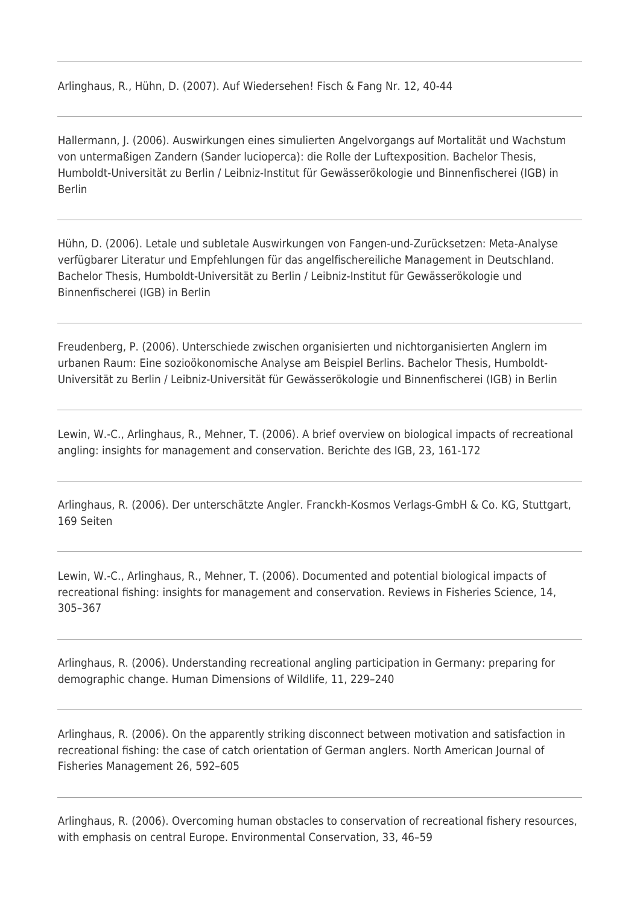Arlinghaus, R., Hühn, D. (2007). Auf Wiedersehen! Fisch & Fang Nr. 12, 40-44

---

Hallermann, J. (2006). Auswirkungen eines simulierten Angelvorgangs auf Mortalität und Wachstum von untermaßigen Zandern (Sander lucioperca): die Rolle der Luftexposition. Bachelor Thesis, Humboldt-Universität zu Berlin / Leibniz-Institut für Gewässerökologie und Binnenfischerei (IGB) in Berlin

---

Hühn, D. (2006). Letale und subletale Auswirkungen von Fangen-und-Zurücksetzen: Meta-Analyse verfügbarer Literatur und Empfehlungen für das angelfischereiliche Management in Deutschland. Bachelor Thesis, Humboldt-Universität zu Berlin / Leibniz-Institut für Gewässerökologie und Binnenfischerei (IGB) in Berlin

---

Freudenberg, P. (2006). Unterschiede zwischen organisierten und nichtorganisierten Anglern im urbanen Raum: Eine sozioökonomische Analyse am Beispiel Berlins. Bachelor Thesis, Humboldt-Universität zu Berlin / Leibniz-Universität für Gewässerökologie und Binnenfischerei (IGB) in Berlin

---

Lewin, W.-C., Arlinghaus, R., Mehner, T. (2006). A brief overview on biological impacts of recreational angling: insights for management and conservation. Berichte des IGB, 23, 161-172

---

Arlinghaus, R. (2006). Der unterschätzte Angler. Franckh-Kosmos Verlags-GmbH & Co. KG, Stuttgart, 169 Seiten

---

Lewin, W.-C., Arlinghaus, R., Mehner, T. (2006). Documented and potential biological impacts of recreational fishing: insights for management and conservation. Reviews in Fisheries Science, 14, 305–367

---

Arlinghaus, R. (2006). Understanding recreational angling participation in Germany: preparing for demographic change. Human Dimensions of Wildlife, 11, 229–240

---

Arlinghaus, R. (2006). On the apparently striking disconnect between motivation and satisfaction in recreational fishing: the case of catch orientation of German anglers. North American Journal of Fisheries Management 26, 592–605

---

Arlinghaus, R. (2006). Overcoming human obstacles to conservation of recreational fishery resources, with emphasis on central Europe. Environmental Conservation, 33, 46–59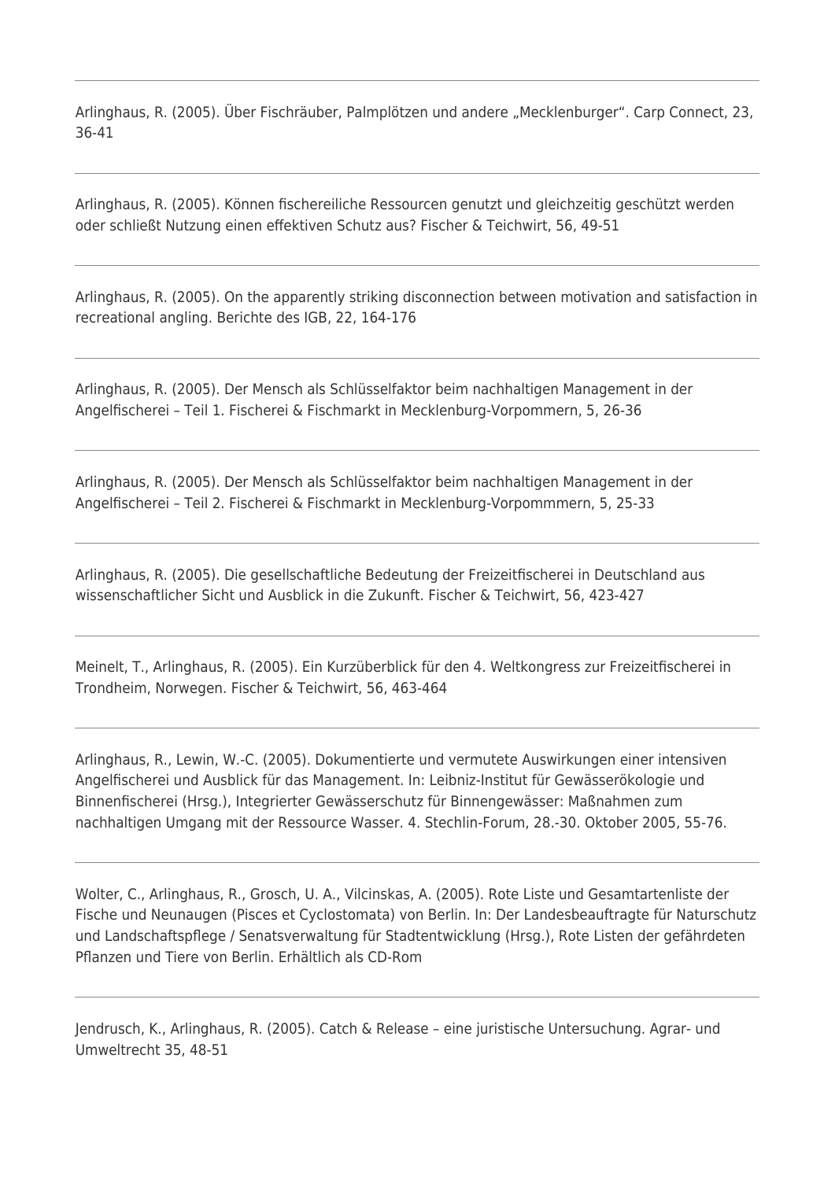Arlinghaus, R. (2005). Über Fischräuber, Palmplötzen und andere „Mecklenburger". Carp Connect, 23, 36-41

---

Arlinghaus, R. (2005). Können fischereiliche Ressourcen genutzt und gleichzeitig geschützt werden oder schließt Nutzung einen effektiven Schutz aus? Fischer & Teichwirt, 56, 49-51

---

Arlinghaus, R. (2005). On the apparently striking disconnection between motivation and satisfaction in recreational angling. Berichte des IGB, 22, 164-176

---

Arlinghaus, R. (2005). Der Mensch als Schlüsselfaktor beim nachhaltigen Management in der Angelfischerei – Teil 1. Fischerei & Fischmarkt in Mecklenburg-Vorpommern, 5, 26-36

---

Arlinghaus, R. (2005). Der Mensch als Schlüsselfaktor beim nachhaltigen Management in der Angelfischerei – Teil 2. Fischerei & Fischmarkt in Mecklenburg-Vorpommmern, 5, 25-33

---

Arlinghaus, R. (2005). Die gesellschaftliche Bedeutung der Freizeitfischerei in Deutschland aus wissenschaftlicher Sicht und Ausblick in die Zukunft. Fischer & Teichwirt, 56, 423-427

---

Meinelt, T., Arlinghaus, R. (2005). Ein Kurzüberblick für den 4. Weltkongress zur Freizeitfischerei in Trondheim, Norwegen. Fischer & Teichwirt, 56, 463-464

---

Arlinghaus, R., Lewin, W.-C. (2005). Dokumentierte und vermutete Auswirkungen einer intensiven Angelfischerei und Ausblick für das Management. In: Leibniz-Institut für Gewässerökologie und Binnenfischerei (Hrsg.), Integrierter Gewässerschutz für Binnengewässer: Maßnahmen zum nachhaltigen Umgang mit der Ressource Wasser. 4. Stechlin-Forum, 28.-30. Oktober 2005, 55-76.

---

Wolter, C., Arlinghaus, R., Grosch, U. A., Vilcinskas, A. (2005). Rote Liste und Gesamtartenliste der Fische und Neunaugen (Pisces et Cyclostomata) von Berlin. In: Der Landesbeauftragte für Naturschutz und Landschaftspflege / Senatsverwaltung für Stadtentwicklung (Hrsg.), Rote Listen der gefährdeten Pflanzen und Tiere von Berlin. Erhältlich als CD-Rom

---

Jendrusch, K., Arlinghaus, R. (2005). Catch & Release – eine juristische Untersuchung. Agrar- und Umweltrecht 35, 48-51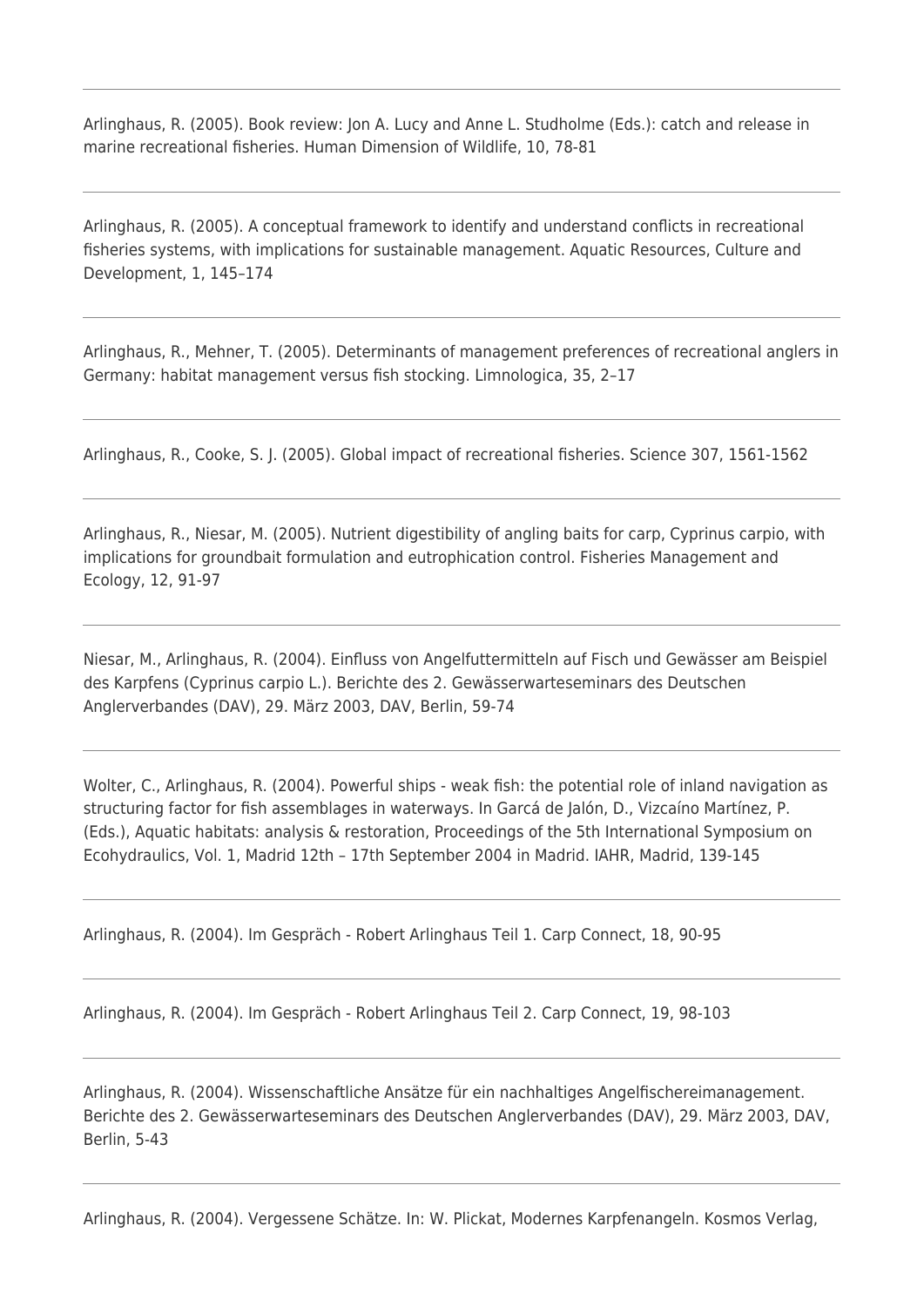Arlinghaus, R. (2005). Book review: Jon A. Lucy and Anne L. Studholme (Eds.): catch and release in marine recreational fisheries. Human Dimension of Wildlife, 10, 78-81

---

Arlinghaus, R. (2005). A conceptual framework to identify and understand conflicts in recreational fisheries systems, with implications for sustainable management. Aquatic Resources, Culture and Development, 1, 145–174

---

Arlinghaus, R., Mehner, T. (2005). Determinants of management preferences of recreational anglers in Germany: habitat management versus fish stocking. Limnologica, 35, 2–17

---

Arlinghaus, R., Cooke, S. J. (2005). Global impact of recreational fisheries. Science 307, 1561-1562

---

Arlinghaus, R., Niesar, M. (2005). Nutrient digestibility of angling baits for carp, Cyprinus carpio, with implications for groundbait formulation and eutrophication control. Fisheries Management and Ecology, 12, 91-97

---

Niesar, M., Arlinghaus, R. (2004). Einfluss von Angelfuttermitteln auf Fisch und Gewässer am Beispiel des Karpfens (Cyprinus carpio L.). Berichte des 2. Gewässerwarteseminars des Deutschen Anglerverbandes (DAV), 29. März 2003, DAV, Berlin, 59-74

---

Wolter, C., Arlinghaus, R. (2004). Powerful ships - weak fish: the potential role of inland navigation as structuring factor for fish assemblages in waterways. In Garcá de Jalón, D., Vizcaíno Martínez, P. (Eds.), Aquatic habitats: analysis & restoration, Proceedings of the 5th International Symposium on Ecohydraulics, Vol. 1, Madrid 12th – 17th September 2004 in Madrid. IAHR, Madrid, 139-145

---

Arlinghaus, R. (2004). Im Gespräch - Robert Arlinghaus Teil 1. Carp Connect, 18, 90-95

---

Arlinghaus, R. (2004). Im Gespräch - Robert Arlinghaus Teil 2. Carp Connect, 19, 98-103

---

Arlinghaus, R. (2004). Wissenschaftliche Ansätze für ein nachhaltiges Angelfischereimanagement. Berichte des 2. Gewässerwarteseminars des Deutschen Anglerverbandes (DAV), 29. März 2003, DAV, Berlin, 5-43

---

Arlinghaus, R. (2004). Vergessene Schätze. In: W. Plickat, Modernes Karpfenangeln. Kosmos Verlag,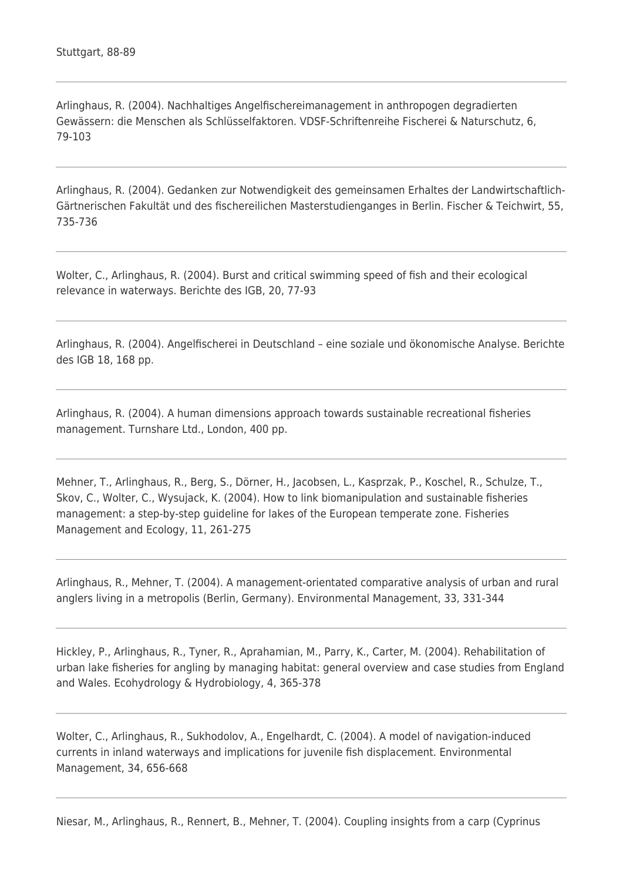Stuttgart, 88-89

---

Arlinghaus, R. (2004). Nachhaltiges Angelfischereimanagement in anthropogen degradierten Gewässern: die Menschen als Schlüsselfaktoren. VDSF-Schriftenreihe Fischerei & Naturschutz, 6, 79-103

---

Arlinghaus, R. (2004). Gedanken zur Notwendigkeit des gemeinsamen Erhaltes der Landwirtschaftlich-Gärtnerischen Fakultät und des fischereilichen Masterstudienganges in Berlin. Fischer & Teichwirt, 55, 735-736

---

Wolter, C., Arlinghaus, R. (2004). Burst and critical swimming speed of fish and their ecological relevance in waterways. Berichte des IGB, 20, 77-93

---

Arlinghaus, R. (2004). Angelfischerei in Deutschland – eine soziale und ökonomische Analyse. Berichte des IGB 18, 168 pp.

---

Arlinghaus, R. (2004). A human dimensions approach towards sustainable recreational fisheries management. Turnshare Ltd., London, 400 pp.

---

Mehner, T., Arlinghaus, R., Berg, S., Dörner, H., Jacobsen, L., Kasprzak, P., Koschel, R., Schulze, T., Skov, C., Wolter, C., Wysujack, K. (2004). How to link biomanipulation and sustainable fisheries management: a step-by-step guideline for lakes of the European temperate zone. Fisheries Management and Ecology, 11, 261-275

---

Arlinghaus, R., Mehner, T. (2004). A management-orientated comparative analysis of urban and rural anglers living in a metropolis (Berlin, Germany). Environmental Management, 33, 331-344

---

Hickley, P., Arlinghaus, R., Tyner, R., Aprahamian, M., Parry, K., Carter, M. (2004). Rehabilitation of urban lake fisheries for angling by managing habitat: general overview and case studies from England and Wales. Ecohydrology & Hydrobiology, 4, 365-378

---

Wolter, C., Arlinghaus, R., Sukhodolov, A., Engelhardt, C. (2004). A model of navigation-induced currents in inland waterways and implications for juvenile fish displacement. Environmental Management, 34, 656-668

---

Niesar, M., Arlinghaus, R., Rennert, B., Mehner, T. (2004). Coupling insights from a carp (Cyprinus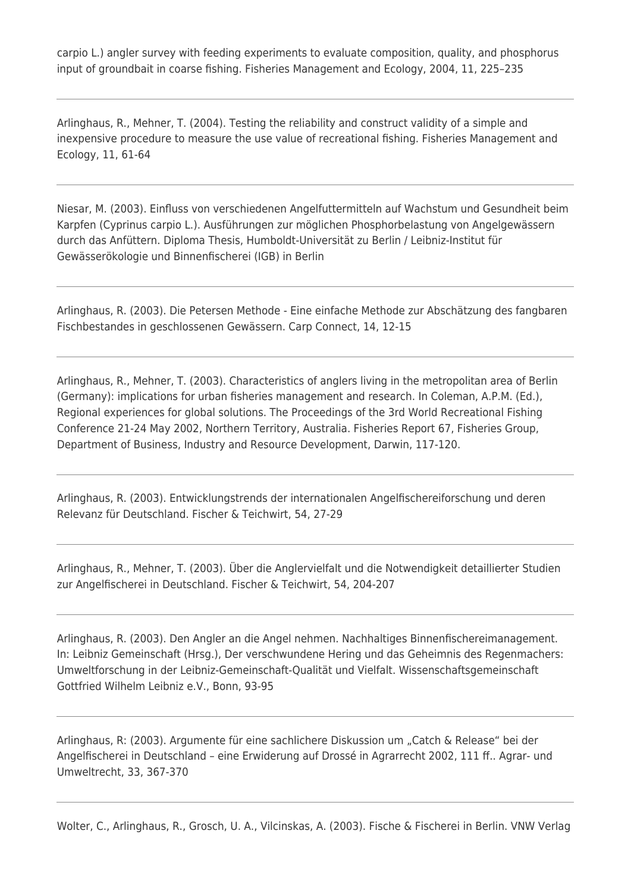carpio L.) angler survey with feeding experiments to evaluate composition, quality, and phosphorus input of groundbait in coarse fishing. Fisheries Management and Ecology, 2004, 11, 225–235

---

Arlinghaus, R., Mehner, T. (2004). Testing the reliability and construct validity of a simple and inexpensive procedure to measure the use value of recreational fishing. Fisheries Management and Ecology, 11, 61-64

---

Niesar, M. (2003). Einfluss von verschiedenen Angelfuttermitteln auf Wachstum und Gesundheit beim Karpfen (Cyprinus carpio L.). Ausführungen zur möglichen Phosphorbelastung von Angelgewässern durch das Anfüttern. Diploma Thesis, Humboldt-Universität zu Berlin / Leibniz-Institut für Gewässerökologie und Binnenfischerei (IGB) in Berlin

---

Arlinghaus, R. (2003). Die Petersen Methode - Eine einfache Methode zur Abschätzung des fangbaren Fischbestandes in geschlossenen Gewässern. Carp Connect, 14, 12-15

---

Arlinghaus, R., Mehner, T. (2003). Characteristics of anglers living in the metropolitan area of Berlin (Germany): implications for urban fisheries management and research. In Coleman, A.P.M. (Ed.), Regional experiences for global solutions. The Proceedings of the 3rd World Recreational Fishing Conference 21-24 May 2002, Northern Territory, Australia. Fisheries Report 67, Fisheries Group, Department of Business, Industry and Resource Development, Darwin, 117-120.

---

Arlinghaus, R. (2003). Entwicklungstrends der internationalen Angelfischereiforschung und deren Relevanz für Deutschland. Fischer & Teichwirt, 54, 27-29

---

Arlinghaus, R., Mehner, T. (2003). Über die Anglervielfalt und die Notwendigkeit detaillierter Studien zur Angelfischerei in Deutschland. Fischer & Teichwirt, 54, 204-207

---

Arlinghaus, R. (2003). Den Angler an die Angel nehmen. Nachhaltiges Binnenfischereimanagement. In: Leibniz Gemeinschaft (Hrsg.), Der verschwundene Hering und das Geheimnis des Regenmachers: Umweltforschung in der Leibniz-Gemeinschaft-Qualität und Vielfalt. Wissenschaftsgemeinschaft Gottfried Wilhelm Leibniz e.V., Bonn, 93-95

---

Arlinghaus, R: (2003). Argumente für eine sachlichere Diskussion um „Catch & Release" bei der Angelfischerei in Deutschland – eine Erwiderung auf Drossé in Agrarrecht 2002, 111 ff.. Agrar- und Umweltrecht, 33, 367-370

---

Wolter, C., Arlinghaus, R., Grosch, U. A., Vilcinskas, A. (2003). Fische & Fischerei in Berlin. VNW Verlag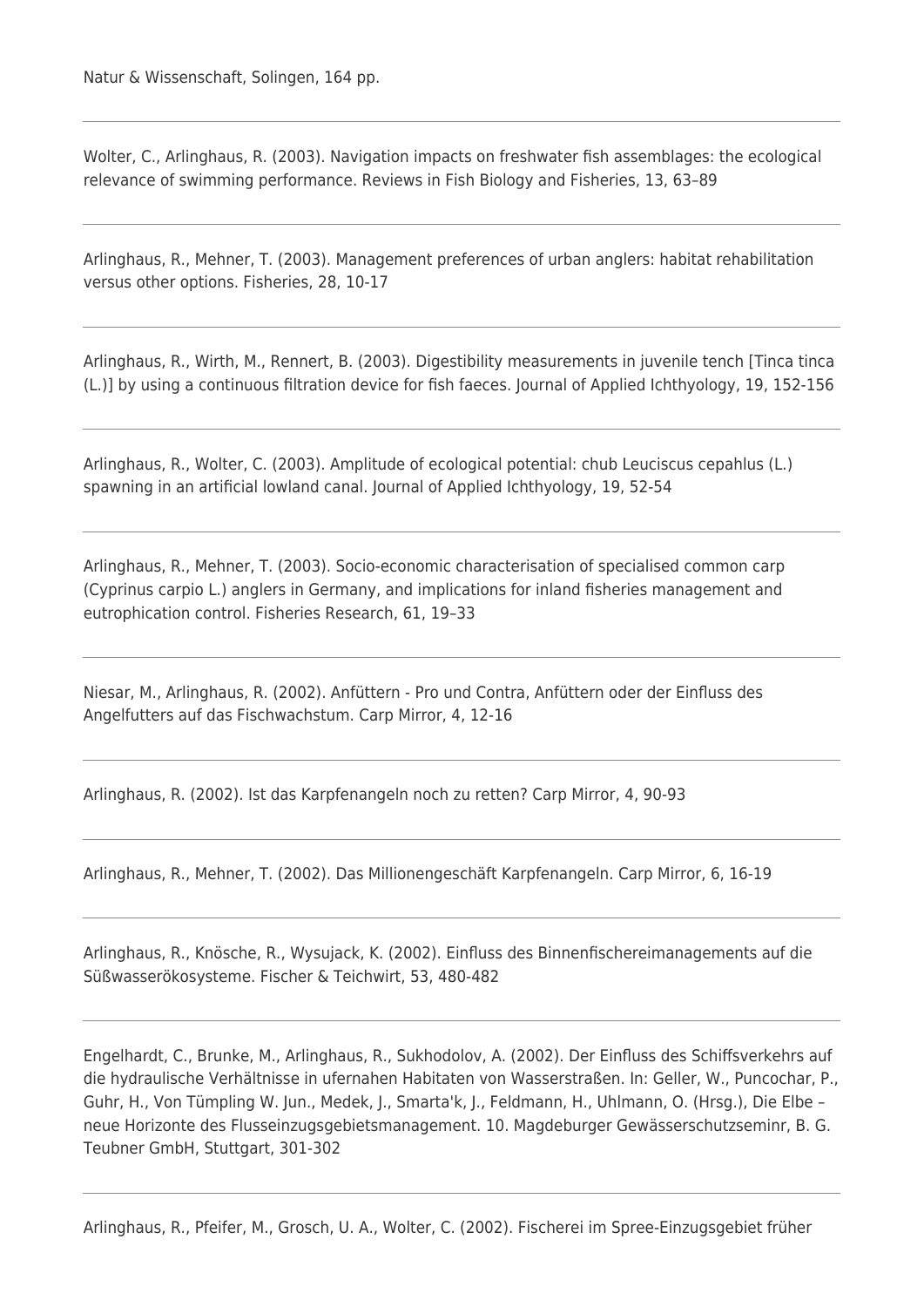Natur & Wissenschaft, Solingen, 164 pp.

---

Wolter, C., Arlinghaus, R. (2003). Navigation impacts on freshwater fish assemblages: the ecological relevance of swimming performance. Reviews in Fish Biology and Fisheries, 13, 63–89

---

Arlinghaus, R., Mehner, T. (2003). Management preferences of urban anglers: habitat rehabilitation versus other options. Fisheries, 28, 10-17

---

Arlinghaus, R., Wirth, M., Rennert, B. (2003). Digestibility measurements in juvenile tench [Tinca tinca (L.)] by using a continuous filtration device for fish faeces. Journal of Applied Ichthyology, 19, 152-156

---

Arlinghaus, R., Wolter, C. (2003). Amplitude of ecological potential: chub Leuciscus cepahlus (L.) spawning in an artificial lowland canal. Journal of Applied Ichthyology, 19, 52-54

---

Arlinghaus, R., Mehner, T. (2003). Socio-economic characterisation of specialised common carp (Cyprinus carpio L.) anglers in Germany, and implications for inland fisheries management and eutrophication control. Fisheries Research, 61, 19–33

---

Niesar, M., Arlinghaus, R. (2002). Anfüttern - Pro und Contra, Anfüttern oder der Einfluss des Angelfutters auf das Fischwachstum. Carp Mirror, 4, 12-16

---

Arlinghaus, R. (2002). Ist das Karpfenangeln noch zu retten? Carp Mirror, 4, 90-93

---

Arlinghaus, R., Mehner, T. (2002). Das Millionengeschäft Karpfenangeln. Carp Mirror, 6, 16-19

---

Arlinghaus, R., Knösche, R., Wysujack, K. (2002). Einfluss des Binnenfischereimanagements auf die Süßwasserökosysteme. Fischer & Teichwirt, 53, 480-482

---

Engelhardt, C., Brunke, M., Arlinghaus, R., Sukhodolov, A. (2002). Der Einfluss des Schiffsverkehrs auf die hydraulische Verhältnisse in ufernahen Habitaten von Wasserstraßen. In: Geller, W., Puncochar, P., Guhr, H., Von Tümpling W. Jun., Medek, J., Smarta'k, J., Feldmann, H., Uhlmann, O. (Hrsg.), Die Elbe – neue Horizonte des Flusseinzugsgebietsmanagement. 10. Magdeburger Gewässerschutzseminr, B. G. Teubner GmbH, Stuttgart, 301-302

---

Arlinghaus, R., Pfeifer, M., Grosch, U. A., Wolter, C. (2002). Fischerei im Spree-Einzugsgebiet früher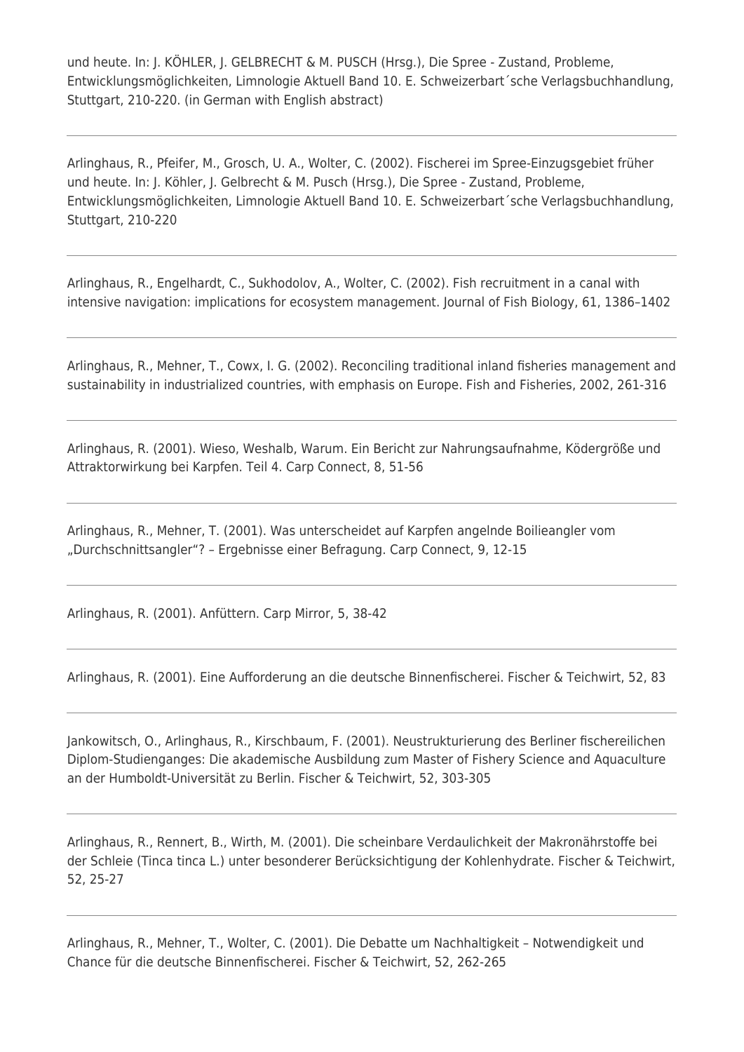und heute. In: J. KÖHLER, J. GELBRECHT & M. PUSCH (Hrsg.), Die Spree - Zustand, Probleme, Entwicklungsmöglichkeiten, Limnologie Aktuell Band 10. E. Schweizerbart´sche Verlagsbuchhandlung, Stuttgart, 210-220. (in German with English abstract)

---

Arlinghaus, R., Pfeifer, M., Grosch, U. A., Wolter, C. (2002). Fischerei im Spree-Einzugsgebiet früher und heute. In: J. Köhler, J. Gelbrecht & M. Pusch (Hrsg.), Die Spree - Zustand, Probleme, Entwicklungsmöglichkeiten, Limnologie Aktuell Band 10. E. Schweizerbart´sche Verlagsbuchhandlung, Stuttgart, 210-220

---

Arlinghaus, R., Engelhardt, C., Sukhodolov, A., Wolter, C. (2002). Fish recruitment in a canal with intensive navigation: implications for ecosystem management. Journal of Fish Biology, 61, 1386–1402

---

Arlinghaus, R., Mehner, T., Cowx, I. G. (2002). Reconciling traditional inland fisheries management and sustainability in industrialized countries, with emphasis on Europe. Fish and Fisheries, 2002, 261-316

---

Arlinghaus, R. (2001). Wieso, Weshalb, Warum. Ein Bericht zur Nahrungsaufnahme, Ködergröße und Attraktorwirkung bei Karpfen. Teil 4. Carp Connect, 8, 51-56

---

Arlinghaus, R., Mehner, T. (2001). Was unterscheidet auf Karpfen angelnde Boilieangler vom „Durchschnittsangler"? – Ergebnisse einer Befragung. Carp Connect, 9, 12-15

---

Arlinghaus, R. (2001). Anfüttern. Carp Mirror, 5, 38-42

---

Arlinghaus, R. (2001). Eine Aufforderung an die deutsche Binnenfischerei. Fischer & Teichwirt, 52, 83

---

Jankowitsch, O., Arlinghaus, R., Kirschbaum, F. (2001). Neustrukturierung des Berliner fischereilichen Diplom-Studienganges: Die akademische Ausbildung zum Master of Fishery Science and Aquaculture an der Humboldt-Universität zu Berlin. Fischer & Teichwirt, 52, 303-305

---

Arlinghaus, R., Rennert, B., Wirth, M. (2001). Die scheinbare Verdaulichkeit der Makronährstoffe bei der Schleie (Tinca tinca L.) unter besonderer Berücksichtigung der Kohlenhydrate. Fischer & Teichwirt, 52, 25-27

---

Arlinghaus, R., Mehner, T., Wolter, C. (2001). Die Debatte um Nachhaltigkeit – Notwendigkeit und Chance für die deutsche Binnenfischerei. Fischer & Teichwirt, 52, 262-265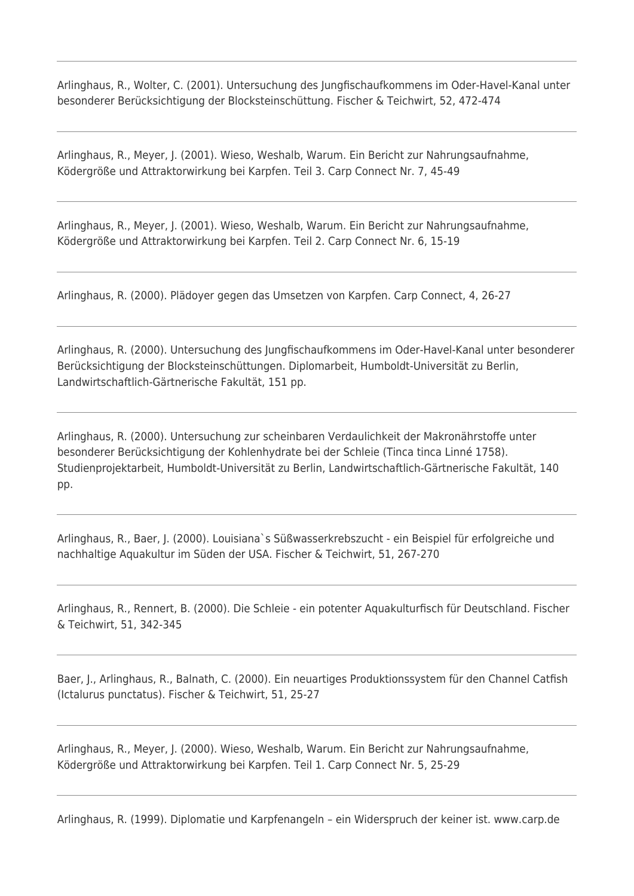Arlinghaus, R., Wolter, C. (2001). Untersuchung des Jungfischaufkommens im Oder-Havel-Kanal unter besonderer Berücksichtigung der Blocksteinschüttung. Fischer & Teichwirt, 52, 472-474

---

Arlinghaus, R., Meyer, J. (2001). Wieso, Weshalb, Warum. Ein Bericht zur Nahrungsaufnahme, Ködergröße und Attraktorwirkung bei Karpfen. Teil 3. Carp Connect Nr. 7, 45-49

---

Arlinghaus, R., Meyer, J. (2001). Wieso, Weshalb, Warum. Ein Bericht zur Nahrungsaufnahme, Ködergröße und Attraktorwirkung bei Karpfen. Teil 2. Carp Connect Nr. 6, 15-19

---

Arlinghaus, R. (2000). Plädoyer gegen das Umsetzen von Karpfen. Carp Connect, 4, 26-27

---

Arlinghaus, R. (2000). Untersuchung des Jungfischaufkommens im Oder-Havel-Kanal unter besonderer Berücksichtigung der Blocksteinschüttungen. Diplomarbeit, Humboldt-Universität zu Berlin, Landwirtschaftlich-Gärtnerische Fakultät, 151 pp.

---

Arlinghaus, R. (2000). Untersuchung zur scheinbaren Verdaulichkeit der Makronährstoffe unter besonderer Berücksichtigung der Kohlenhydrate bei der Schleie (Tinca tinca Linné 1758). Studienprojektarbeit, Humboldt-Universität zu Berlin, Landwirtschaftlich-Gärtnerische Fakultät, 140 pp.

---

Arlinghaus, R., Baer, J. (2000). Louisiana`s Süßwasserkrebszucht - ein Beispiel für erfolgreiche und nachhaltige Aquakultur im Süden der USA. Fischer & Teichwirt, 51, 267-270

---

Arlinghaus, R., Rennert, B. (2000). Die Schleie - ein potenter Aquakulturfisch für Deutschland. Fischer & Teichwirt, 51, 342-345

---

Baer, J., Arlinghaus, R., Balnath, C. (2000). Ein neuartiges Produktionssystem für den Channel Catfish (Ictalurus punctatus). Fischer & Teichwirt, 51, 25-27

---

Arlinghaus, R., Meyer, J. (2000). Wieso, Weshalb, Warum. Ein Bericht zur Nahrungsaufnahme, Ködergröße und Attraktorwirkung bei Karpfen. Teil 1. Carp Connect Nr. 5, 25-29

---

Arlinghaus, R. (1999). Diplomatie und Karpfenangeln – ein Widerspruch der keiner ist. www.carp.de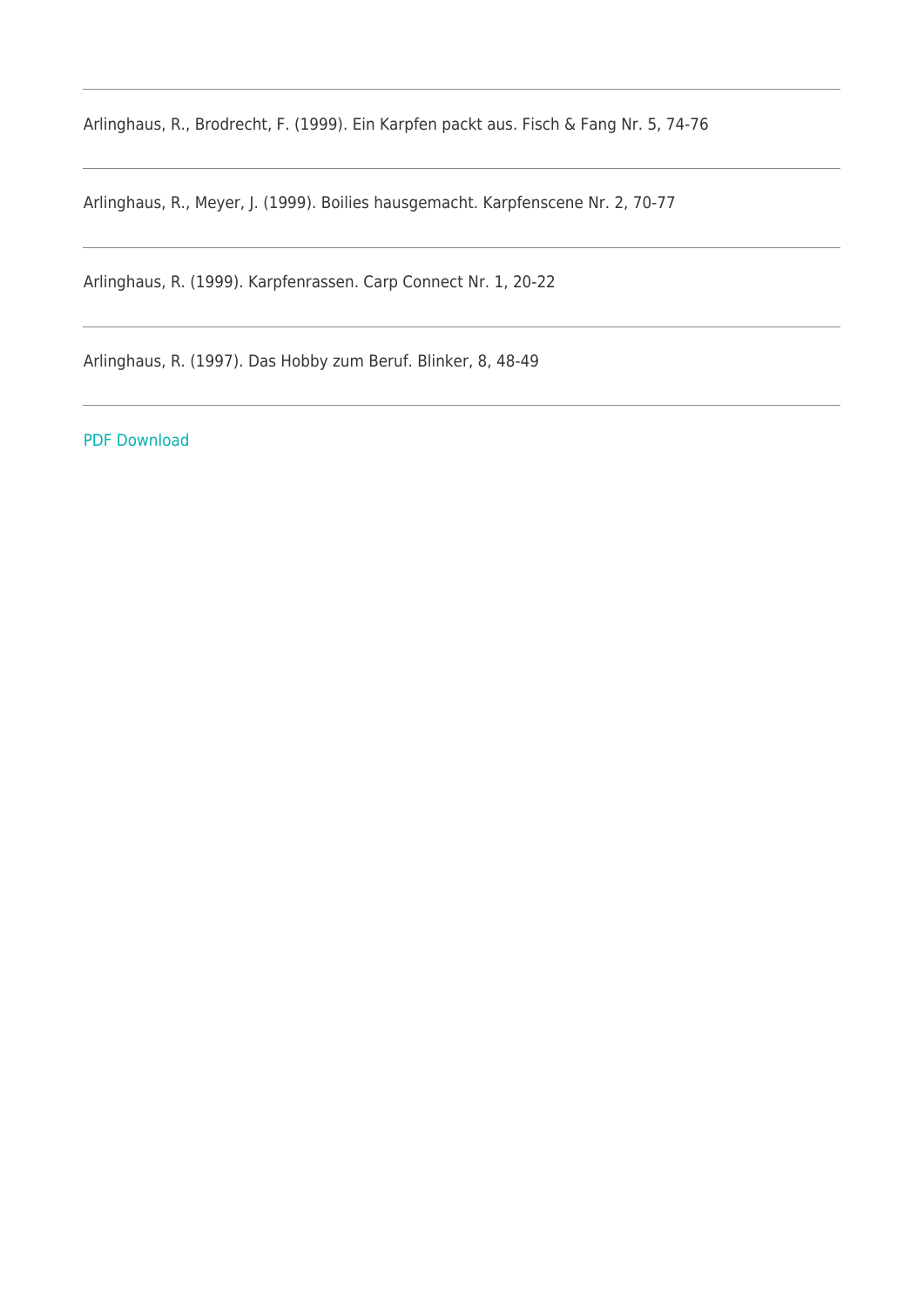---

Arlinghaus, R., Brodrecht, F. (1999). Ein Karpfen packt aus. Fisch & Fang Nr. 5, 74-76

---

Arlinghaus, R., Meyer, J. (1999). Boilies hausgemacht. Karpfenscene Nr. 2, 70-77

---

Arlinghaus, R. (1999). Karpfenrassen. Carp Connect Nr. 1, 20-22

---

Arlinghaus, R. (1997). Das Hobby zum Beruf. Blinker, 8, 48-49

---

PDF Download